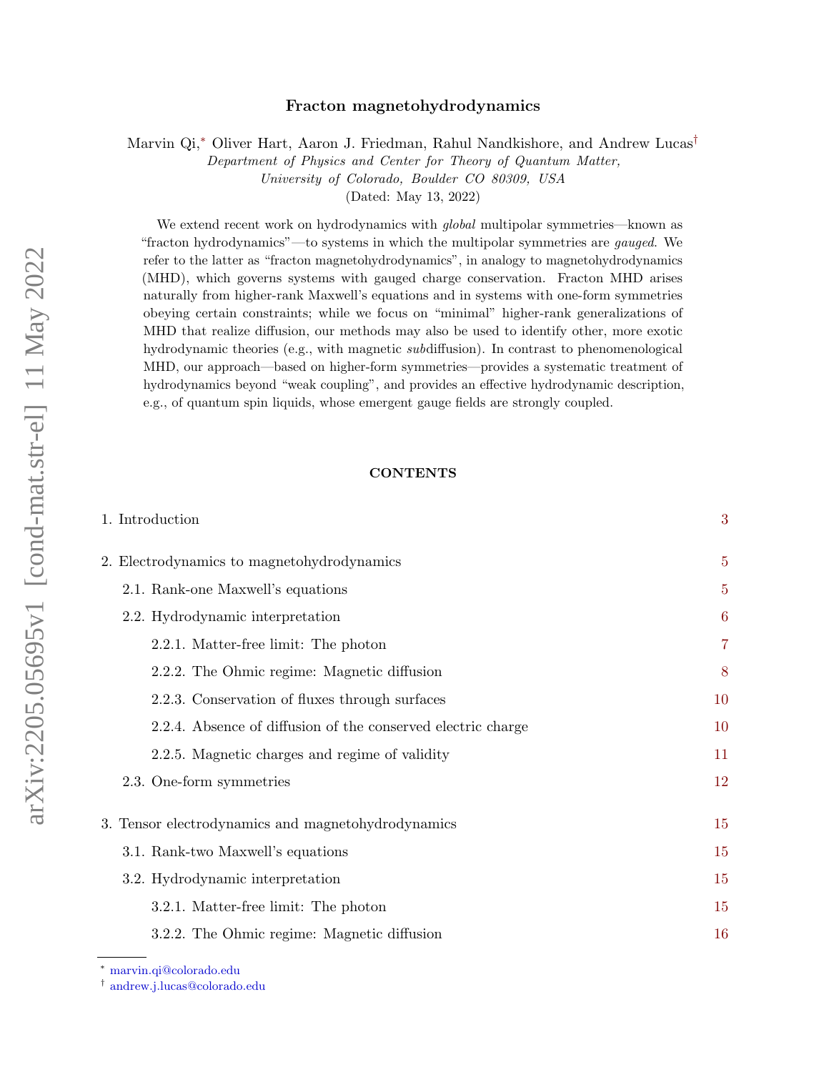# Fracton magnetohydrodynamics

Marvin Qi,[*] Oliver Hart, Aaron J. Friedman, Rahul Nandkishore, and Andrew Lucas[†]

*Department of Physics and Center for Theory of Quantum Matter, University of Colorado, Boulder CO 80309, USA*

(Dated: May 13, 2022)

We extend recent work on hydrodynamics with *global* multipolar symmetries—known as "fracton hydrodynamics"—to systems in which the multipolar symmetries are *gauged*. We refer to the latter as "fracton magnetohydrodynamics", in analogy to magnetohydrodynamics (MHD), which governs systems with gauged charge conservation. Fracton MHD arises naturally from higher-rank Maxwell's equations and in systems with one-form symmetries obeying certain constraints; while we focus on "minimal" higher-rank generalizations of MHD that realize diffusion, our methods may also be used to identify other, more exotic hydrodynamic theories (e.g., with magnetic *sub*diffusion). In contrast to phenomenological MHD, our approach—based on higher-form symmetries—provides a systematic treatment of hydrodynamics beyond "weak coupling", and provides an effective hydrodynamic description, e.g., of quantum spin liquids, whose emergent gauge fields are strongly coupled.

## CONTENTS

1. Introduction — 3
2. Electrodynamics to magnetohydrodynamics — 5
   - 2.1. Rank-one Maxwell's equations — 5
   - 2.2. Hydrodynamic interpretation — 6
     - 2.2.1. Matter-free limit: The photon — 7
     - 2.2.2. The Ohmic regime: Magnetic diffusion — 8
     - 2.2.3. Conservation of fluxes through surfaces — 10
     - 2.2.4. Absence of diffusion of the conserved electric charge — 10
     - 2.2.5. Magnetic charges and regime of validity — 11
   - 2.3. One-form symmetries — 12
3. Tensor electrodynamics and magnetohydrodynamics — 15
   - 3.1. Rank-two Maxwell's equations — 15
   - 3.2. Hydrodynamic interpretation — 15
     - 3.2.1. Matter-free limit: The photon — 15
     - 3.2.2. The Ohmic regime: Magnetic diffusion — 16

[*] marvin.qi@colorado.edu
[†] andrew.j.lucas@colorado.edu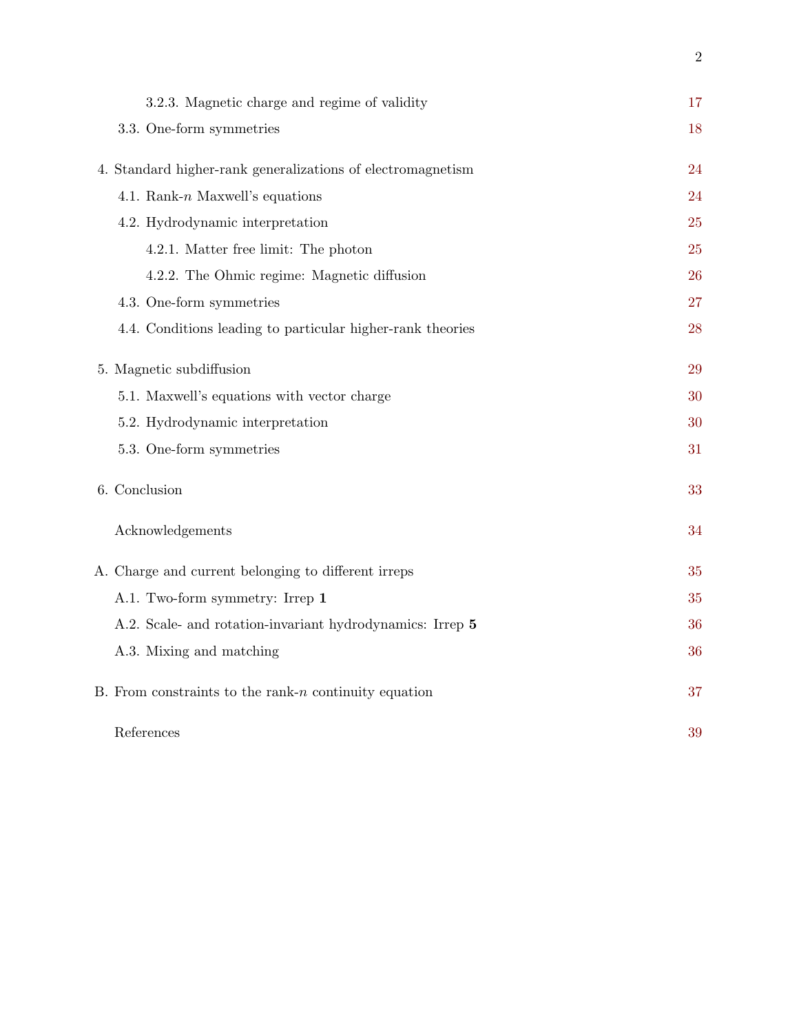3.2.3. Magnetic charge and regime of validity 17

3.3. One-form symmetries 18

4. Standard higher-rank generalizations of electromagnetism 24

4.1. Rank-$n$ Maxwell's equations 24

4.2. Hydrodynamic interpretation 25

4.2.1. Matter free limit: The photon 25

4.2.2. The Ohmic regime: Magnetic diffusion 26

4.3. One-form symmetries 27

4.4. Conditions leading to particular higher-rank theories 28

5. Magnetic subdiffusion 29

5.1. Maxwell's equations with vector charge 30

5.2. Hydrodynamic interpretation 30

5.3. One-form symmetries 31

6. Conclusion 33

Acknowledgements 34

A. Charge and current belonging to different irreps 35

A.1. Two-form symmetry: Irrep **1** 35

A.2. Scale- and rotation-invariant hydrodynamics: Irrep **5** 36

A.3. Mixing and matching 36

B. From constraints to the rank-$n$ continuity equation 37

References 39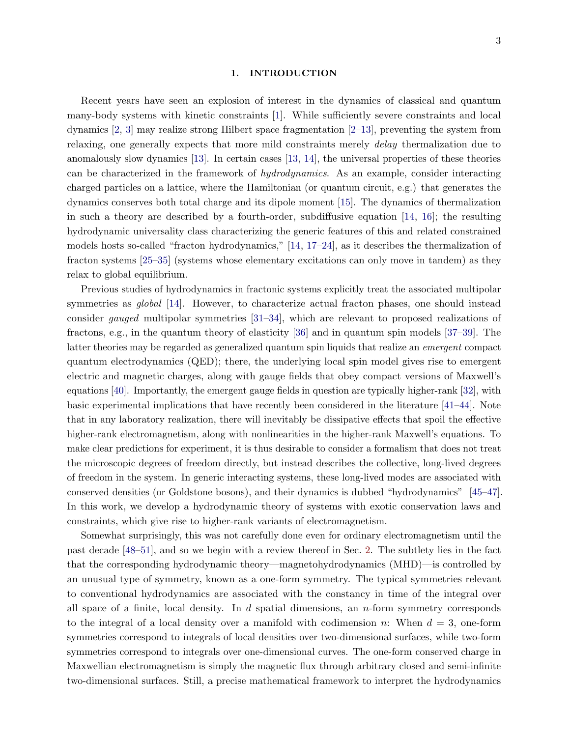# 1. INTRODUCTION

Recent years have seen an explosion of interest in the dynamics of classical and quantum many-body systems with kinetic constraints [1]. While sufficiently severe constraints and local dynamics [2, 3] may realize strong Hilbert space fragmentation [2–13], preventing the system from relaxing, one generally expects that more mild constraints merely *delay* thermalization due to anomalously slow dynamics [13]. In certain cases [13, 14], the universal properties of these theories can be characterized in the framework of *hydrodynamics*. As an example, consider interacting charged particles on a lattice, where the Hamiltonian (or quantum circuit, e.g.) that generates the dynamics conserves both total charge and its dipole moment [15]. The dynamics of thermalization in such a theory are described by a fourth-order, subdiffusive equation [14, 16]; the resulting hydrodynamic universality class characterizing the generic features of this and related constrained models hosts so-called "fracton hydrodynamics," [14, 17–24], as it describes the thermalization of fracton systems [25–35] (systems whose elementary excitations can only move in tandem) as they relax to global equilibrium.

Previous studies of hydrodynamics in fractonic systems explicitly treat the associated multipolar symmetries as *global* [14]. However, to characterize actual fracton phases, one should instead consider *gauged* multipolar symmetries [31–34], which are relevant to proposed realizations of fractons, e.g., in the quantum theory of elasticity [36] and in quantum spin models [37–39]. The latter theories may be regarded as generalized quantum spin liquids that realize an *emergent* compact quantum electrodynamics (QED); there, the underlying local spin model gives rise to emergent electric and magnetic charges, along with gauge fields that obey compact versions of Maxwell's equations [40]. Importantly, the emergent gauge fields in question are typically higher-rank [32], with basic experimental implications that have recently been considered in the literature [41–44]. Note that in any laboratory realization, there will inevitably be dissipative effects that spoil the effective higher-rank electromagnetism, along with nonlinearities in the higher-rank Maxwell's equations. To make clear predictions for experiment, it is thus desirable to consider a formalism that does not treat the microscopic degrees of freedom directly, but instead describes the collective, long-lived degrees of freedom in the system. In generic interacting systems, these long-lived modes are associated with conserved densities (or Goldstone bosons), and their dynamics is dubbed "hydrodynamics" [45–47]. In this work, we develop a hydrodynamic theory of systems with exotic conservation laws and constraints, which give rise to higher-rank variants of electromagnetism.

Somewhat surprisingly, this was not carefully done even for ordinary electromagnetism until the past decade [48–51], and so we begin with a review thereof in Sec. 2. The subtlety lies in the fact that the corresponding hydrodynamic theory—magnetohydrodynamics (MHD)—is controlled by an unusual type of symmetry, known as a one-form symmetry. The typical symmetries relevant to conventional hydrodynamics are associated with the constancy in time of the integral over all space of a finite, local density. In $d$ spatial dimensions, an $n$-form symmetry corresponds to the integral of a local density over a manifold with codimension $n$: When $d = 3$, one-form symmetries correspond to integrals of local densities over two-dimensional surfaces, while two-form symmetries correspond to integrals over one-dimensional curves. The one-form conserved charge in Maxwellian electromagnetism is simply the magnetic flux through arbitrary closed and semi-infinite two-dimensional surfaces. Still, a precise mathematical framework to interpret the hydrodynamics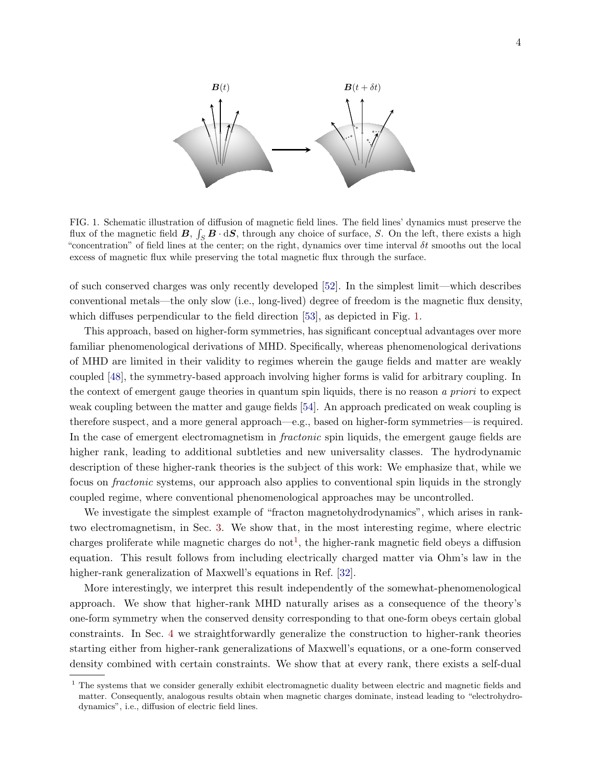FIG. 1. Schematic illustration of diffusion of magnetic field lines. The field lines' dynamics must preserve the flux of the magnetic field $\boldsymbol{B}$, $\int_S \boldsymbol{B} \cdot \mathrm{d}\boldsymbol{S}$, through any choice of surface, $S$. On the left, there exists a high "concentration" of field lines at the center; on the right, dynamics over time interval $\delta t$ smooths out the local excess of magnetic flux while preserving the total magnetic flux through the surface.

of such conserved charges was only recently developed [52]. In the simplest limit—which describes conventional metals—the only slow (i.e., long-lived) degree of freedom is the magnetic flux density, which diffuses perpendicular to the field direction [53], as depicted in Fig. 1.

This approach, based on higher-form symmetries, has significant conceptual advantages over more familiar phenomenological derivations of MHD. Specifically, whereas phenomenological derivations of MHD are limited in their validity to regimes wherein the gauge fields and matter are weakly coupled [48], the symmetry-based approach involving higher forms is valid for arbitrary coupling. In the context of emergent gauge theories in quantum spin liquids, there is no reason *a priori* to expect weak coupling between the matter and gauge fields [54]. An approach predicated on weak coupling is therefore suspect, and a more general approach—e.g., based on higher-form symmetries—is required. In the case of emergent electromagnetism in *fractonic* spin liquids, the emergent gauge fields are higher rank, leading to additional subtleties and new universality classes. The hydrodynamic description of these higher-rank theories is the subject of this work: We emphasize that, while we focus on *fractonic* systems, our approach also applies to conventional spin liquids in the strongly coupled regime, where conventional phenomenological approaches may be uncontrolled.

We investigate the simplest example of "fracton magnetohydrodynamics", which arises in rank-two electromagnetism, in Sec. 3. We show that, in the most interesting regime, where electric charges proliferate while magnetic charges do not[1], the higher-rank magnetic field obeys a diffusion equation. This result follows from including electrically charged matter via Ohm's law in the higher-rank generalization of Maxwell's equations in Ref. [32].

More interestingly, we interpret this result independently of the somewhat-phenomenological approach. We show that higher-rank MHD naturally arises as a consequence of the theory's one-form symmetry when the conserved density corresponding to that one-form obeys certain global constraints. In Sec. 4 we straightforwardly generalize the construction to higher-rank theories starting either from higher-rank generalizations of Maxwell's equations, or a one-form conserved density combined with certain constraints. We show that at every rank, there exists a self-dual

[1] The systems that we consider generally exhibit electromagnetic duality between electric and magnetic fields and matter. Consequently, analogous results obtain when magnetic charges dominate, instead leading to "electrohydrodynamics", i.e., diffusion of electric field lines.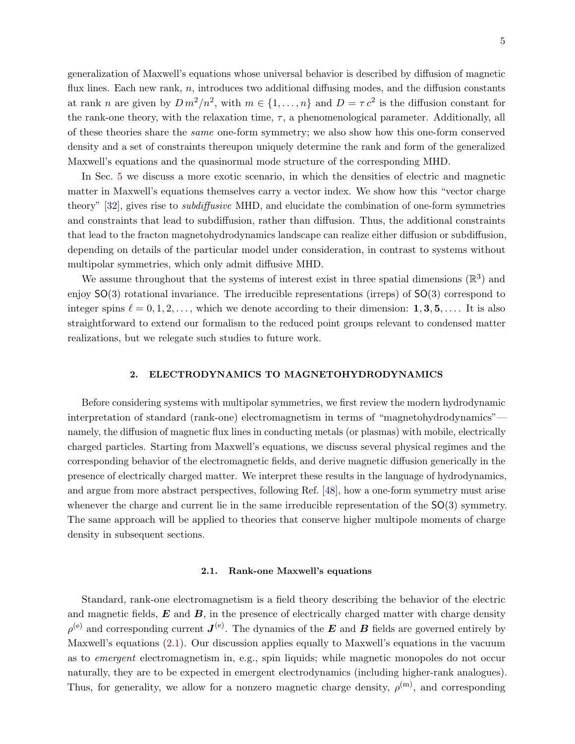generalization of Maxwell's equations whose universal behavior is described by diffusion of magnetic flux lines. Each new rank, $n$, introduces two additional diffusing modes, and the diffusion constants at rank $n$ are given by $D\, m^2/n^2$, with $m \in \{1, \dots, n\}$ and $D = \tau\, c^2$ is the diffusion constant for the rank-one theory, with the relaxation time, $\tau$, a phenomenological parameter. Additionally, all of these theories share the *same* one-form symmetry; we also show how this one-form conserved density and a set of constraints thereupon uniquely determine the rank and form of the generalized Maxwell's equations and the quasinormal mode structure of the corresponding MHD.

In Sec. 5 we discuss a more exotic scenario, in which the densities of electric and magnetic matter in Maxwell's equations themselves carry a vector index. We show how this "vector charge theory" [32], gives rise to *subdiffusive* MHD, and elucidate the combination of one-form symmetries and constraints that lead to subdiffusion, rather than diffusion. Thus, the additional constraints that lead to the fracton magnetohydrodynamics landscape can realize either diffusion or subdiffusion, depending on details of the particular model under consideration, in contrast to systems without multipolar symmetries, which only admit diffusive MHD.

We assume throughout that the systems of interest exist in three spatial dimensions ($\mathbb{R}^3$) and enjoy $\mathsf{SO}(3)$ rotational invariance. The irreducible representations (irreps) of $\mathsf{SO}(3)$ correspond to integer spins $\ell = 0, 1, 2, \dots$, which we denote according to their dimension: $\mathbf{1}, \mathbf{3}, \mathbf{5}, \dots$. It is also straightforward to extend our formalism to the reduced point groups relevant to condensed matter realizations, but we relegate such studies to future work.

## 2. ELECTRODYNAMICS TO MAGNETOHYDRODYNAMICS

Before considering systems with multipolar symmetries, we first review the modern hydrodynamic interpretation of standard (rank-one) electromagnetism in terms of "magnetohydrodynamics"—namely, the diffusion of magnetic flux lines in conducting metals (or plasmas) with mobile, electrically charged particles. Starting from Maxwell's equations, we discuss several physical regimes and the corresponding behavior of the electromagnetic fields, and derive magnetic diffusion generically in the presence of electrically charged matter. We interpret these results in the language of hydrodynamics, and argue from more abstract perspectives, following Ref. [48], how a one-form symmetry must arise whenever the charge and current lie in the same irreducible representation of the $\mathsf{SO}(3)$ symmetry. The same approach will be applied to theories that conserve higher multipole moments of charge density in subsequent sections.

### 2.1. Rank-one Maxwell's equations

Standard, rank-one electromagnetism is a field theory describing the behavior of the electric and magnetic fields, $\boldsymbol{E}$ and $\boldsymbol{B}$, in the presence of electrically charged matter with charge density $\rho^{(\mathrm{e})}$ and corresponding current $\boldsymbol{J}^{(\mathrm{e})}$. The dynamics of the $\boldsymbol{E}$ and $\boldsymbol{B}$ fields are governed entirely by Maxwell's equations (2.1). Our discussion applies equally to Maxwell's equations in the vacuum as to *emergent* electromagnetism in, e.g., spin liquids; while magnetic monopoles do not occur naturally, they are to be expected in emergent electrodynamics (including higher-rank analogues). Thus, for generality, we allow for a nonzero magnetic charge density, $\rho^{(\mathrm{m})}$, and corresponding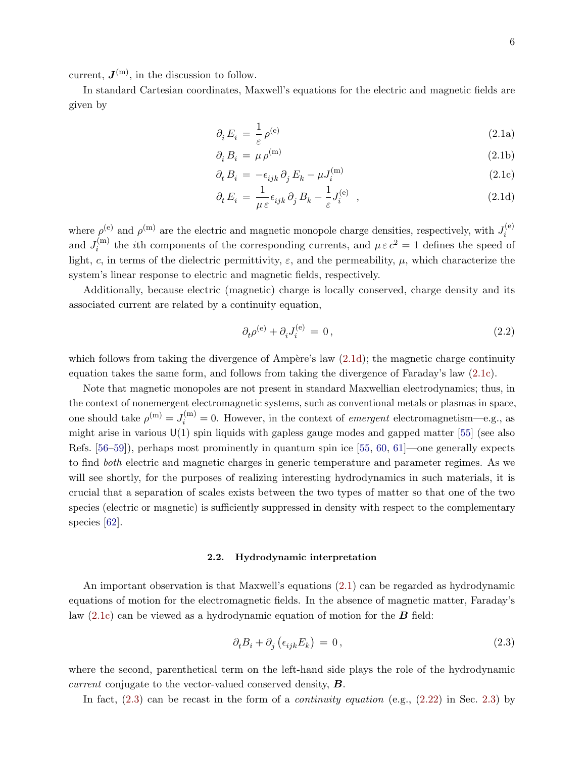current, $\boldsymbol{J}^{(\mathrm{m})}$, in the discussion to follow.

In standard Cartesian coordinates, Maxwell's equations for the electric and magnetic fields are given by

$$\partial_i E_i = \frac{1}{\varepsilon} \rho^{(\mathrm{e})} \tag{2.1a}$$

$$\partial_i B_i = \mu \rho^{(\mathrm{m})} \tag{2.1b}$$

$$\partial_t B_i = -\epsilon_{ijk} \partial_j E_k - \mu J_i^{(\mathrm{m})} \tag{2.1c}$$

$$\partial_t E_i = \frac{1}{\mu \varepsilon} \epsilon_{ijk} \partial_j B_k - \frac{1}{\varepsilon} J_i^{(\mathrm{e})} \quad , \tag{2.1d}$$

where $\rho^{(\mathrm{e})}$ and $\rho^{(\mathrm{m})}$ are the electric and magnetic monopole charge densities, respectively, with $J_i^{(\mathrm{e})}$ and $J_i^{(\mathrm{m})}$ the $i$th components of the corresponding currents, and $\mu \varepsilon c^2 = 1$ defines the speed of light, $c$, in terms of the dielectric permittivity, $\varepsilon$, and the permeability, $\mu$, which characterize the system's linear response to electric and magnetic fields, respectively.

Additionally, because electric (magnetic) charge is locally conserved, charge density and its associated current are related by a continuity equation,

$$\partial_t \rho^{(\mathrm{e})} + \partial_i J_i^{(\mathrm{e})} = 0 \, , \tag{2.2}$$

which follows from taking the divergence of Ampère's law (2.1d); the magnetic charge continuity equation takes the same form, and follows from taking the divergence of Faraday's law (2.1c).

Note that magnetic monopoles are not present in standard Maxwellian electrodynamics; thus, in the context of nonemergent electromagnetic systems, such as conventional metals or plasmas in space, one should take $\rho^{(\mathrm{m})} = J_i^{(\mathrm{m})} = 0$. However, in the context of *emergent* electromagnetism—e.g., as might arise in various $\mathsf{U}(1)$ spin liquids with gapless gauge modes and gapped matter [55] (see also Refs. [56–59]), perhaps most prominently in quantum spin ice [55, 60, 61]—one generally expects to find *both* electric and magnetic charges in generic temperature and parameter regimes. As we will see shortly, for the purposes of realizing interesting hydrodynamics in such materials, it is crucial that a separation of scales exists between the two types of matter so that one of the two species (electric or magnetic) is sufficiently suppressed in density with respect to the complementary species [62].

### 2.2. Hydrodynamic interpretation

An important observation is that Maxwell's equations (2.1) can be regarded as hydrodynamic equations of motion for the electromagnetic fields. In the absence of magnetic matter, Faraday's law (2.1c) can be viewed as a hydrodynamic equation of motion for the $\boldsymbol{B}$ field:

$$\partial_t B_i + \partial_j \left( \epsilon_{ijk} E_k \right) = 0 \, , \tag{2.3}$$

where the second, parenthetical term on the left-hand side plays the role of the hydrodynamic *current* conjugate to the vector-valued conserved density, $\boldsymbol{B}$.

In fact, (2.3) can be recast in the form of a *continuity equation* (e.g., (2.22) in Sec. 2.3) by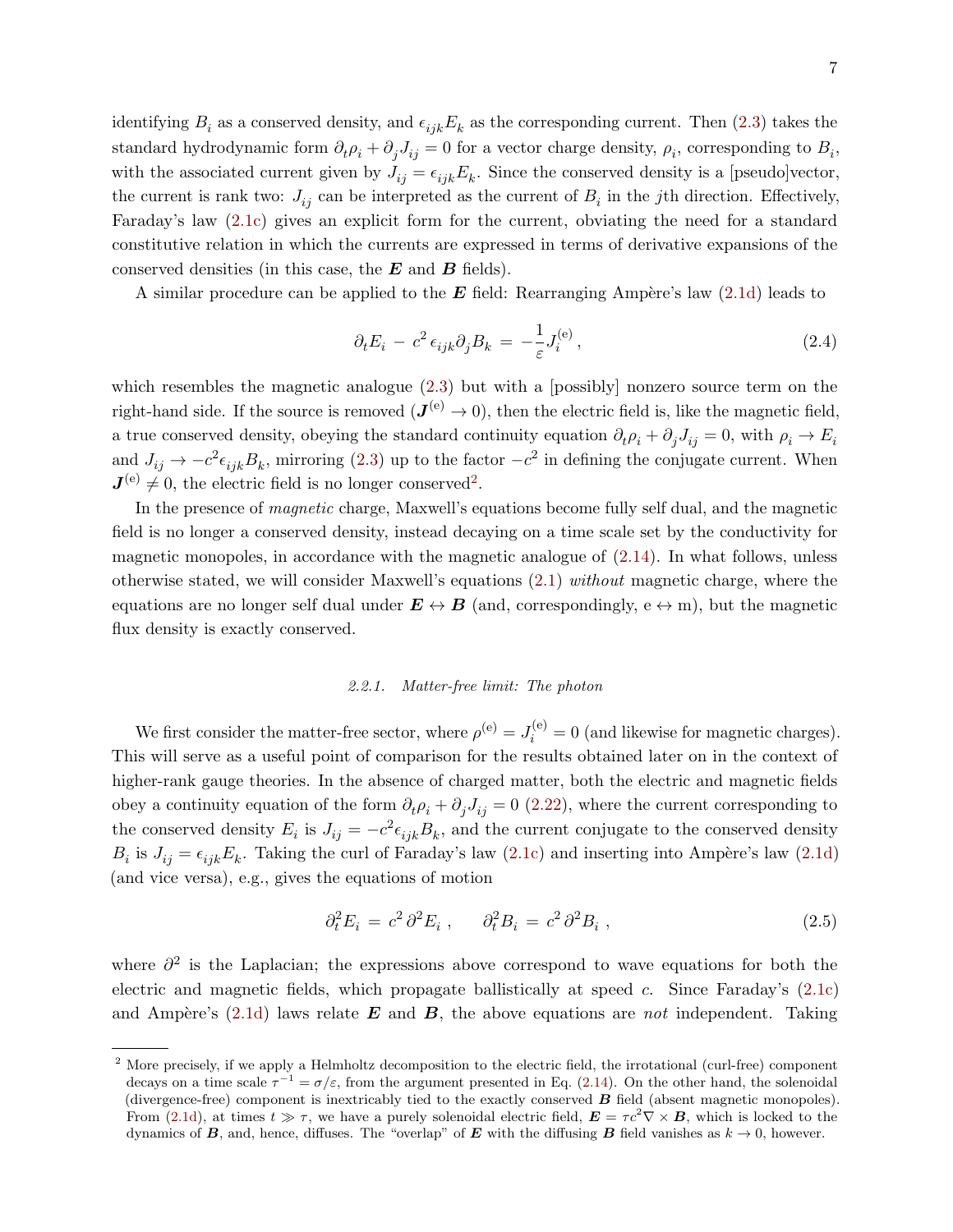identifying $B_i$ as a conserved density, and $\epsilon_{ijk}E_k$ as the corresponding current. Then (2.3) takes the standard hydrodynamic form $\partial_t \rho_i + \partial_j J_{ij} = 0$ for a vector charge density, $\rho_i$, corresponding to $B_i$, with the associated current given by $J_{ij} = \epsilon_{ijk}E_k$. Since the conserved density is a [pseudo]vector, the current is rank two: $J_{ij}$ can be interpreted as the current of $B_i$ in the $j$th direction. Effectively, Faraday's law (2.1c) gives an explicit form for the current, obviating the need for a standard constitutive relation in which the currents are expressed in terms of derivative expansions of the conserved densities (in this case, the $\boldsymbol{E}$ and $\boldsymbol{B}$ fields).

A similar procedure can be applied to the $\boldsymbol{E}$ field: Rearranging Ampère's law (2.1d) leads to

$$\partial_t E_i \, - \, c^2 \, \epsilon_{ijk} \partial_j B_k \, = \, -\frac{1}{\varepsilon} J_i^{(\mathrm{e})} \, , \tag{2.4}$$

which resembles the magnetic analogue (2.3) but with a [possibly] nonzero source term on the right-hand side. If the source is removed ($\boldsymbol{J}^{(\mathrm{e})} \to 0$), then the electric field is, like the magnetic field, a true conserved density, obeying the standard continuity equation $\partial_t \rho_i + \partial_j J_{ij} = 0$, with $\rho_i \to E_i$ and $J_{ij} \to -c^2 \epsilon_{ijk} B_k$, mirroring (2.3) up to the factor $-c^2$ in defining the conjugate current. When $\boldsymbol{J}^{(\mathrm{e})} \neq 0$, the electric field is no longer conserved[2].

In the presence of *magnetic* charge, Maxwell's equations become fully self dual, and the magnetic field is no longer a conserved density, instead decaying on a time scale set by the conductivity for magnetic monopoles, in accordance with the magnetic analogue of (2.14). In what follows, unless otherwise stated, we will consider Maxwell's equations (2.1) *without* magnetic charge, where the equations are no longer self dual under $\boldsymbol{E} \leftrightarrow \boldsymbol{B}$ (and, correspondingly, $\mathrm{e} \leftrightarrow \mathrm{m}$), but the magnetic flux density is exactly conserved.

### *2.2.1. Matter-free limit: The photon*

We first consider the matter-free sector, where $\rho^{(\mathrm{e})} = J_i^{(\mathrm{e})} = 0$ (and likewise for magnetic charges). This will serve as a useful point of comparison for the results obtained later on in the context of higher-rank gauge theories. In the absence of charged matter, both the electric and magnetic fields obey a continuity equation of the form $\partial_t \rho_i + \partial_j J_{ij} = 0$ (2.22), where the current corresponding to the conserved density $E_i$ is $J_{ij} = -c^2 \epsilon_{ijk} B_k$, and the current conjugate to the conserved density $B_i$ is $J_{ij} = \epsilon_{ijk} E_k$. Taking the curl of Faraday's law (2.1c) and inserting into Ampère's law (2.1d) (and vice versa), e.g., gives the equations of motion

$$\partial_t^2 E_i \, = \, c^2 \, \partial^2 E_i \, , \qquad \partial_t^2 B_i \, = \, c^2 \, \partial^2 B_i \, , \tag{2.5}$$

where $\partial^2$ is the Laplacian; the expressions above correspond to wave equations for both the electric and magnetic fields, which propagate ballistically at speed $c$. Since Faraday's (2.1c) and Ampère's (2.1d) laws relate $\boldsymbol{E}$ and $\boldsymbol{B}$, the above equations are *not* independent. Taking

---

[2] More precisely, if we apply a Helmholtz decomposition to the electric field, the irrotational (curl-free) component decays on a time scale $\tau^{-1} = \sigma/\varepsilon$, from the argument presented in Eq. (2.14). On the other hand, the solenoidal (divergence-free) component is inextricably tied to the exactly conserved $\boldsymbol{B}$ field (absent magnetic monopoles). From (2.1d), at times $t \gg \tau$, we have a purely solenoidal electric field, $\boldsymbol{E} = \tau c^2 \nabla \times \boldsymbol{B}$, which is locked to the dynamics of $\boldsymbol{B}$, and, hence, diffuses. The "overlap" of $\boldsymbol{E}$ with the diffusing $\boldsymbol{B}$ field vanishes as $k \to 0$, however.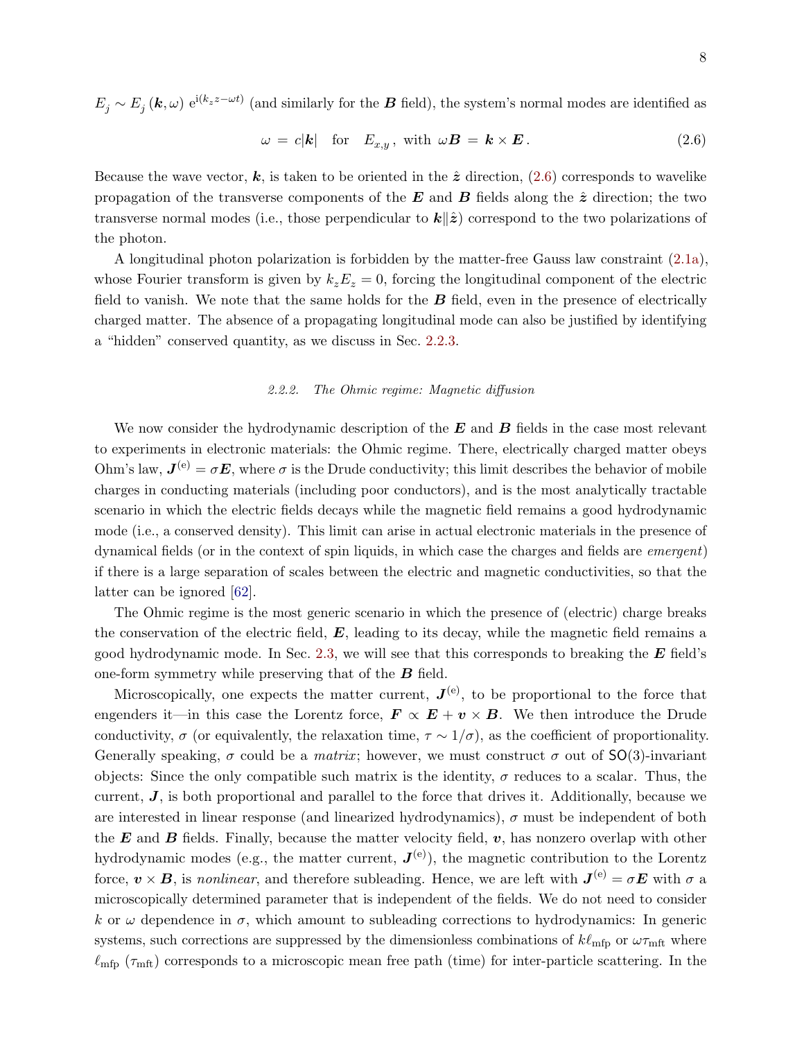$E_j \sim E_j(\boldsymbol{k},\omega)\, \mathrm{e}^{\mathrm{i}(k_z z - \omega t)}$ (and similarly for the $\boldsymbol{B}$ field), the system's normal modes are identified as

$$\omega \,=\, c|\boldsymbol{k}| \quad \text{for} \quad E_{x,y}\,, \text{ with } \omega \boldsymbol{B} \,=\, \boldsymbol{k} \times \boldsymbol{E}\,. \tag{2.6}$$

Because the wave vector, $\boldsymbol{k}$, is taken to be oriented in the $\hat{\boldsymbol{z}}$ direction, (2.6) corresponds to wavelike propagation of the transverse components of the $\boldsymbol{E}$ and $\boldsymbol{B}$ fields along the $\hat{\boldsymbol{z}}$ direction; the two transverse normal modes (i.e., those perpendicular to $\boldsymbol{k} \| \hat{\boldsymbol{z}}$) correspond to the two polarizations of the photon.

A longitudinal photon polarization is forbidden by the matter-free Gauss law constraint (2.1a), whose Fourier transform is given by $k_z E_z = 0$, forcing the longitudinal component of the electric field to vanish. We note that the same holds for the $\boldsymbol{B}$ field, even in the presence of electrically charged matter. The absence of a propagating longitudinal mode can also be justified by identifying a "hidden" conserved quantity, as we discuss in Sec. 2.2.3.

### *2.2.2. The Ohmic regime: Magnetic diffusion*

We now consider the hydrodynamic description of the $\boldsymbol{E}$ and $\boldsymbol{B}$ fields in the case most relevant to experiments in electronic materials: the Ohmic regime. There, electrically charged matter obeys Ohm's law, $\boldsymbol{J}^{(\mathrm{e})} = \sigma \boldsymbol{E}$, where $\sigma$ is the Drude conductivity; this limit describes the behavior of mobile charges in conducting materials (including poor conductors), and is the most analytically tractable scenario in which the electric fields decays while the magnetic field remains a good hydrodynamic mode (i.e., a conserved density). This limit can arise in actual electronic materials in the presence of dynamical fields (or in the context of spin liquids, in which case the charges and fields are *emergent*) if there is a large separation of scales between the electric and magnetic conductivities, so that the latter can be ignored [62].

The Ohmic regime is the most generic scenario in which the presence of (electric) charge breaks the conservation of the electric field, $\boldsymbol{E}$, leading to its decay, while the magnetic field remains a good hydrodynamic mode. In Sec. 2.3, we will see that this corresponds to breaking the $\boldsymbol{E}$ field's one-form symmetry while preserving that of the $\boldsymbol{B}$ field.

Microscopically, one expects the matter current, $\boldsymbol{J}^{(\mathrm{e})}$, to be proportional to the force that engenders it—in this case the Lorentz force, $\boldsymbol{F} \propto \boldsymbol{E} + \boldsymbol{v} \times \boldsymbol{B}$. We then introduce the Drude conductivity, $\sigma$ (or equivalently, the relaxation time, $\tau \sim 1/\sigma$), as the coefficient of proportionality. Generally speaking, $\sigma$ could be a *matrix*; however, we must construct $\sigma$ out of $\mathsf{SO}(3)$-invariant objects: Since the only compatible such matrix is the identity, $\sigma$ reduces to a scalar. Thus, the current, $\boldsymbol{J}$, is both proportional and parallel to the force that drives it. Additionally, because we are interested in linear response (and linearized hydrodynamics), $\sigma$ must be independent of both the $\boldsymbol{E}$ and $\boldsymbol{B}$ fields. Finally, because the matter velocity field, $\boldsymbol{v}$, has nonzero overlap with other hydrodynamic modes (e.g., the matter current, $\boldsymbol{J}^{(\mathrm{e})}$), the magnetic contribution to the Lorentz force, $\boldsymbol{v} \times \boldsymbol{B}$, is *nonlinear*, and therefore subleading. Hence, we are left with $\boldsymbol{J}^{(\mathrm{e})} = \sigma \boldsymbol{E}$ with $\sigma$ a microscopically determined parameter that is independent of the fields. We do not need to consider $k$ or $\omega$ dependence in $\sigma$, which amount to subleading corrections to hydrodynamics: In generic systems, such corrections are suppressed by the dimensionless combinations of $k \ell_{\mathrm{mfp}}$ or $\omega \tau_{\mathrm{mft}}$ where $\ell_{\mathrm{mfp}}$ ($\tau_{\mathrm{mft}}$) corresponds to a microscopic mean free path (time) for inter-particle scattering. In the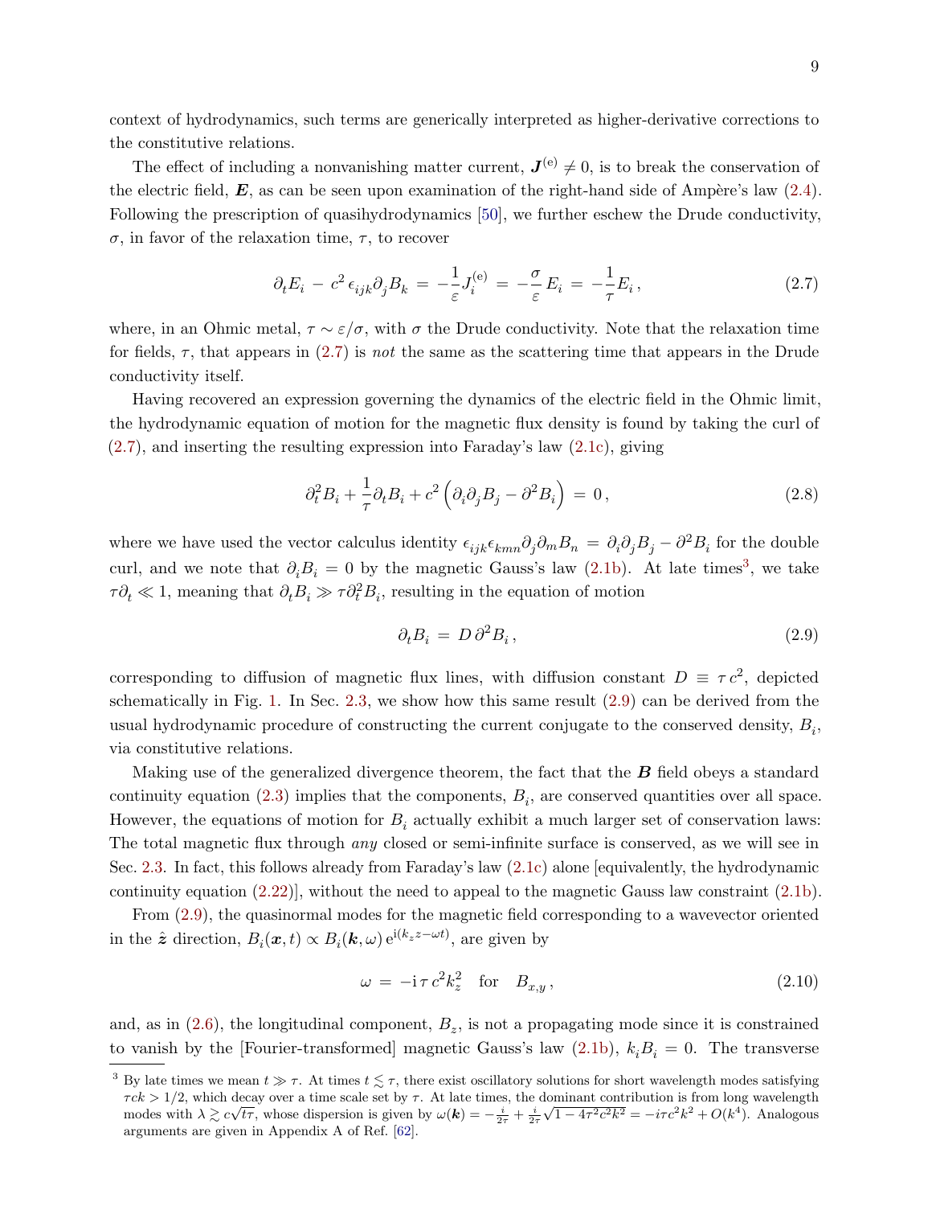context of hydrodynamics, such terms are generically interpreted as higher-derivative corrections to the constitutive relations.

The effect of including a nonvanishing matter current, $\boldsymbol{J}^{(\mathrm{e})} \neq 0$, is to break the conservation of the electric field, $\boldsymbol{E}$, as can be seen upon examination of the right-hand side of Ampère's law (2.4). Following the prescription of quasihydrodynamics [50], we further eschew the Drude conductivity, $\sigma$, in favor of the relaxation time, $\tau$, to recover

$$\partial_t E_i \, - \, c^2 \, \epsilon_{ijk} \partial_j B_k \, = \, -\frac{1}{\varepsilon} J_i^{(\mathrm{e})} \, = \, -\frac{\sigma}{\varepsilon} \, E_i \, = \, -\frac{1}{\tau} E_i \, , \tag{2.7}$$

where, in an Ohmic metal, $\tau \sim \varepsilon/\sigma$, with $\sigma$ the Drude conductivity. Note that the relaxation time for fields, $\tau$, that appears in (2.7) is *not* the same as the scattering time that appears in the Drude conductivity itself.

Having recovered an expression governing the dynamics of the electric field in the Ohmic limit, the hydrodynamic equation of motion for the magnetic flux density is found by taking the curl of (2.7), and inserting the resulting expression into Faraday's law (2.1c), giving

$$\partial_t^2 B_i + \frac{1}{\tau} \partial_t B_i + c^2 \left( \partial_i \partial_j B_j - \partial^2 B_i \right) \, = \, 0 \, , \tag{2.8}$$

where we have used the vector calculus identity $\epsilon_{ijk} \epsilon_{kmn} \partial_j \partial_m B_n \, = \, \partial_i \partial_j B_j - \partial^2 B_i$ for the double curl, and we note that $\partial_i B_i = 0$ by the magnetic Gauss's law (2.1b). At late times[3], we take $\tau \partial_t \ll 1$, meaning that $\partial_t B_i \gg \tau \partial_t^2 B_i$, resulting in the equation of motion

$$\partial_t B_i \, = \, D \, \partial^2 B_i \, , \tag{2.9}$$

corresponding to diffusion of magnetic flux lines, with diffusion constant $D \, \equiv \, \tau \, c^2$, depicted schematically in Fig. 1. In Sec. 2.3, we show how this same result (2.9) can be derived from the usual hydrodynamic procedure of constructing the current conjugate to the conserved density, $B_i$, via constitutive relations.

Making use of the generalized divergence theorem, the fact that the $\boldsymbol{B}$ field obeys a standard continuity equation (2.3) implies that the components, $B_i$, are conserved quantities over all space. However, the equations of motion for $B_i$ actually exhibit a much larger set of conservation laws: The total magnetic flux through *any* closed or semi-infinite surface is conserved, as we will see in Sec. 2.3. In fact, this follows already from Faraday's law (2.1c) alone [equivalently, the hydrodynamic continuity equation (2.22)], without the need to appeal to the magnetic Gauss law constraint (2.1b).

From (2.9), the quasinormal modes for the magnetic field corresponding to a wavevector oriented in the $\hat{\boldsymbol{z}}$ direction, $B_i(\boldsymbol{x}, t) \propto B_i(\boldsymbol{k}, \omega) \, \mathrm{e}^{\mathrm{i}(k_z z - \omega t)}$, are given by

$$\omega \, = \, -\mathrm{i} \, \tau \, c^2 k_z^2 \quad \text{for} \quad B_{x,y} \, , \tag{2.10}$$

and, as in (2.6), the longitudinal component, $B_z$, is not a propagating mode since it is constrained to vanish by the [Fourier-transformed] magnetic Gauss's law (2.1b), $k_i B_i = 0$. The transverse

[3] By late times we mean $t \gg \tau$. At times $t \lesssim \tau$, there exist oscillatory solutions for short wavelength modes satisfying $\tau c k > 1/2$, which decay over a time scale set by $\tau$. At late times, the dominant contribution is from long wavelength modes with $\lambda \gtrsim c\sqrt{t\tau}$, whose dispersion is given by $\omega(\boldsymbol{k}) = -\frac{i}{2\tau} + \frac{i}{2\tau}\sqrt{1 - 4\tau^2 c^2 k^2} = -i\tau c^2 k^2 + O(k^4)$. Analogous arguments are given in Appendix A of Ref. [62].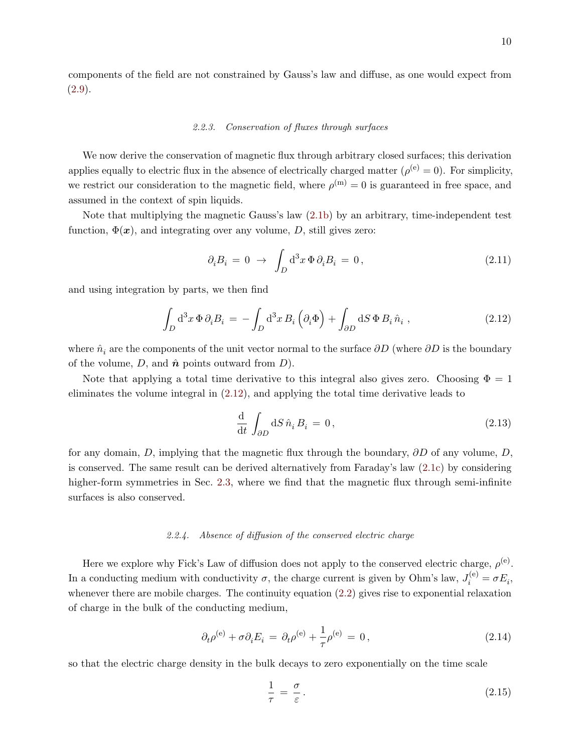components of the field are not constrained by Gauss's law and diffuse, as one would expect from (2.9).

#### 2.2.3. Conservation of fluxes through surfaces

We now derive the conservation of magnetic flux through arbitrary closed surfaces; this derivation applies equally to electric flux in the absence of electrically charged matter ($\rho^{(\mathrm{e})} = 0$). For simplicity, we restrict our consideration to the magnetic field, where $\rho^{(\mathrm{m})} = 0$ is guaranteed in free space, and assumed in the context of spin liquids.

Note that multiplying the magnetic Gauss's law (2.1b) by an arbitrary, time-independent test function, $\Phi(\boldsymbol{x})$, and integrating over any volume, $D$, still gives zero:

$$\partial_i B_i \,=\, 0 \;\rightarrow\; \int_D \mathrm{d}^3 x\, \Phi\, \partial_i B_i \,=\, 0\,, \tag{2.11}$$

and using integration by parts, we then find

$$\int_D \mathrm{d}^3 x\, \Phi\, \partial_i B_i \,=\, -\int_D \mathrm{d}^3 x\, B_i \left(\partial_i \Phi\right) + \int_{\partial D} \mathrm{d}S\, \Phi\, B_i\, \hat{n}_i\;, \tag{2.12}$$

where $\hat{n}_i$ are the components of the unit vector normal to the surface $\partial D$ (where $\partial D$ is the boundary of the volume, $D$, and $\hat{\boldsymbol{n}}$ points outward from $D$).

Note that applying a total time derivative to this integral also gives zero. Choosing $\Phi = 1$ eliminates the volume integral in (2.12), and applying the total time derivative leads to

$$\frac{\mathrm{d}}{\mathrm{d}t} \int_{\partial D} \mathrm{d}S\, \hat{n}_i\, B_i \,=\, 0\,, \tag{2.13}$$

for any domain, $D$, implying that the magnetic flux through the boundary, $\partial D$ of any volume, $D$, is conserved. The same result can be derived alternatively from Faraday's law (2.1c) by considering higher-form symmetries in Sec. 2.3, where we find that the magnetic flux through semi-infinite surfaces is also conserved.

#### 2.2.4. Absence of diffusion of the conserved electric charge

Here we explore why Fick's Law of diffusion does not apply to the conserved electric charge, $\rho^{(\mathrm{e})}$. In a conducting medium with conductivity $\sigma$, the charge current is given by Ohm's law, $J_i^{(\mathrm{e})} = \sigma E_i$, whenever there are mobile charges. The continuity equation (2.2) gives rise to exponential relaxation of charge in the bulk of the conducting medium,

$$\partial_t \rho^{(\mathrm{e})} + \sigma \partial_i E_i \,=\, \partial_t \rho^{(\mathrm{e})} + \frac{1}{\tau} \rho^{(\mathrm{e})} \,=\, 0\,, \tag{2.14}$$

so that the electric charge density in the bulk decays to zero exponentially on the time scale

$$\frac{1}{\tau} \,=\, \frac{\sigma}{\varepsilon}\,. \tag{2.15}$$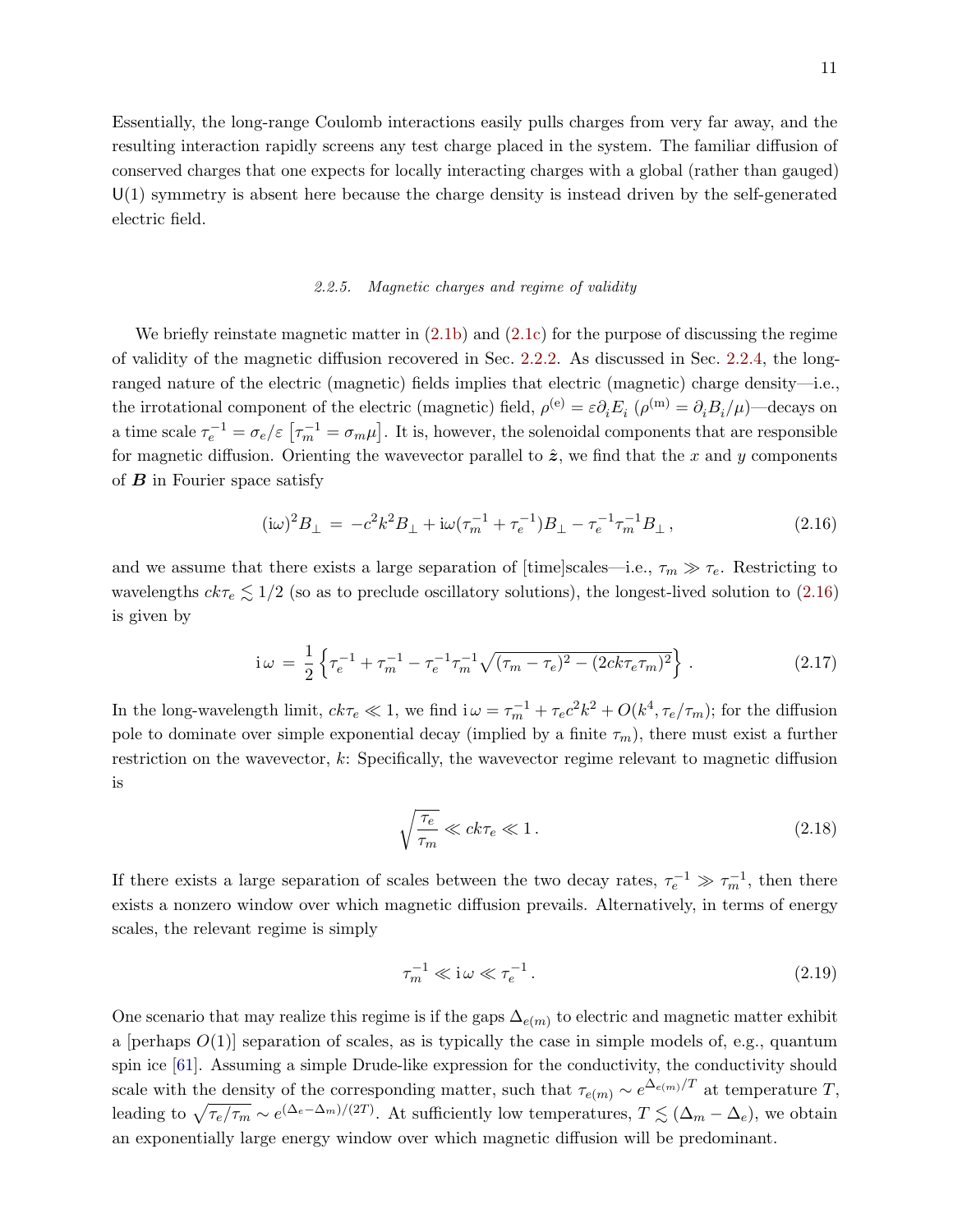Essentially, the long-range Coulomb interactions easily pulls charges from very far away, and the resulting interaction rapidly screens any test charge placed in the system. The familiar diffusion of conserved charges that one expects for locally interacting charges with a global (rather than gauged) $\mathsf{U}(1)$ symmetry is absent here because the charge density is instead driven by the self-generated electric field.

### 2.2.5. *Magnetic charges and regime of validity*

We briefly reinstate magnetic matter in (2.1b) and (2.1c) for the purpose of discussing the regime of validity of the magnetic diffusion recovered in Sec. 2.2.2. As discussed in Sec. 2.2.4, the long-ranged nature of the electric (magnetic) fields implies that electric (magnetic) charge density—i.e., the irrotational component of the electric (magnetic) field, $\rho^{(\mathrm{e})} = \varepsilon \partial_i E_i$ ($\rho^{(\mathrm{m})} = \partial_i B_i/\mu$)—decays on a time scale $\tau_e^{-1} = \sigma_e/\varepsilon$ $\left[\tau_m^{-1} = \sigma_m \mu\right]$. It is, however, the solenoidal components that are responsible for magnetic diffusion. Orienting the wavevector parallel to $\hat{\boldsymbol{z}}$, we find that the $x$ and $y$ components of $\boldsymbol{B}$ in Fourier space satisfy

$$(\mathrm{i}\omega)^2 B_\perp \,=\, -c^2 k^2 B_\perp + \mathrm{i}\omega(\tau_m^{-1} + \tau_e^{-1}) B_\perp - \tau_e^{-1}\tau_m^{-1} B_\perp \,, \tag{2.16}$$

and we assume that there exists a large separation of [time]scales—i.e., $\tau_m \gg \tau_e$. Restricting to wavelengths $ck\tau_e \lesssim 1/2$ (so as to preclude oscillatory solutions), the longest-lived solution to (2.16) is given by

$$\mathrm{i}\,\omega \,=\, \frac{1}{2}\left\{\tau_e^{-1} + \tau_m^{-1} - \tau_e^{-1}\tau_m^{-1}\sqrt{(\tau_m - \tau_e)^2 - (2ck\tau_e\tau_m)^2}\right\} \,. \tag{2.17}$$

In the long-wavelength limit, $ck\tau_e \ll 1$, we find $\mathrm{i}\,\omega = \tau_m^{-1} + \tau_e c^2 k^2 + O(k^4, \tau_e/\tau_m)$; for the diffusion pole to dominate over simple exponential decay (implied by a finite $\tau_m$), there must exist a further restriction on the wavevector, $k$: Specifically, the wavevector regime relevant to magnetic diffusion is

$$\sqrt{\frac{\tau_e}{\tau_m}} \ll ck\tau_e \ll 1 \,. \tag{2.18}$$

If there exists a large separation of scales between the two decay rates, $\tau_e^{-1} \gg \tau_m^{-1}$, then there exists a nonzero window over which magnetic diffusion prevails. Alternatively, in terms of energy scales, the relevant regime is simply

$$\tau_m^{-1} \ll \mathrm{i}\,\omega \ll \tau_e^{-1} \,. \tag{2.19}$$

One scenario that may realize this regime is if the gaps $\Delta_{e(m)}$ to electric and magnetic matter exhibit a [perhaps $O(1)$] separation of scales, as is typically the case in simple models of, e.g., quantum spin ice [61]. Assuming a simple Drude-like expression for the conductivity, the conductivity should scale with the density of the corresponding matter, such that $\tau_{e(m)} \sim e^{\Delta_{e(m)}/T}$ at temperature $T$, leading to $\sqrt{\tau_e/\tau_m} \sim e^{(\Delta_e - \Delta_m)/(2T)}$. At sufficiently low temperatures, $T \lesssim (\Delta_m - \Delta_e)$, we obtain an exponentially large energy window over which magnetic diffusion will be predominant.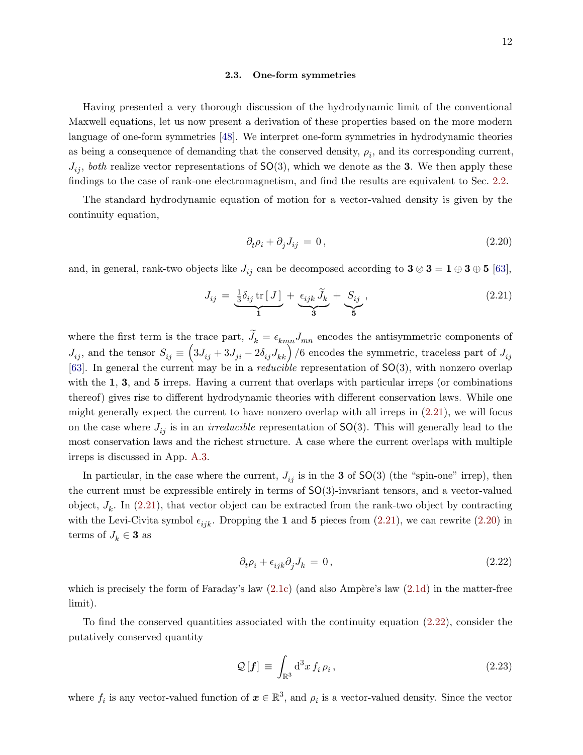### 2.3. One-form symmetries

Having presented a very thorough discussion of the hydrodynamic limit of the conventional Maxwell equations, let us now present a derivation of these properties based on the more modern language of one-form symmetries [48]. We interpret one-form symmetries in hydrodynamic theories as being a consequence of demanding that the conserved density, $\rho_i$, and its corresponding current, $J_{ij}$, *both* realize vector representations of $\mathsf{SO}(3)$, which we denote as the $\mathbf{3}$. We then apply these findings to the case of rank-one electromagnetism, and find the results are equivalent to Sec. 2.2.

The standard hydrodynamic equation of motion for a vector-valued density is given by the continuity equation,

$$\partial_t \rho_i + \partial_j J_{ij} \, = \, 0 \, , \tag{2.20}$$

and, in general, rank-two objects like $J_{ij}$ can be decomposed according to $\mathbf{3} \otimes \mathbf{3} = \mathbf{1} \oplus \mathbf{3} \oplus \mathbf{5}$ [63],

$$J_{ij} \, = \, \underbrace{\tfrac{1}{3} \delta_{ij} \, \mathrm{tr} \, [\, J \,]}_{\mathbf{1}} \, + \, \underbrace{\epsilon_{ijk} \, \widetilde{J}_k}_{\mathbf{3}} \, + \, \underbrace{S_{ij}}_{\mathbf{5}} \, , \tag{2.21}$$

where the first term is the trace part, $\widetilde{J}_k = \epsilon_{kmn} J_{mn}$ encodes the antisymmetric components of $J_{ij}$, and the tensor $S_{ij} \equiv \left( 3 J_{ij} + 3 J_{ji} - 2 \delta_{ij} J_{kk} \right) / 6$ encodes the symmetric, traceless part of $J_{ij}$ [63]. In general the current may be in a *reducible* representation of $\mathsf{SO}(3)$, with nonzero overlap with the $\mathbf{1}$, $\mathbf{3}$, and $\mathbf{5}$ irreps. Having a current that overlaps with particular irreps (or combinations thereof) gives rise to different hydrodynamic theories with different conservation laws. While one might generally expect the current to have nonzero overlap with all irreps in (2.21), we will focus on the case where $J_{ij}$ is in an *irreducible* representation of $\mathsf{SO}(3)$. This will generally lead to the most conservation laws and the richest structure. A case where the current overlaps with multiple irreps is discussed in App. A.3.

In particular, in the case where the current, $J_{ij}$ is in the $\mathbf{3}$ of $\mathsf{SO}(3)$ (the "spin-one" irrep), then the current must be expressible entirely in terms of $\mathsf{SO}(3)$-invariant tensors, and a vector-valued object, $J_k$. In (2.21), that vector object can be extracted from the rank-two object by contracting with the Levi-Civita symbol $\epsilon_{ijk}$. Dropping the $\mathbf{1}$ and $\mathbf{5}$ pieces from (2.21), we can rewrite (2.20) in terms of $J_k \in \mathbf{3}$ as

$$\partial_t \rho_i + \epsilon_{ijk} \partial_j J_k \, = \, 0 \, , \tag{2.22}$$

which is precisely the form of Faraday's law (2.1c) (and also Ampère's law (2.1d) in the matter-free limit).

To find the conserved quantities associated with the continuity equation (2.22), consider the putatively conserved quantity

$$\mathcal{Q} \, [\boldsymbol{f}] \, \equiv \, \int_{\mathbb{R}^3} \mathrm{d}^3 x \, f_i \, \rho_i \, , \tag{2.23}$$

where $f_i$ is any vector-valued function of $\boldsymbol{x} \in \mathbb{R}^3$, and $\rho_i$ is a vector-valued density. Since the vector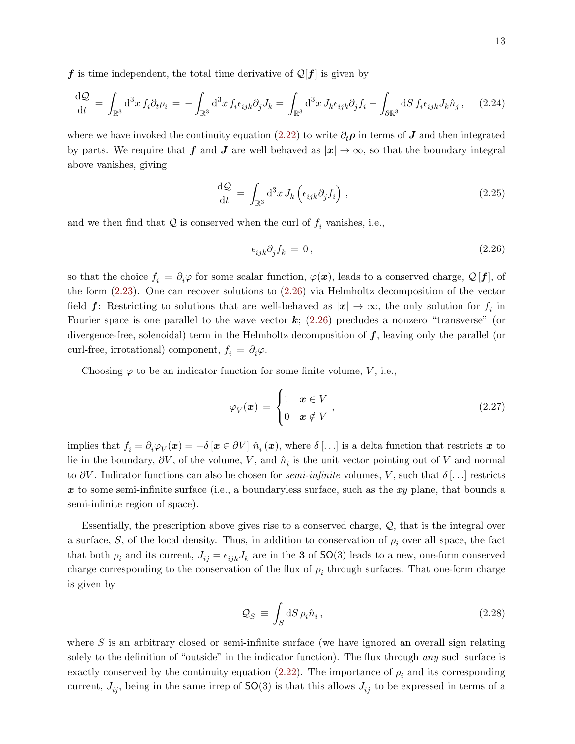$\boldsymbol{f}$ is time independent, the total time derivative of $\mathcal{Q}[\boldsymbol{f}]$ is given by

$$\frac{\mathrm{d}\mathcal{Q}}{\mathrm{d}t} = \int_{\mathbb{R}^3} \mathrm{d}^3x\, f_i \partial_t \rho_i = -\int_{\mathbb{R}^3} \mathrm{d}^3x\, f_i \epsilon_{ijk} \partial_j J_k = \int_{\mathbb{R}^3} \mathrm{d}^3x\, J_k \epsilon_{ijk} \partial_j f_i - \int_{\partial\mathbb{R}^3} \mathrm{d}S\, f_i \epsilon_{ijk} J_k \hat{n}_j \,, \tag{2.24}$$

where we have invoked the continuity equation (2.22) to write $\partial_t \boldsymbol{\rho}$ in terms of $\boldsymbol{J}$ and then integrated by parts. We require that $\boldsymbol{f}$ and $\boldsymbol{J}$ are well behaved as $|\boldsymbol{x}| \to \infty$, so that the boundary integral above vanishes, giving

$$\frac{\mathrm{d}\mathcal{Q}}{\mathrm{d}t} = \int_{\mathbb{R}^3} \mathrm{d}^3x\, J_k \left( \epsilon_{ijk} \partial_j f_i \right) \,, \tag{2.25}$$

and we then find that $\mathcal{Q}$ is conserved when the curl of $f_i$ vanishes, i.e.,

$$\epsilon_{ijk} \partial_j f_k = 0 \,, \tag{2.26}$$

so that the choice $f_i = \partial_i \varphi$ for some scalar function, $\varphi(\boldsymbol{x})$, leads to a conserved charge, $\mathcal{Q}[\boldsymbol{f}]$, of the form (2.23). One can recover solutions to (2.26) via Helmholtz decomposition of the vector field $\boldsymbol{f}$: Restricting to solutions that are well-behaved as $|\boldsymbol{x}| \to \infty$, the only solution for $f_i$ in Fourier space is one parallel to the wave vector $\boldsymbol{k}$; (2.26) precludes a nonzero "transverse" (or divergence-free, solenoidal) term in the Helmholtz decomposition of $\boldsymbol{f}$, leaving only the parallel (or curl-free, irrotational) component, $f_i = \partial_i \varphi$.

Choosing $\varphi$ to be an indicator function for some finite volume, $V$, i.e.,

$$\varphi_V(\boldsymbol{x}) = \begin{cases} 1 & \boldsymbol{x} \in V \\ 0 & \boldsymbol{x} \notin V \end{cases} \,, \tag{2.27}$$

implies that $f_i = \partial_i \varphi_V(\boldsymbol{x}) = -\delta\left[\boldsymbol{x} \in \partial V\right] \hat{n}_i(\boldsymbol{x})$, where $\delta[\dots]$ is a delta function that restricts $\boldsymbol{x}$ to lie in the boundary, $\partial V$, of the volume, $V$, and $\hat{n}_i$ is the unit vector pointing out of $V$ and normal to $\partial V$. Indicator functions can also be chosen for *semi-infinite* volumes, $V$, such that $\delta[\dots]$ restricts $\boldsymbol{x}$ to some semi-infinite surface (i.e., a boundaryless surface, such as the $xy$ plane, that bounds a semi-infinite region of space).

Essentially, the prescription above gives rise to a conserved charge, $\mathcal{Q}$, that is the integral over a surface, $S$, of the local density. Thus, in addition to conservation of $\rho_i$ over all space, the fact that both $\rho_i$ and its current, $J_{ij} = \epsilon_{ijk} J_k$ are in the $\mathbf{3}$ of $\mathsf{SO}(3)$ leads to a new, one-form conserved charge corresponding to the conservation of the flux of $\rho_i$ through surfaces. That one-form charge is given by

$$\mathcal{Q}_S \equiv \int_S \mathrm{d}S\, \rho_i \hat{n}_i \,, \tag{2.28}$$

where $S$ is an arbitrary closed or semi-infinite surface (we have ignored an overall sign relating solely to the definition of "outside" in the indicator function). The flux through *any* such surface is exactly conserved by the continuity equation (2.22). The importance of $\rho_i$ and its corresponding current, $J_{ij}$, being in the same irrep of $\mathsf{SO}(3)$ is that this allows $J_{ij}$ to be expressed in terms of a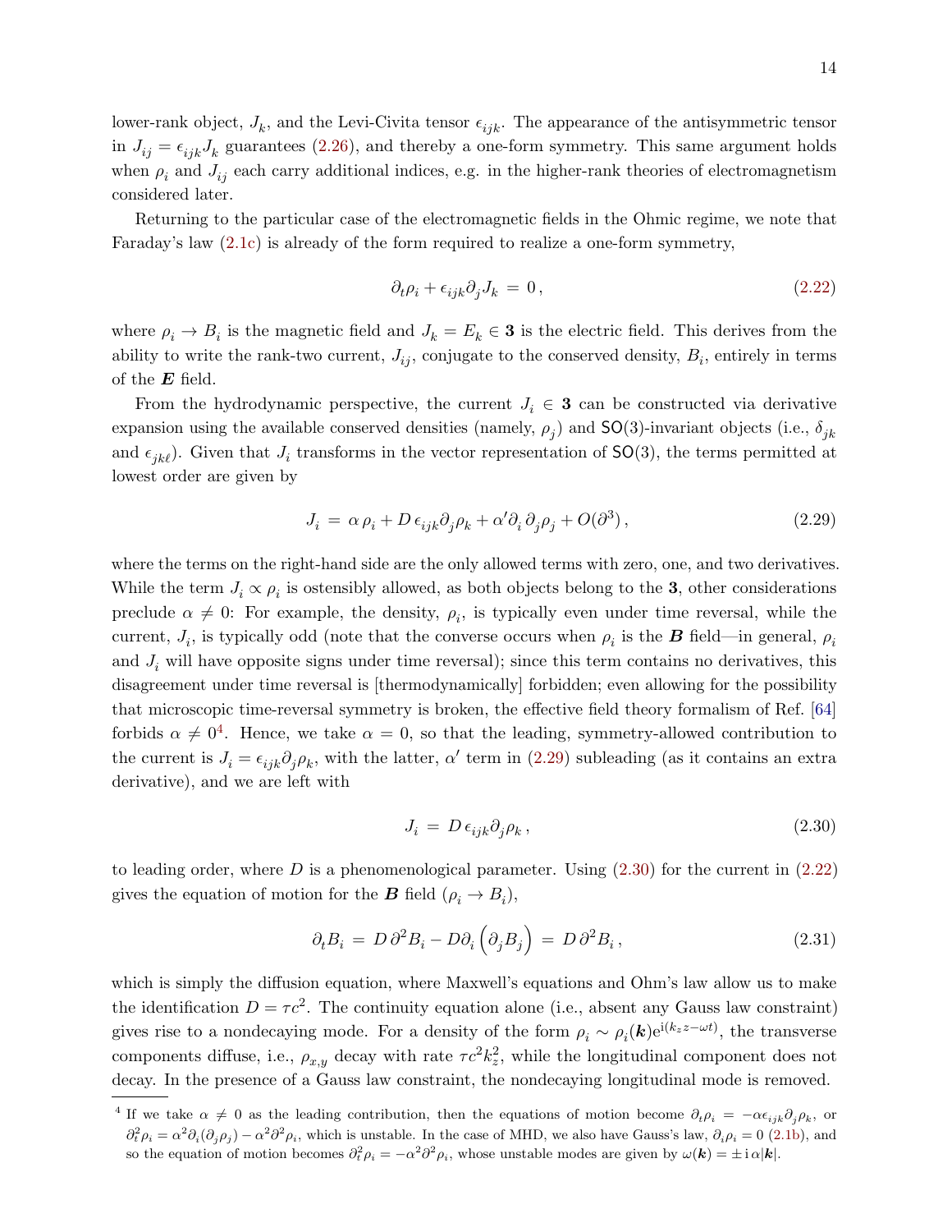lower-rank object, $J_k$, and the Levi-Civita tensor $\epsilon_{ijk}$. The appearance of the antisymmetric tensor in $J_{ij} = \epsilon_{ijk} J_k$ guarantees (2.26), and thereby a one-form symmetry. This same argument holds when $\rho_i$ and $J_{ij}$ each carry additional indices, e.g. in the higher-rank theories of electromagnetism considered later.

Returning to the particular case of the electromagnetic fields in the Ohmic regime, we note that Faraday's law (2.1c) is already of the form required to realize a one-form symmetry,

$$\partial_t \rho_i + \epsilon_{ijk} \partial_j J_k \, = \, 0 \, , \tag{2.22}$$

where $\rho_i \to B_i$ is the magnetic field and $J_k = E_k \in \mathbf{3}$ is the electric field. This derives from the ability to write the rank-two current, $J_{ij}$, conjugate to the conserved density, $B_i$, entirely in terms of the $\boldsymbol{E}$ field.

From the hydrodynamic perspective, the current $J_i \in \mathbf{3}$ can be constructed via derivative expansion using the available conserved densities (namely, $\rho_j$) and $\mathsf{SO}(3)$-invariant objects (i.e., $\delta_{jk}$ and $\epsilon_{jk\ell}$). Given that $J_i$ transforms in the vector representation of $\mathsf{SO}(3)$, the terms permitted at lowest order are given by

$$J_i \, = \, \alpha \, \rho_i + D \, \epsilon_{ijk} \partial_j \rho_k + \alpha' \partial_i \, \partial_j \rho_j + O(\partial^3) \, , \tag{2.29}$$

where the terms on the right-hand side are the only allowed terms with zero, one, and two derivatives. While the term $J_i \propto \rho_i$ is ostensibly allowed, as both objects belong to the $\mathbf{3}$, other considerations preclude $\alpha \neq 0$: For example, the density, $\rho_i$, is typically even under time reversal, while the current, $J_i$, is typically odd (note that the converse occurs when $\rho_i$ is the $\boldsymbol{B}$ field—in general, $\rho_i$ and $J_i$ will have opposite signs under time reversal); since this term contains no derivatives, this disagreement under time reversal is [thermodynamically] forbidden; even allowing for the possibility that microscopic time-reversal symmetry is broken, the effective field theory formalism of Ref. [64] forbids $\alpha \neq 0$[4]. Hence, we take $\alpha = 0$, so that the leading, symmetry-allowed contribution to the current is $J_i = \epsilon_{ijk} \partial_j \rho_k$, with the latter, $\alpha'$ term in (2.29) subleading (as it contains an extra derivative), and we are left with

$$J_i \, = \, D \, \epsilon_{ijk} \partial_j \rho_k \, , \tag{2.30}$$

to leading order, where $D$ is a phenomenological parameter. Using (2.30) for the current in (2.22) gives the equation of motion for the $\boldsymbol{B}$ field ($\rho_i \to B_i$),

$$\partial_t B_i \, = \, D \, \partial^2 B_i - D \partial_i \left( \partial_j B_j \right) \, = \, D \, \partial^2 B_i \, , \tag{2.31}$$

which is simply the diffusion equation, where Maxwell's equations and Ohm's law allow us to make the identification $D = \tau c^2$. The continuity equation alone (i.e., absent any Gauss law constraint) gives rise to a nondecaying mode. For a density of the form $\rho_i \sim \rho_i(\boldsymbol{k}) \mathrm{e}^{\mathrm{i}(k_z z - \omega t)}$, the transverse components diffuse, i.e., $\rho_{x,y}$ decay with rate $\tau c^2 k_z^2$, while the longitudinal component does not decay. In the presence of a Gauss law constraint, the nondecaying longitudinal mode is removed.

---

[4] If we take $\alpha \neq 0$ as the leading contribution, then the equations of motion become $\partial_t \rho_i = -\alpha \epsilon_{ijk} \partial_j \rho_k$, or $\partial_t^2 \rho_i = \alpha^2 \partial_i (\partial_j \rho_j) - \alpha^2 \partial^2 \rho_i$, which is unstable. In the case of MHD, we also have Gauss's law, $\partial_i \rho_i = 0$ (2.1b), and so the equation of motion becomes $\partial_t^2 \rho_i = -\alpha^2 \partial^2 \rho_i$, whose unstable modes are given by $\omega(\boldsymbol{k}) = \pm \, \mathrm{i} \, \alpha |\boldsymbol{k}|$.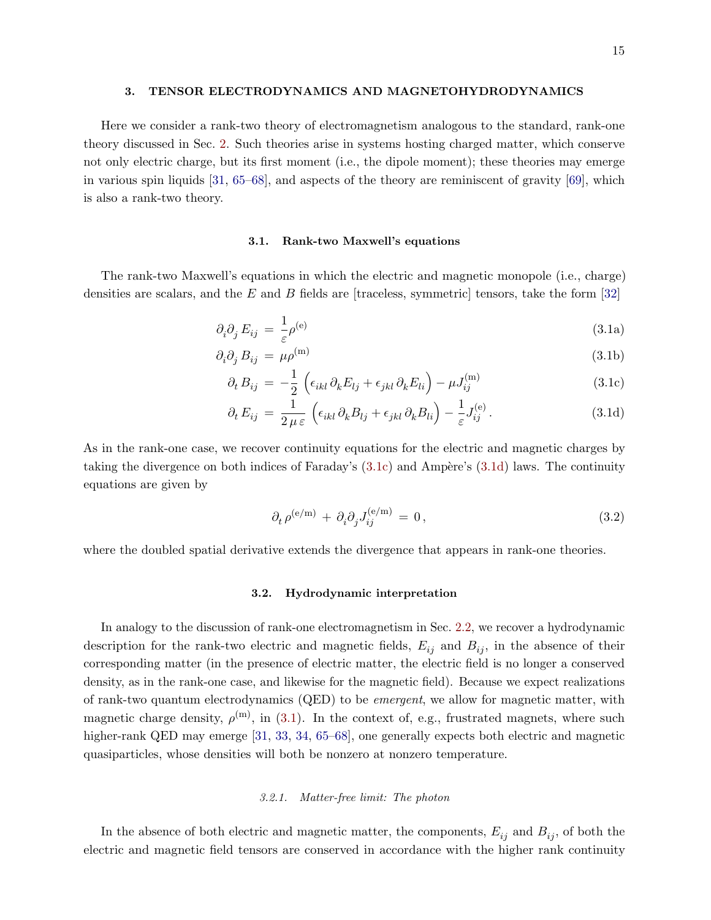## 3. TENSOR ELECTRODYNAMICS AND MAGNETOHYDRODYNAMICS

Here we consider a rank-two theory of electromagnetism analogous to the standard, rank-one theory discussed in Sec. 2. Such theories arise in systems hosting charged matter, which conserve not only electric charge, but its first moment (i.e., the dipole moment); these theories may emerge in various spin liquids [31, 65–68], and aspects of the theory are reminiscent of gravity [69], which is also a rank-two theory.

### 3.1. Rank-two Maxwell's equations

The rank-two Maxwell's equations in which the electric and magnetic monopole (i.e., charge) densities are scalars, and the $E$ and $B$ fields are [traceless, symmetric] tensors, take the form [32]

$$\partial_i \partial_j \, E_{ij} \, = \, \frac{1}{\varepsilon} \rho^{(\mathrm{e})} \tag{3.1a}$$

$$\partial_i \partial_j \, B_{ij} \, = \, \mu \rho^{(\mathrm{m})} \tag{3.1b}$$

$$\partial_t \, B_{ij} \, = \, -\frac{1}{2} \left( \epsilon_{ikl} \, \partial_k E_{lj} + \epsilon_{jkl} \, \partial_k E_{li} \right) - \mu J^{(\mathrm{m})}_{ij} \tag{3.1c}$$

$$\partial_t \, E_{ij} \, = \, \frac{1}{2 \, \mu \, \varepsilon} \left( \epsilon_{ikl} \, \partial_k B_{lj} + \epsilon_{jkl} \, \partial_k B_{li} \right) - \frac{1}{\varepsilon} J^{(\mathrm{e})}_{ij} \, . \tag{3.1d}$$

As in the rank-one case, we recover continuity equations for the electric and magnetic charges by taking the divergence on both indices of Faraday's (3.1c) and Ampère's (3.1d) laws. The continuity equations are given by

$$\partial_t \, \rho^{(\mathrm{e/m})} \, + \, \partial_i \partial_j J^{(\mathrm{e/m})}_{ij} \, = \, 0 \, , \tag{3.2}$$

where the doubled spatial derivative extends the divergence that appears in rank-one theories.

### 3.2. Hydrodynamic interpretation

In analogy to the discussion of rank-one electromagnetism in Sec. 2.2, we recover a hydrodynamic description for the rank-two electric and magnetic fields, $E_{ij}$ and $B_{ij}$, in the absence of their corresponding matter (in the presence of electric matter, the electric field is no longer a conserved density, as in the rank-one case, and likewise for the magnetic field). Because we expect realizations of rank-two quantum electrodynamics (QED) to be *emergent*, we allow for magnetic matter, with magnetic charge density, $\rho^{(\mathrm{m})}$, in (3.1). In the context of, e.g., frustrated magnets, where such higher-rank QED may emerge [31, 33, 34, 65–68], one generally expects both electric and magnetic quasiparticles, whose densities will both be nonzero at nonzero temperature.

#### *3.2.1. Matter-free limit: The photon*

In the absence of both electric and magnetic matter, the components, $E_{ij}$ and $B_{ij}$, of both the electric and magnetic field tensors are conserved in accordance with the higher rank continuity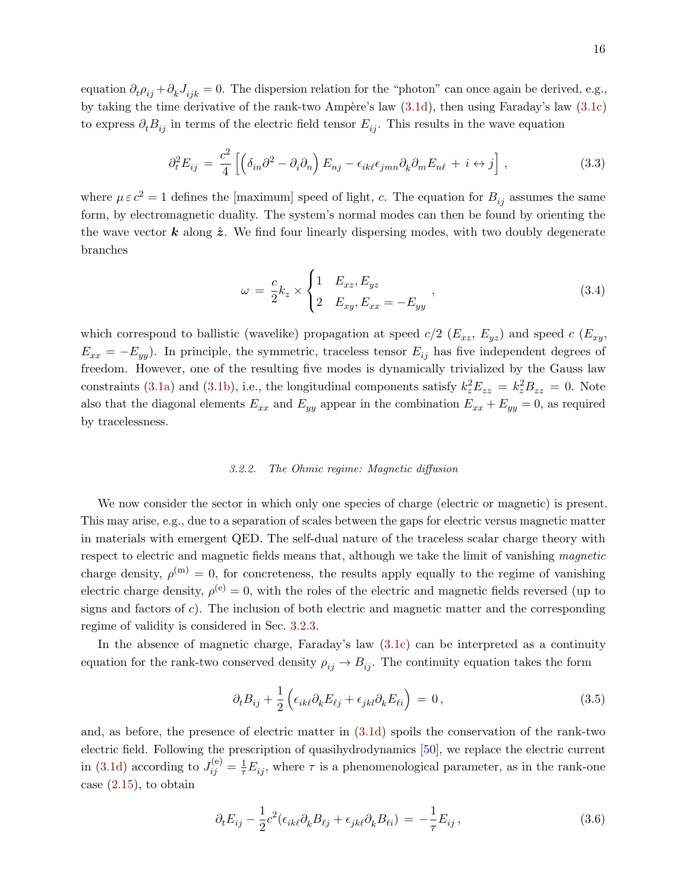equation $\partial_t \rho_{ij} + \partial_k J_{ijk} = 0$. The dispersion relation for the "photon" can once again be derived, e.g., by taking the time derivative of the rank-two Ampère's law (3.1d), then using Faraday's law (3.1c) to express $\partial_t B_{ij}$ in terms of the electric field tensor $E_{ij}$. This results in the wave equation

$$\partial_t^2 E_{ij} \, = \, \frac{c^2}{4} \left[ \left( \delta_{in} \partial^2 - \partial_i \partial_n \right) E_{nj} - \epsilon_{ik\ell} \epsilon_{jmn} \partial_k \partial_m E_{n\ell} \, + \, i \leftrightarrow j \right] , \tag{3.3}$$

where $\mu \, \varepsilon \, c^2 = 1$ defines the [maximum] speed of light, $c$. The equation for $B_{ij}$ assumes the same form, by electromagnetic duality. The system's normal modes can then be found by orienting the the wave vector $\boldsymbol{k}$ along $\hat{\boldsymbol{z}}$. We find four linearly dispersing modes, with two doubly degenerate branches

$$\omega \, = \, \frac{c}{2} k_z \times \begin{cases} 1 & E_{xz}, E_{yz} \\ 2 & E_{xy}, E_{xx} = -E_{yy} \end{cases} , \tag{3.4}$$

which correspond to ballistic (wavelike) propagation at speed $c/2$ ($E_{xz}$, $E_{yz}$) and speed $c$ ($E_{xy}$, $E_{xx} = -E_{yy}$). In principle, the symmetric, traceless tensor $E_{ij}$ has five independent degrees of freedom. However, one of the resulting five modes is dynamically trivialized by the Gauss law constraints (3.1a) and (3.1b), i.e., the longitudinal components satisfy $k_z^2 E_{zz} = k_z^2 B_{zz} = 0$. Note also that the diagonal elements $E_{xx}$ and $E_{yy}$ appear in the combination $E_{xx} + E_{yy} = 0$, as required by tracelessness.

#### 3.2.2. *The Ohmic regime: Magnetic diffusion*

We now consider the sector in which only one species of charge (electric or magnetic) is present. This may arise, e.g., due to a separation of scales between the gaps for electric versus magnetic matter in materials with emergent QED. The self-dual nature of the traceless scalar charge theory with respect to electric and magnetic fields means that, although we take the limit of vanishing *magnetic* charge density, $\rho^{(\mathrm{m})} = 0$, for concreteness, the results apply equally to the regime of vanishing electric charge density, $\rho^{(\mathrm{e})} = 0$, with the roles of the electric and magnetic fields reversed (up to signs and factors of $c$). The inclusion of both electric and magnetic matter and the corresponding regime of validity is considered in Sec. 3.2.3.

In the absence of magnetic charge, Faraday's law (3.1c) can be interpreted as a continuity equation for the rank-two conserved density $\rho_{ij} \to B_{ij}$. The continuity equation takes the form

$$\partial_t B_{ij} + \frac{1}{2} \left( \epsilon_{ik\ell} \partial_k E_{\ell j} + \epsilon_{jkl} \partial_k E_{\ell i} \right) \, = \, 0 \, , \tag{3.5}$$

and, as before, the presence of electric matter in (3.1d) spoils the conservation of the rank-two electric field. Following the prescription of quasihydrodynamics [50], we replace the electric current in (3.1d) according to $J^{(\mathrm{e})}_{ij} = \frac{1}{\tau} E_{ij}$, where $\tau$ is a phenomenological parameter, as in the rank-one case (2.15), to obtain

$$\partial_t E_{ij} - \frac{1}{2} c^2 (\epsilon_{ik\ell} \partial_k B_{\ell j} + \epsilon_{jk\ell} \partial_k B_{\ell i}) \, = \, -\frac{1}{\tau} E_{ij} \, , \tag{3.6}$$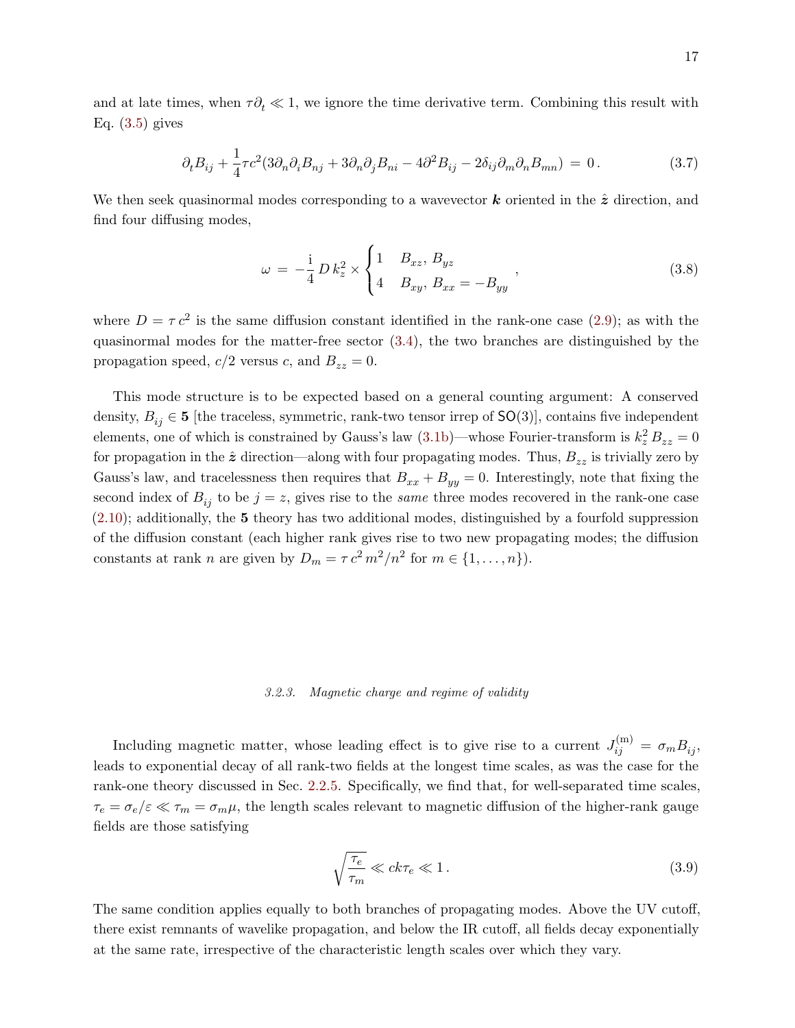and at late times, when $\tau\partial_t \ll 1$, we ignore the time derivative term. Combining this result with Eq. (3.5) gives

$$\partial_t B_{ij} + \frac{1}{4}\tau c^2 (3\partial_n\partial_i B_{nj} + 3\partial_n\partial_j B_{ni} - 4\partial^2 B_{ij} - 2\delta_{ij}\partial_m\partial_n B_{mn}) \,=\, 0\,. \tag{3.7}$$

We then seek quasinormal modes corresponding to a wavevector $\boldsymbol{k}$ oriented in the $\hat{\boldsymbol{z}}$ direction, and find four diffusing modes,

$$\omega \,=\, -\frac{\mathrm{i}}{4}\, D\, k_z^2 \times \begin{cases} 1 & B_{xz},\, B_{yz} \\ 4 & B_{xy},\, B_{xx} = -B_{yy} \end{cases}\,, \tag{3.8}$$

where $D = \tau\, c^2$ is the same diffusion constant identified in the rank-one case (2.9); as with the quasinormal modes for the matter-free sector (3.4), the two branches are distinguished by the propagation speed, $c/2$ versus $c$, and $B_{zz} = 0$.

This mode structure is to be expected based on a general counting argument: A conserved density, $B_{ij} \in \mathbf{5}$ [the traceless, symmetric, rank-two tensor irrep of $\mathsf{SO}(3)$], contains five independent elements, one of which is constrained by Gauss's law (3.1b)—whose Fourier-transform is $k_z^2\, B_{zz} = 0$ for propagation in the $\hat{\boldsymbol{z}}$ direction—along with four propagating modes. Thus, $B_{zz}$ is trivially zero by Gauss's law, and tracelessness then requires that $B_{xx} + B_{yy} = 0$. Interestingly, note that fixing the second index of $B_{ij}$ to be $j = z$, gives rise to the *same* three modes recovered in the rank-one case (2.10); additionally, the $\mathbf{5}$ theory has two additional modes, distinguished by a fourfold suppression of the diffusion constant (each higher rank gives rise to two new propagating modes; the diffusion constants at rank $n$ are given by $D_m = \tau\, c^2\, m^2/n^2$ for $m \in \{1, \ldots, n\}$).

### *3.2.3. Magnetic charge and regime of validity*

Including magnetic matter, whose leading effect is to give rise to a current $J_{ij}^{(\mathrm{m})} = \sigma_m B_{ij}$, leads to exponential decay of all rank-two fields at the longest time scales, as was the case for the rank-one theory discussed in Sec. 2.2.5. Specifically, we find that, for well-separated time scales, $\tau_e = \sigma_e/\varepsilon \ll \tau_m = \sigma_m \mu$, the length scales relevant to magnetic diffusion of the higher-rank gauge fields are those satisfying

$$\sqrt{\frac{\tau_e}{\tau_m}} \ll ck\tau_e \ll 1\,. \tag{3.9}$$

The same condition applies equally to both branches of propagating modes. Above the UV cutoff, there exist remnants of wavelike propagation, and below the IR cutoff, all fields decay exponentially at the same rate, irrespective of the characteristic length scales over which they vary.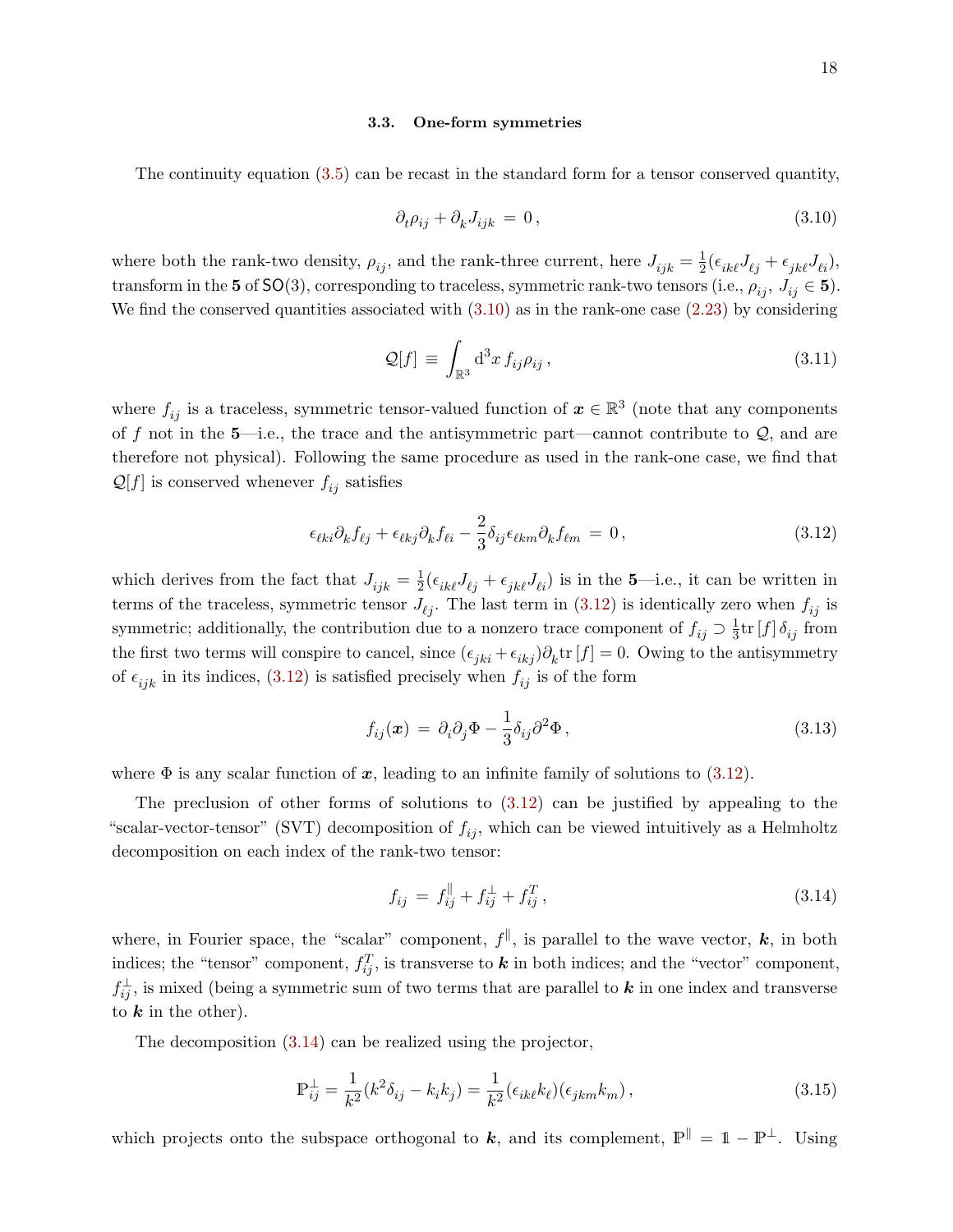### 3.3. One-form symmetries

The continuity equation (3.5) can be recast in the standard form for a tensor conserved quantity,

$$\partial_t \rho_{ij} + \partial_k J_{ijk} \;=\; 0\,, \tag{3.10}$$

where both the rank-two density, $\rho_{ij}$, and the rank-three current, here $J_{ijk} = \frac{1}{2}(\epsilon_{ik\ell} J_{\ell j} + \epsilon_{jk\ell} J_{\ell i})$, transform in the $\mathbf{5}$ of $\mathsf{SO}(3)$, corresponding to traceless, symmetric rank-two tensors (i.e., $\rho_{ij},\ J_{ij} \in \mathbf{5}$). We find the conserved quantities associated with (3.10) as in the rank-one case (2.23) by considering

$$\mathcal{Q}[f] \;\equiv\; \int_{\mathbb{R}^3} \mathrm{d}^3 x \, f_{ij} \rho_{ij}\,, \tag{3.11}$$

where $f_{ij}$ is a traceless, symmetric tensor-valued function of $\boldsymbol{x} \in \mathbb{R}^3$ (note that any components of $f$ not in the $\mathbf{5}$—i.e., the trace and the antisymmetric part—cannot contribute to $\mathcal{Q}$, and are therefore not physical). Following the same procedure as used in the rank-one case, we find that $\mathcal{Q}[f]$ is conserved whenever $f_{ij}$ satisfies

$$\epsilon_{\ell k i} \partial_k f_{\ell j} + \epsilon_{\ell k j} \partial_k f_{\ell i} - \frac{2}{3} \delta_{ij} \epsilon_{\ell k m} \partial_k f_{\ell m} \;=\; 0\,, \tag{3.12}$$

which derives from the fact that $J_{ijk} = \frac{1}{2}(\epsilon_{ik\ell} J_{\ell j} + \epsilon_{jk\ell} J_{\ell i})$ is in the $\mathbf{5}$—i.e., it can be written in terms of the traceless, symmetric tensor $J_{\ell j}$. The last term in (3.12) is identically zero when $f_{ij}$ is symmetric; additionally, the contribution due to a nonzero trace component of $f_{ij} \supset \frac{1}{3}\mathrm{tr}\,[f]\,\delta_{ij}$ from the first two terms will conspire to cancel, since $(\epsilon_{jki} + \epsilon_{ikj})\partial_k \mathrm{tr}\,[f] = 0$. Owing to the antisymmetry of $\epsilon_{ijk}$ in its indices, (3.12) is satisfied precisely when $f_{ij}$ is of the form

$$f_{ij}(\boldsymbol{x}) \;=\; \partial_i \partial_j \Phi - \frac{1}{3} \delta_{ij} \partial^2 \Phi\,, \tag{3.13}$$

where $\Phi$ is any scalar function of $\boldsymbol{x}$, leading to an infinite family of solutions to (3.12).

The preclusion of other forms of solutions to (3.12) can be justified by appealing to the "scalar-vector-tensor" (SVT) decomposition of $f_{ij}$, which can be viewed intuitively as a Helmholtz decomposition on each index of the rank-two tensor:

$$f_{ij} \;=\; f^{\parallel}_{ij} + f^{\perp}_{ij} + f^{T}_{ij}\,, \tag{3.14}$$

where, in Fourier space, the "scalar" component, $f^{\parallel}$, is parallel to the wave vector, $\boldsymbol{k}$, in both indices; the "tensor" component, $f^{T}_{ij}$, is transverse to $\boldsymbol{k}$ in both indices; and the "vector" component, $f^{\perp}_{ij}$, is mixed (being a symmetric sum of two terms that are parallel to $\boldsymbol{k}$ in one index and transverse to $\boldsymbol{k}$ in the other).

The decomposition (3.14) can be realized using the projector,

$$\mathbb{P}^{\perp}_{ij} = \frac{1}{k^2}(k^2 \delta_{ij} - k_i k_j) = \frac{1}{k^2}(\epsilon_{ik\ell} k_\ell)(\epsilon_{jkm} k_m)\,, \tag{3.15}$$

which projects onto the subspace orthogonal to $\boldsymbol{k}$, and its complement, $\mathbb{P}^{\parallel} = \mathbb{1} - \mathbb{P}^{\perp}$. Using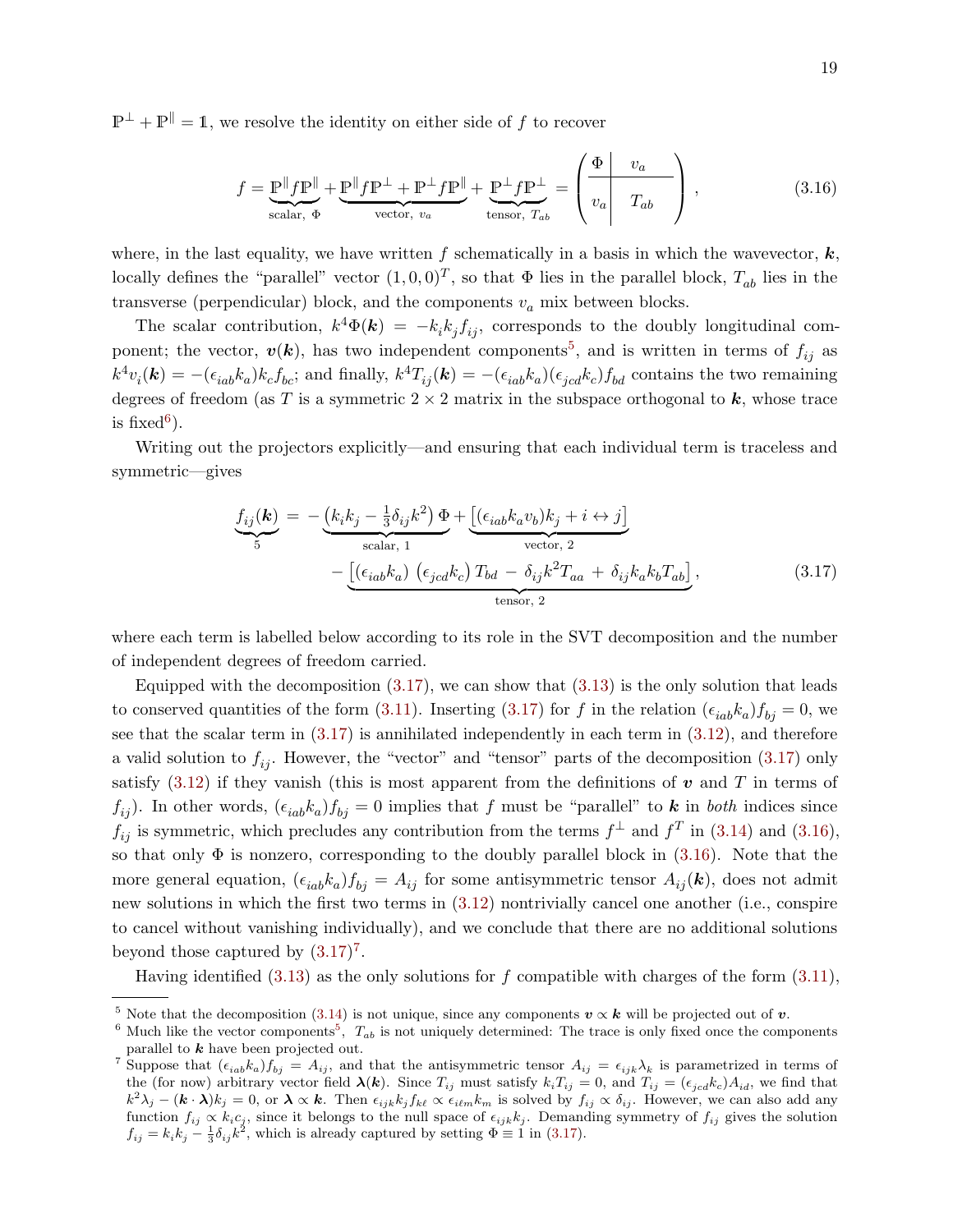$\mathbb{P}^\perp + \mathbb{P}^\parallel = \mathbb{1}$, we resolve the identity on either side of $f$ to recover

$$
f = \underbrace{\mathbb{P}^\parallel f \mathbb{P}^\parallel}_{\text{scalar, } \Phi} + \underbrace{\mathbb{P}^\parallel f \mathbb{P}^\perp + \mathbb{P}^\perp f \mathbb{P}^\parallel}_{\text{vector, } v_a} + \underbrace{\mathbb{P}^\perp f \mathbb{P}^\perp}_{\text{tensor, } T_{ab}} = \left( \begin{array}{c|c} \Phi & v_a \\ \hline v_a & T_{ab} \end{array} \right) , \tag{3.16}
$$

where, in the last equality, we have written $f$ schematically in a basis in which the wavevector, $\boldsymbol{k}$, locally defines the "parallel" vector $(1,0,0)^T$, so that $\Phi$ lies in the parallel block, $T_{ab}$ lies in the transverse (perpendicular) block, and the components $v_a$ mix between blocks.

The scalar contribution, $k^4 \Phi(\boldsymbol{k}) = -k_i k_j f_{ij}$, corresponds to the doubly longitudinal component; the vector, $\boldsymbol{v}(\boldsymbol{k})$, has two independent components[5], and is written in terms of $f_{ij}$ as $k^4 v_i(\boldsymbol{k}) = -(\epsilon_{iab} k_a) k_c f_{bc}$; and finally, $k^4 T_{ij}(\boldsymbol{k}) = -(\epsilon_{iab} k_a)(\epsilon_{jcd} k_c) f_{bd}$ contains the two remaining degrees of freedom (as $T$ is a symmetric $2 \times 2$ matrix in the subspace orthogonal to $\boldsymbol{k}$, whose trace is fixed[6]).

Writing out the projectors explicitly—and ensuring that each individual term is traceless and symmetric—gives

$$
\begin{aligned}
\underbrace{f_{ij}(\boldsymbol{k})}_{5} \;=\; &- \underbrace{\left(k_i k_j - \tfrac{1}{3}\delta_{ij} k^2\right) \Phi}_{\text{scalar, 1}} + \underbrace{\left[(\epsilon_{iab} k_a v_b) k_j + i \leftrightarrow j\right]}_{\text{vector, 2}} \\
&- \underbrace{\left[(\epsilon_{iab} k_a)\;(\epsilon_{jcd} k_c)\, T_{bd} \,-\, \delta_{ij} k^2 T_{aa} \,+\, \delta_{ij} k_a k_b T_{ab}\right]}_{\text{tensor, 2}} ,
\end{aligned} \tag{3.17}
$$

where each term is labelled below according to its role in the SVT decomposition and the number of independent degrees of freedom carried.

Equipped with the decomposition (3.17), we can show that (3.13) is the only solution that leads to conserved quantities of the form (3.11). Inserting (3.17) for $f$ in the relation $(\epsilon_{iab} k_a) f_{bj} = 0$, we see that the scalar term in (3.17) is annihilated independently in each term in (3.12), and therefore a valid solution to $f_{ij}$. However, the "vector" and "tensor" parts of the decomposition (3.17) only satisfy (3.12) if they vanish (this is most apparent from the definitions of $\boldsymbol{v}$ and $T$ in terms of $f_{ij}$). In other words, $(\epsilon_{iab} k_a) f_{bj} = 0$ implies that $f$ must be "parallel" to $\boldsymbol{k}$ in *both* indices since $f_{ij}$ is symmetric, which precludes any contribution from the terms $f^\perp$ and $f^T$ in (3.14) and (3.16), so that only $\Phi$ is nonzero, corresponding to the doubly parallel block in (3.16). Note that the more general equation, $(\epsilon_{iab} k_a) f_{bj} = A_{ij}$ for some antisymmetric tensor $A_{ij}(\boldsymbol{k})$, does not admit new solutions in which the first two terms in (3.12) nontrivially cancel one another (i.e., conspire to cancel without vanishing individually), and we conclude that there are no additional solutions beyond those captured by (3.17)[7].

Having identified (3.13) as the only solutions for $f$ compatible with charges of the form (3.11),

---

[5] Note that the decomposition (3.14) is not unique, since any components $\boldsymbol{v} \propto \boldsymbol{k}$ will be projected out of $\boldsymbol{v}$.

[6] Much like the vector components[5], $T_{ab}$ is not uniquely determined: The trace is only fixed once the components parallel to $\boldsymbol{k}$ have been projected out.

[7] Suppose that $(\epsilon_{iab} k_a) f_{bj} = A_{ij}$, and that the antisymmetric tensor $A_{ij} = \epsilon_{ijk} \lambda_k$ is parametrized in terms of the (for now) arbitrary vector field $\boldsymbol{\lambda}(\boldsymbol{k})$. Since $T_{ij}$ must satisfy $k_i T_{ij} = 0$, and $T_{ij} = (\epsilon_{jcd} k_c) A_{id}$, we find that $k^2 \lambda_j - (\boldsymbol{k} \cdot \boldsymbol{\lambda}) k_j = 0$, or $\boldsymbol{\lambda} \propto \boldsymbol{k}$. Then $\epsilon_{ijk} k_j f_{k\ell} \propto \epsilon_{i\ell m} k_m$ is solved by $f_{ij} \propto \delta_{ij}$. However, we can also add any function $f_{ij} \propto k_i c_j$, since it belongs to the null space of $\epsilon_{ijk} k_j$. Demanding symmetry of $f_{ij}$ gives the solution $f_{ij} = k_i k_j - \frac{1}{3}\delta_{ij} k^2$, which is already captured by setting $\Phi \equiv 1$ in (3.17).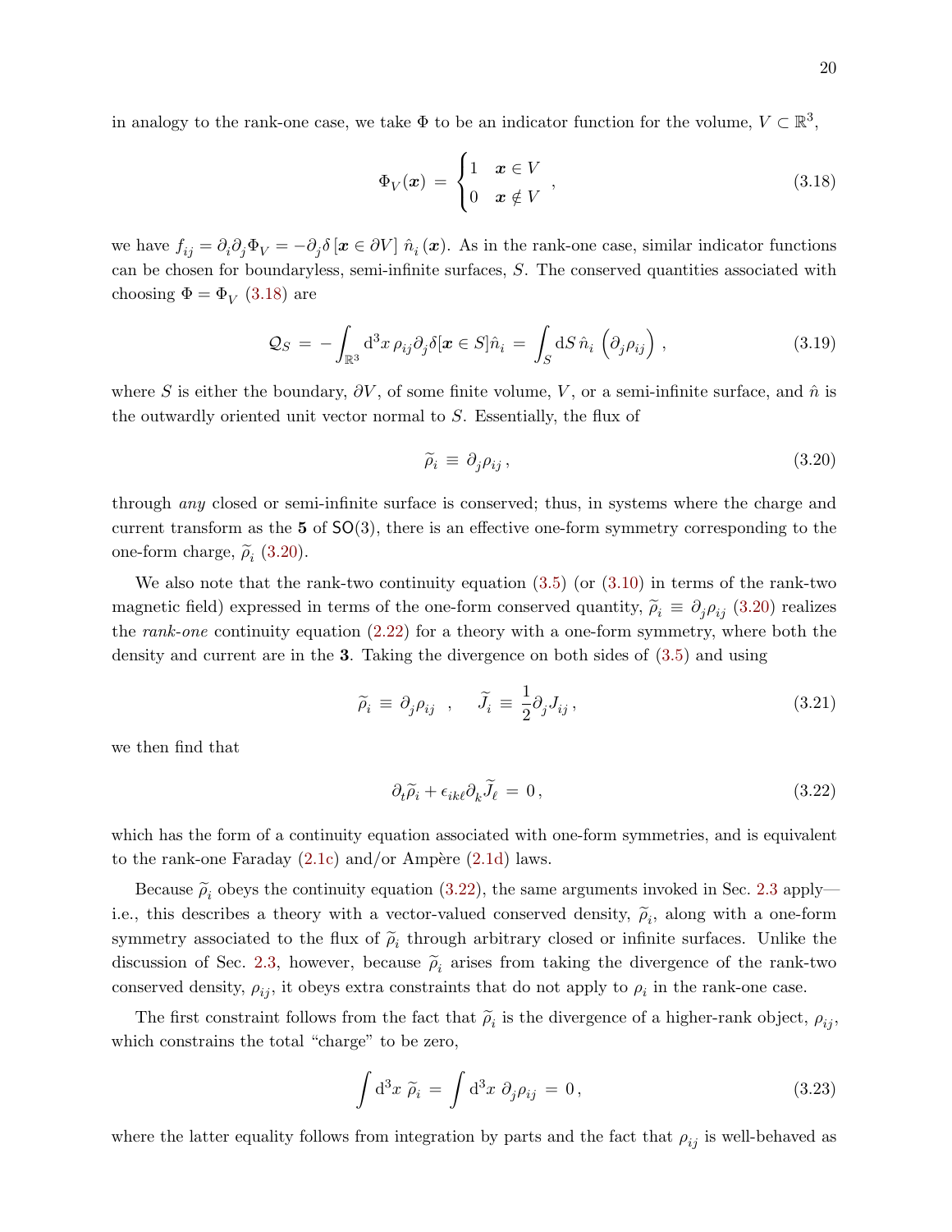in analogy to the rank-one case, we take $\Phi$ to be an indicator function for the volume, $V \subset \mathbb{R}^3$,

$$\Phi_V(\boldsymbol{x}) \,=\, \begin{cases} 1 & \boldsymbol{x} \in V \\ 0 & \boldsymbol{x} \notin V \end{cases} \,, \tag{3.18}$$

we have $f_{ij} = \partial_i \partial_j \Phi_V = -\partial_j \delta\left[\boldsymbol{x} \in \partial V\right] \hat{n}_i\left(\boldsymbol{x}\right)$. As in the rank-one case, similar indicator functions can be chosen for boundaryless, semi-infinite surfaces, $S$. The conserved quantities associated with choosing $\Phi = \Phi_V$ (3.18) are

$$\mathcal{Q}_S \,=\, -\int_{\mathbb{R}^3} \mathrm{d}^3 x \, \rho_{ij} \partial_j \delta[\boldsymbol{x} \in S] \hat{n}_i \,=\, \int_S \mathrm{d}S \, \hat{n}_i \, \Big( \partial_j \rho_{ij} \Big) \,, \tag{3.19}$$

where $S$ is either the boundary, $\partial V$, of some finite volume, $V$, or a semi-infinite surface, and $\hat{n}$ is the outwardly oriented unit vector normal to $S$. Essentially, the flux of

$$\widetilde{\rho}_i \,\equiv\, \partial_j \rho_{ij} \,, \tag{3.20}$$

through *any* closed or semi-infinite surface is conserved; thus, in systems where the charge and current transform as the **5** of $\mathsf{SO}(3)$, there is an effective one-form symmetry corresponding to the one-form charge, $\widetilde{\rho}_i$ (3.20).

We also note that the rank-two continuity equation (3.5) (or (3.10) in terms of the rank-two magnetic field) expressed in terms of the one-form conserved quantity, $\widetilde{\rho}_i \equiv \partial_j \rho_{ij}$ (3.20) realizes the *rank-one* continuity equation (2.22) for a theory with a one-form symmetry, where both the density and current are in the **3**. Taking the divergence on both sides of (3.5) and using

$$\widetilde{\rho}_i \,\equiv\, \partial_j \rho_{ij} \quad , \quad \widetilde{J}_i \,\equiv\, \frac{1}{2} \partial_j J_{ij} \,, \tag{3.21}$$

we then find that

$$\partial_t \widetilde{\rho}_i + \epsilon_{ik\ell} \partial_k \widetilde{J}_\ell \,=\, 0 \,, \tag{3.22}$$

which has the form of a continuity equation associated with one-form symmetries, and is equivalent to the rank-one Faraday (2.1c) and/or Ampère (2.1d) laws.

Because $\widetilde{\rho}_i$ obeys the continuity equation (3.22), the same arguments invoked in Sec. 2.3 apply—i.e., this describes a theory with a vector-valued conserved density, $\widetilde{\rho}_i$, along with a one-form symmetry associated to the flux of $\widetilde{\rho}_i$ through arbitrary closed or infinite surfaces. Unlike the discussion of Sec. 2.3, however, because $\widetilde{\rho}_i$ arises from taking the divergence of the rank-two conserved density, $\rho_{ij}$, it obeys extra constraints that do not apply to $\rho_i$ in the rank-one case.

The first constraint follows from the fact that $\widetilde{\rho}_i$ is the divergence of a higher-rank object, $\rho_{ij}$, which constrains the total "charge" to be zero,

$$\int \mathrm{d}^3 x \; \widetilde{\rho}_i \,=\, \int \mathrm{d}^3 x \; \partial_j \rho_{ij} \,=\, 0 \,, \tag{3.23}$$

where the latter equality follows from integration by parts and the fact that $\rho_{ij}$ is well-behaved as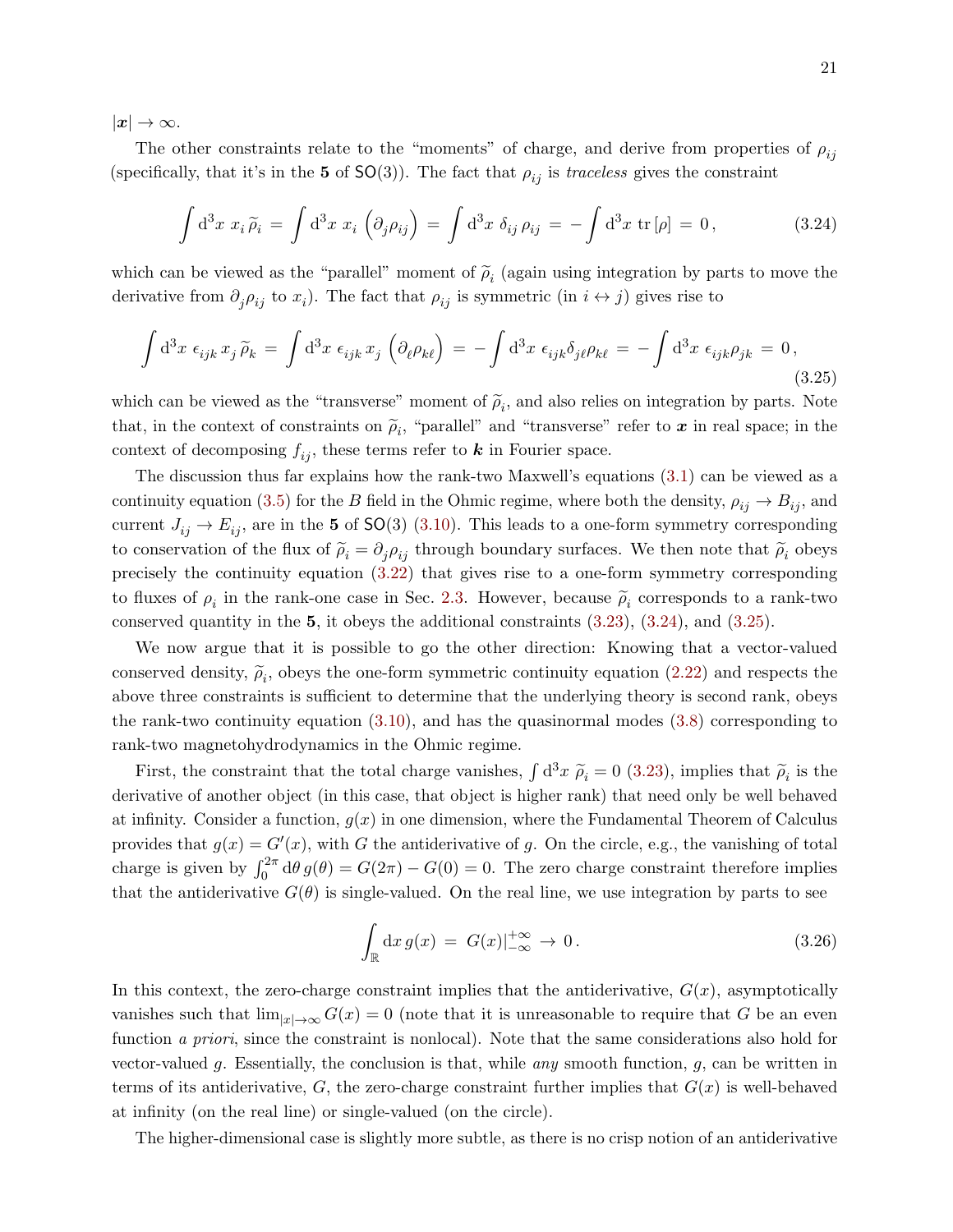$|\boldsymbol{x}| \to \infty$.

The other constraints relate to the "moments" of charge, and derive from properties of $\rho_{ij}$ (specifically, that it's in the **5** of $\mathsf{SO}(3)$). The fact that $\rho_{ij}$ is *traceless* gives the constraint

$$\int \mathrm{d}^3x \; x_i \, \widetilde{\rho}_i \, = \, \int \mathrm{d}^3x \; x_i \, \Big(\partial_j \rho_{ij}\Big) \, = \, \int \mathrm{d}^3x \; \delta_{ij} \, \rho_{ij} \, = \, -\int \mathrm{d}^3x \; \mathrm{tr}\,[\rho] \, = \, 0 \,, \tag{3.24}$$

which can be viewed as the "parallel" moment of $\widetilde{\rho}_i$ (again using integration by parts to move the derivative from $\partial_j \rho_{ij}$ to $x_i$). The fact that $\rho_{ij}$ is symmetric (in $i \leftrightarrow j$) gives rise to

$$\int \mathrm{d}^3x \; \epsilon_{ijk} \, x_j \, \widetilde{\rho}_k \, = \, \int \mathrm{d}^3x \; \epsilon_{ijk} \, x_j \, \Big(\partial_\ell \rho_{k\ell}\Big) \, = \, -\int \mathrm{d}^3x \; \epsilon_{ijk} \delta_{j\ell} \rho_{k\ell} \, = \, -\int \mathrm{d}^3x \; \epsilon_{ijk} \rho_{jk} \, = \, 0 \,, \tag{3.25}$$

which can be viewed as the "transverse" moment of $\widetilde{\rho}_i$, and also relies on integration by parts. Note that, in the context of constraints on $\widetilde{\rho}_i$, "parallel" and "transverse" refer to $\boldsymbol{x}$ in real space; in the context of decomposing $f_{ij}$, these terms refer to $\boldsymbol{k}$ in Fourier space.

The discussion thus far explains how the rank-two Maxwell's equations (3.1) can be viewed as a continuity equation (3.5) for the $B$ field in the Ohmic regime, where both the density, $\rho_{ij} \to B_{ij}$, and current $J_{ij} \to E_{ij}$, are in the **5** of $\mathsf{SO}(3)$ (3.10). This leads to a one-form symmetry corresponding to conservation of the flux of $\widetilde{\rho}_i = \partial_j \rho_{ij}$ through boundary surfaces. We then note that $\widetilde{\rho}_i$ obeys precisely the continuity equation (3.22) that gives rise to a one-form symmetry corresponding to fluxes of $\rho_i$ in the rank-one case in Sec. 2.3. However, because $\widetilde{\rho}_i$ corresponds to a rank-two conserved quantity in the **5**, it obeys the additional constraints (3.23), (3.24), and (3.25).

We now argue that it is possible to go the other direction: Knowing that a vector-valued conserved density, $\widetilde{\rho}_i$, obeys the one-form symmetric continuity equation (2.22) and respects the above three constraints is sufficient to determine that the underlying theory is second rank, obeys the rank-two continuity equation (3.10), and has the quasinormal modes (3.8) corresponding to rank-two magnetohydrodynamics in the Ohmic regime.

First, the constraint that the total charge vanishes, $\int \mathrm{d}^3x \; \widetilde{\rho}_i = 0$ (3.23), implies that $\widetilde{\rho}_i$ is the derivative of another object (in this case, that object is higher rank) that need only be well behaved at infinity. Consider a function, $g(x)$ in one dimension, where the Fundamental Theorem of Calculus provides that $g(x) = G'(x)$, with $G$ the antiderivative of $g$. On the circle, e.g., the vanishing of total charge is given by $\int_0^{2\pi} \mathrm{d}\theta \, g(\theta) = G(2\pi) - G(0) = 0$. The zero charge constraint therefore implies that the antiderivative $G(\theta)$ is single-valued. On the real line, we use integration by parts to see

$$\int_{\mathbb{R}} \mathrm{d}x \, g(x) \, = \, G(x)|_{-\infty}^{+\infty} \, \to \, 0 \,. \tag{3.26}$$

In this context, the zero-charge constraint implies that the antiderivative, $G(x)$, asymptotically vanishes such that $\lim_{|x|\to\infty} G(x) = 0$ (note that it is unreasonable to require that $G$ be an even function *a priori*, since the constraint is nonlocal). Note that the same considerations also hold for vector-valued $g$. Essentially, the conclusion is that, while *any* smooth function, $g$, can be written in terms of its antiderivative, $G$, the zero-charge constraint further implies that $G(x)$ is well-behaved at infinity (on the real line) or single-valued (on the circle).

The higher-dimensional case is slightly more subtle, as there is no crisp notion of an antiderivative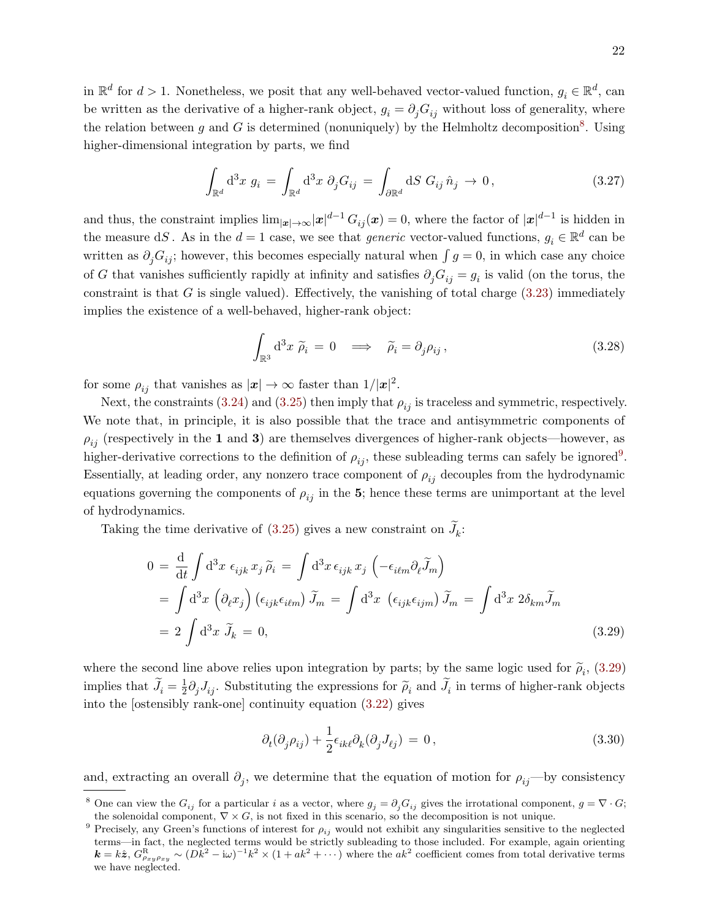in $\mathbb{R}^d$ for $d > 1$. Nonetheless, we posit that any well-behaved vector-valued function, $g_i \in \mathbb{R}^d$, can be written as the derivative of a higher-rank object, $g_i = \partial_j G_{ij}$ without loss of generality, where the relation between $g$ and $G$ is determined (nonuniquely) by the Helmholtz decomposition[8]. Using higher-dimensional integration by parts, we find

$$\int_{\mathbb{R}^d} \mathrm{d}^3x \; g_i \;=\; \int_{\mathbb{R}^d} \mathrm{d}^3x \; \partial_j G_{ij} \;=\; \int_{\partial\mathbb{R}^d} \mathrm{d}S \; G_{ij}\, \hat{n}_j \;\to\; 0\,, \tag{3.27}$$

and thus, the constraint implies $\lim_{|\boldsymbol{x}|\to\infty} |\boldsymbol{x}|^{d-1}\, G_{ij}(\boldsymbol{x}) = 0$, where the factor of $|\boldsymbol{x}|^{d-1}$ is hidden in the measure $\mathrm{d}S$. As in the $d = 1$ case, we see that *generic* vector-valued functions, $g_i \in \mathbb{R}^d$ can be written as $\partial_j G_{ij}$; however, this becomes especially natural when $\int g = 0$, in which case any choice of $G$ that vanishes sufficiently rapidly at infinity and satisfies $\partial_j G_{ij} = g_i$ is valid (on the torus, the constraint is that $G$ is single valued). Effectively, the vanishing of total charge (3.23) immediately implies the existence of a well-behaved, higher-rank object:

$$\int_{\mathbb{R}^3} \mathrm{d}^3x \; \widetilde{\rho}_i \;=\; 0 \quad\Longrightarrow\quad \widetilde{\rho}_i = \partial_j \rho_{ij}\,, \tag{3.28}$$

for some $\rho_{ij}$ that vanishes as $|\boldsymbol{x}| \to \infty$ faster than $1/|\boldsymbol{x}|^2$.

Next, the constraints (3.24) and (3.25) then imply that $\rho_{ij}$ is traceless and symmetric, respectively. We note that, in principle, it is also possible that the trace and antisymmetric components of $\rho_{ij}$ (respectively in the **1** and **3**) are themselves divergences of higher-rank objects—however, as higher-derivative corrections to the definition of $\rho_{ij}$, these subleading terms can safely be ignored[9]. Essentially, at leading order, any nonzero trace component of $\rho_{ij}$ decouples from the hydrodynamic equations governing the components of $\rho_{ij}$ in the **5**; hence these terms are unimportant at the level of hydrodynamics.

Taking the time derivative of (3.25) gives a new constraint on $\widetilde{J}_k$:

$$\begin{aligned}
0 \;&=\; \frac{\mathrm{d}}{\mathrm{d}t} \int \mathrm{d}^3x \; \epsilon_{ijk}\, x_j\, \widetilde{\rho}_i \;=\; \int \mathrm{d}^3x\, \epsilon_{ijk}\, x_j \left(-\epsilon_{i\ell m} \partial_\ell \widetilde{J}_m\right) \\
&=\; \int \mathrm{d}^3x \; \left(\partial_\ell x_j\right) \left(\epsilon_{ijk}\epsilon_{i\ell m}\right) \widetilde{J}_m \;=\; \int \mathrm{d}^3x \;\; \left(\epsilon_{ijk}\epsilon_{ijm}\right) \widetilde{J}_m \;=\; \int \mathrm{d}^3x \; 2\delta_{km} \widetilde{J}_m \\
&=\; 2 \int \mathrm{d}^3x \; \widetilde{J}_k \;=\; 0,
\end{aligned} \tag{3.29}$$

where the second line above relies upon integration by parts; by the same logic used for $\widetilde{\rho}_i$, (3.29) implies that $\widetilde{J}_i = \frac{1}{2}\partial_j J_{ij}$. Substituting the expressions for $\widetilde{\rho}_i$ and $\widetilde{J}_i$ in terms of higher-rank objects into the [ostensibly rank-one] continuity equation (3.22) gives

$$\partial_t(\partial_j \rho_{ij}) + \frac{1}{2}\epsilon_{ik\ell} \partial_k (\partial_j J_{\ell j}) \;=\; 0\,, \tag{3.30}$$

and, extracting an overall $\partial_j$, we determine that the equation of motion for $\rho_{ij}$—by consistency

---

[8] One can view the $G_{ij}$ for a particular $i$ as a vector, where $g_j = \partial_j G_{ij}$ gives the irrotational component, $g = \nabla \cdot G$; the solenoidal component, $\nabla \times G$, is not fixed in this scenario, so the decomposition is not unique.

[9] Precisely, any Green's functions of interest for $\rho_{ij}$ would not exhibit any singularities sensitive to the neglected terms—in fact, the neglected terms would be strictly subleading to those included. For example, again orienting $\boldsymbol{k} = k\hat{\boldsymbol{z}}$, $G^{\mathrm{R}}_{\rho_{xy}\rho_{xy}} \sim (Dk^2 - \mathrm{i}\omega)^{-1} k^2 \times (1 + ak^2 + \cdots)$ where the $ak^2$ coefficient comes from total derivative terms we have neglected.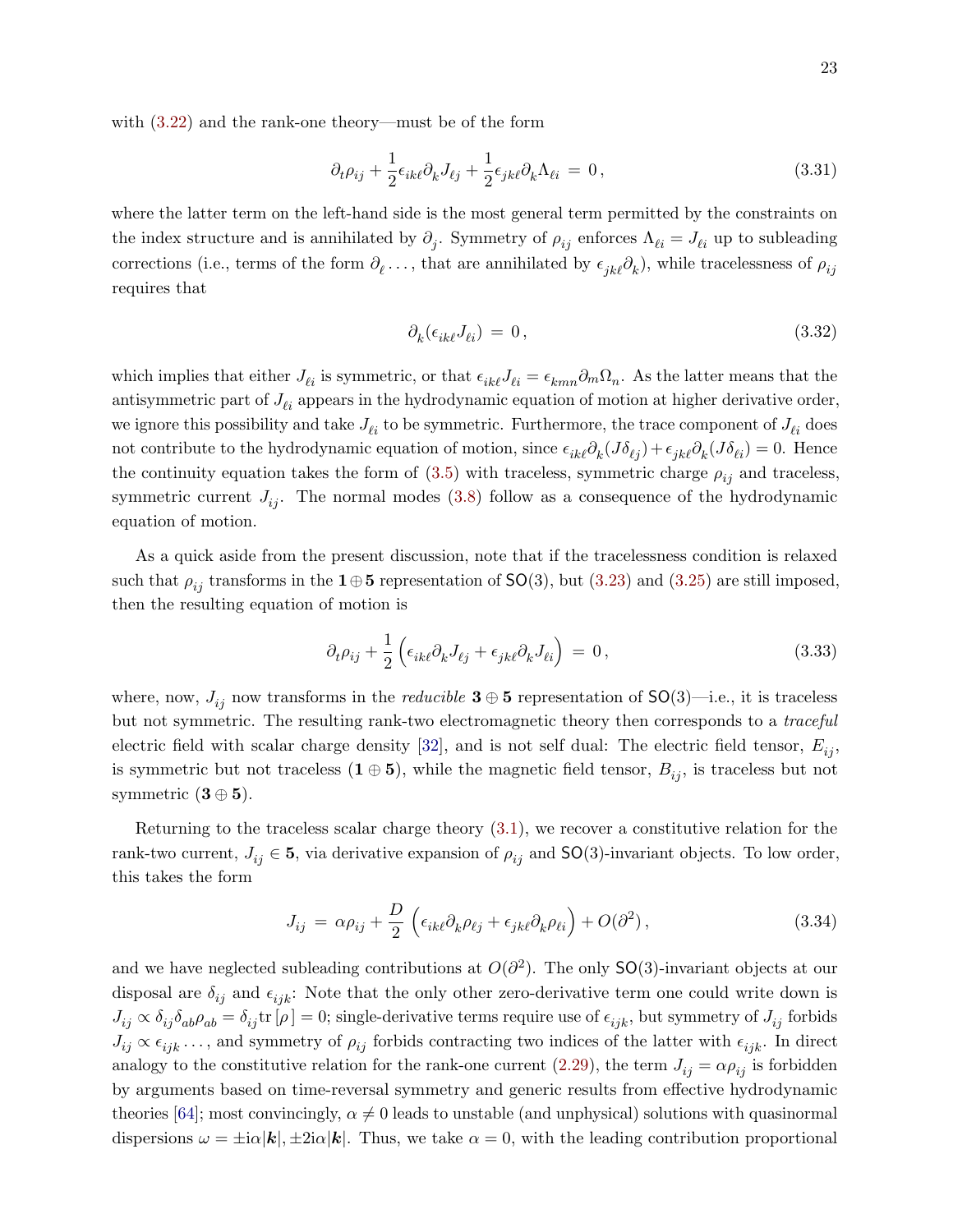with (3.22) and the rank-one theory—must be of the form

$$\partial_t \rho_{ij} + \frac{1}{2}\epsilon_{ik\ell}\partial_k J_{\ell j} + \frac{1}{2}\epsilon_{jk\ell}\partial_k \Lambda_{\ell i} \,=\, 0\,, \tag{3.31}$$

where the latter term on the left-hand side is the most general term permitted by the constraints on the index structure and is annihilated by $\partial_j$. Symmetry of $\rho_{ij}$ enforces $\Lambda_{\ell i} = J_{\ell i}$ up to subleading corrections (i.e., terms of the form $\partial_\ell \dots$, that are annihilated by $\epsilon_{jk\ell}\partial_k$), while tracelessness of $\rho_{ij}$ requires that

$$\partial_k (\epsilon_{ik\ell} J_{\ell i}) \,=\, 0\,, \tag{3.32}$$

which implies that either $J_{\ell i}$ is symmetric, or that $\epsilon_{ik\ell}J_{\ell i} = \epsilon_{kmn}\partial_m \Omega_n$. As the latter means that the antisymmetric part of $J_{\ell i}$ appears in the hydrodynamic equation of motion at higher derivative order, we ignore this possibility and take $J_{\ell i}$ to be symmetric. Furthermore, the trace component of $J_{\ell i}$ does not contribute to the hydrodynamic equation of motion, since $\epsilon_{ik\ell}\partial_k(J\delta_{\ell j}) + \epsilon_{jk\ell}\partial_k(J\delta_{\ell i}) = 0$. Hence the continuity equation takes the form of (3.5) with traceless, symmetric charge $\rho_{ij}$ and traceless, symmetric current $J_{ij}$. The normal modes (3.8) follow as a consequence of the hydrodynamic equation of motion.

As a quick aside from the present discussion, note that if the tracelessness condition is relaxed such that $\rho_{ij}$ transforms in the $\mathbf{1} \oplus \mathbf{5}$ representation of $\mathsf{SO}(3)$, but (3.23) and (3.25) are still imposed, then the resulting equation of motion is

$$\partial_t \rho_{ij} + \frac{1}{2}\left(\epsilon_{ik\ell}\partial_k J_{\ell j} + \epsilon_{jk\ell}\partial_k J_{\ell i}\right) \,=\, 0\,, \tag{3.33}$$

where, now, $J_{ij}$ now transforms in the *reducible* $\mathbf{3} \oplus \mathbf{5}$ representation of $\mathsf{SO}(3)$—i.e., it is traceless but not symmetric. The resulting rank-two electromagnetic theory then corresponds to a *traceful* electric field with scalar charge density [32], and is not self dual: The electric field tensor, $E_{ij}$, is symmetric but not traceless ($\mathbf{1} \oplus \mathbf{5}$), while the magnetic field tensor, $B_{ij}$, is traceless but not symmetric ($\mathbf{3} \oplus \mathbf{5}$).

Returning to the traceless scalar charge theory (3.1), we recover a constitutive relation for the rank-two current, $J_{ij} \in \mathbf{5}$, via derivative expansion of $\rho_{ij}$ and $\mathsf{SO}(3)$-invariant objects. To low order, this takes the form

$$J_{ij} \,=\, \alpha \rho_{ij} + \frac{D}{2}\left(\epsilon_{ik\ell}\partial_k \rho_{\ell j} + \epsilon_{jk\ell}\partial_k \rho_{\ell i}\right) + O(\partial^2)\,, \tag{3.34}$$

and we have neglected subleading contributions at $O(\partial^2)$. The only $\mathsf{SO}(3)$-invariant objects at our disposal are $\delta_{ij}$ and $\epsilon_{ijk}$: Note that the only other zero-derivative term one could write down is $J_{ij} \propto \delta_{ij}\delta_{ab}\rho_{ab} = \delta_{ij}\mathrm{tr}\,[\rho\,] = 0$; single-derivative terms require use of $\epsilon_{ijk}$, but symmetry of $J_{ij}$ forbids $J_{ij} \propto \epsilon_{ijk}\dots$, and symmetry of $\rho_{ij}$ forbids contracting two indices of the latter with $\epsilon_{ijk}$. In direct analogy to the constitutive relation for the rank-one current (2.29), the term $J_{ij} = \alpha\rho_{ij}$ is forbidden by arguments based on time-reversal symmetry and generic results from effective hydrodynamic theories [64]; most convincingly, $\alpha \neq 0$ leads to unstable (and unphysical) solutions with quasinormal dispersions $\omega = \pm \mathrm{i}\alpha|\boldsymbol{k}|, \pm 2\mathrm{i}\alpha|\boldsymbol{k}|$. Thus, we take $\alpha = 0$, with the leading contribution proportional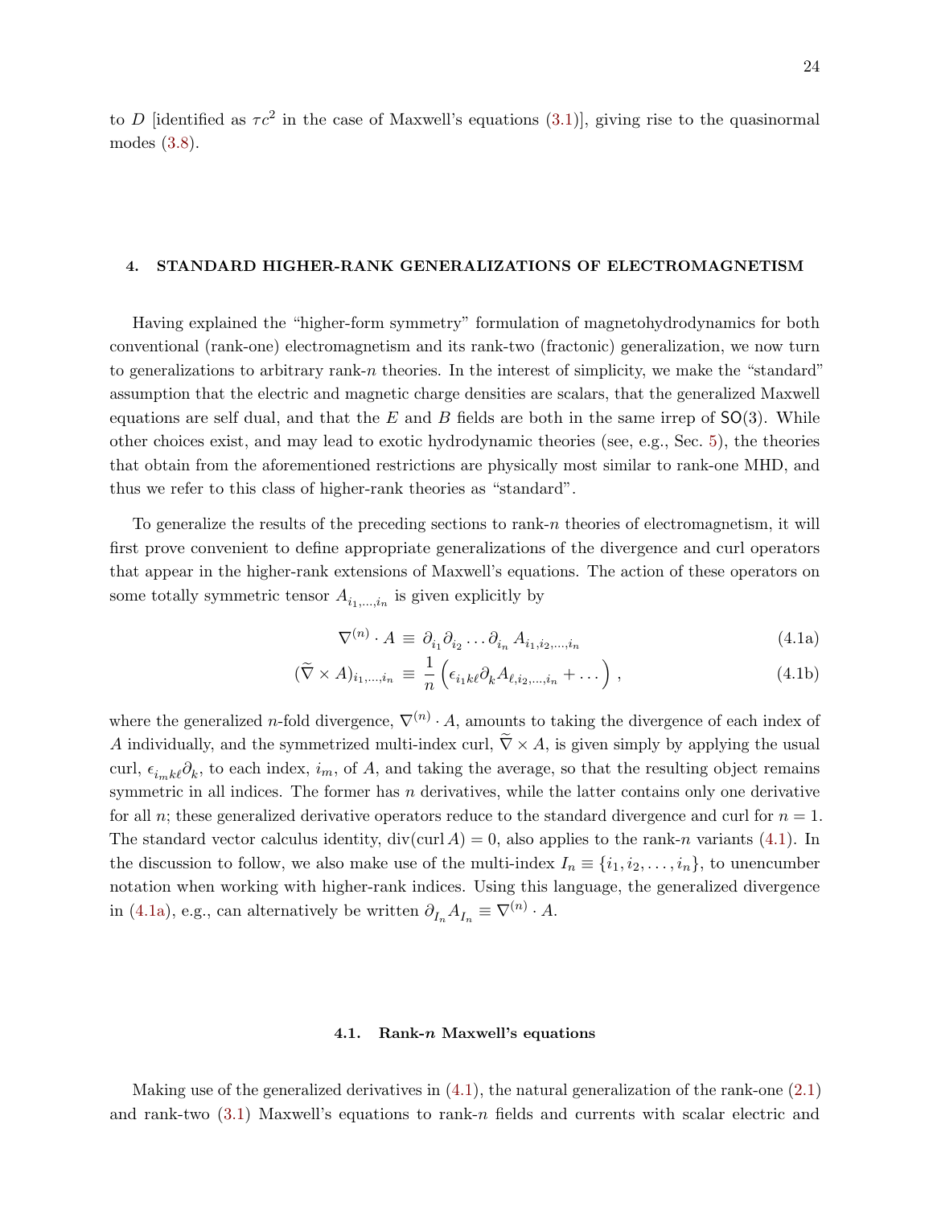to $D$ [identified as $\tau c^2$ in the case of Maxwell's equations (3.1)], giving rise to the quasinormal modes (3.8).

## 4. STANDARD HIGHER-RANK GENERALIZATIONS OF ELECTROMAGNETISM

Having explained the "higher-form symmetry" formulation of magnetohydrodynamics for both conventional (rank-one) electromagnetism and its rank-two (fractonic) generalization, we now turn to generalizations to arbitrary rank-$n$ theories. In the interest of simplicity, we make the "standard" assumption that the electric and magnetic charge densities are scalars, that the generalized Maxwell equations are self dual, and that the $E$ and $B$ fields are both in the same irrep of $\mathsf{SO}(3)$. While other choices exist, and may lead to exotic hydrodynamic theories (see, e.g., Sec. 5), the theories that obtain from the aforementioned restrictions are physically most similar to rank-one MHD, and thus we refer to this class of higher-rank theories as "standard".

To generalize the results of the preceding sections to rank-$n$ theories of electromagnetism, it will first prove convenient to define appropriate generalizations of the divergence and curl operators that appear in the higher-rank extensions of Maxwell's equations. The action of these operators on some totally symmetric tensor $A_{i_1,\dots,i_n}$ is given explicitly by

$$\nabla^{(n)} \cdot A \equiv \partial_{i_1}\partial_{i_2}\dots\partial_{i_n} A_{i_1,i_2,\dots,i_n} \tag{4.1a}$$

$$(\widetilde{\nabla} \times A)_{i_1,\dots,i_n} \equiv \frac{1}{n}\left(\epsilon_{i_1 k \ell}\partial_k A_{\ell,i_2,\dots,i_n} + \dots\right), \tag{4.1b}$$

where the generalized $n$-fold divergence, $\nabla^{(n)} \cdot A$, amounts to taking the divergence of each index of $A$ individually, and the symmetrized multi-index curl, $\widetilde{\nabla} \times A$, is given simply by applying the usual curl, $\epsilon_{i_m k \ell}\partial_k$, to each index, $i_m$, of $A$, and taking the average, so that the resulting object remains symmetric in all indices. The former has $n$ derivatives, while the latter contains only one derivative for all $n$; these generalized derivative operators reduce to the standard divergence and curl for $n = 1$. The standard vector calculus identity, $\text{div}(\text{curl}\, A) = 0$, also applies to the rank-$n$ variants (4.1). In the discussion to follow, we also make use of the multi-index $I_n \equiv \{i_1, i_2, \dots, i_n\}$, to unencumber notation when working with higher-rank indices. Using this language, the generalized divergence in (4.1a), e.g., can alternatively be written $\partial_{I_n} A_{I_n} \equiv \nabla^{(n)} \cdot A$.

### 4.1. Rank-$n$ Maxwell's equations

Making use of the generalized derivatives in (4.1), the natural generalization of the rank-one (2.1) and rank-two (3.1) Maxwell's equations to rank-$n$ fields and currents with scalar electric and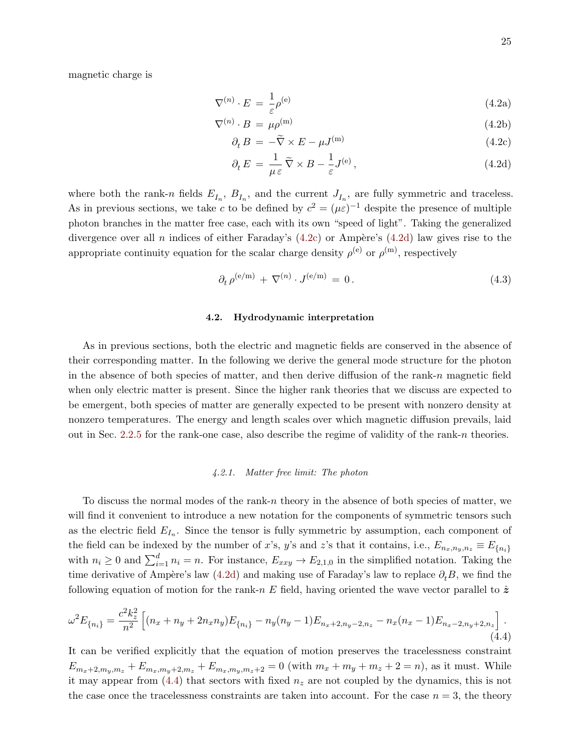magnetic charge is

$$
\begin{aligned}
\nabla^{(n)} \cdot E &= \frac{1}{\varepsilon}\rho^{(\mathrm{e})} && \text{(4.2a)}\\
\nabla^{(n)} \cdot B &= \mu\rho^{(\mathrm{m})} && \text{(4.2b)}\\
\partial_t B &= -\widetilde{\nabla} \times E - \mu J^{(\mathrm{m})} && \text{(4.2c)}\\
\partial_t E &= \frac{1}{\mu\,\varepsilon}\,\widetilde{\nabla} \times B - \frac{1}{\varepsilon}J^{(\mathrm{e})}\,, && \text{(4.2d)}
\end{aligned}
$$

where both the rank-$n$ fields $E_{I_n}$, $B_{I_n}$, and the current $J_{I_n}$, are fully symmetric and traceless. As in previous sections, we take $c$ to be defined by $c^2 = (\mu\varepsilon)^{-1}$ despite the presence of multiple photon branches in the matter free case, each with its own "speed of light". Taking the generalized divergence over all $n$ indices of either Faraday's (4.2c) or Ampère's (4.2d) law gives rise to the appropriate continuity equation for the scalar charge density $\rho^{(\mathrm{e})}$ or $\rho^{(\mathrm{m})}$, respectively

$$
\partial_t\, \rho^{(\mathrm{e/m})} \,+\, \nabla^{(n)} \cdot J^{(\mathrm{e/m})} \,=\, 0\,. \tag{4.3}
$$

### 4.2. Hydrodynamic interpretation

As in previous sections, both the electric and magnetic fields are conserved in the absence of their corresponding matter. In the following we derive the general mode structure for the photon in the absence of both species of matter, and then derive diffusion of the rank-$n$ magnetic field when only electric matter is present. Since the higher rank theories that we discuss are expected to be emergent, both species of matter are generally expected to be present with nonzero density at nonzero temperatures. The energy and length scales over which magnetic diffusion prevails, laid out in Sec. 2.2.5 for the rank-one case, also describe the regime of validity of the rank-$n$ theories.

#### *4.2.1. Matter free limit: The photon*

To discuss the normal modes of the rank-$n$ theory in the absence of both species of matter, we will find it convenient to introduce a new notation for the components of symmetric tensors such as the electric field $E_{I_n}$. Since the tensor is fully symmetric by assumption, each component of the field can be indexed by the number of $x$'s, $y$'s and $z$'s that it contains, i.e., $E_{n_x,n_y,n_z} \equiv E_{\{n_i\}}$ with $n_i \geq 0$ and $\sum_{i=1}^{d} n_i = n$. For instance, $E_{xxy} \to E_{2,1,0}$ in the simplified notation. Taking the time derivative of Ampère's law (4.2d) and making use of Faraday's law to replace $\partial_t B$, we find the following equation of motion for the rank-$n$ $E$ field, having oriented the wave vector parallel to $\hat{\boldsymbol{z}}$

$$
\omega^2 E_{\{n_i\}} = \frac{c^2 k_z^2}{n^2}\left[(n_x + n_y + 2n_x n_y)E_{\{n_i\}} - n_y(n_y-1)E_{n_x+2,n_y-2,n_z} - n_x(n_x-1)E_{n_x-2,n_y+2,n_z}\right]. \tag{4.4}
$$

It can be verified explicitly that the equation of motion preserves the tracelessness constraint $E_{m_x+2,m_y,m_z} + E_{m_x,m_y+2,m_z} + E_{m_x,m_y,m_z+2} = 0$ (with $m_x + m_y + m_z + 2 = n$), as it must. While it may appear from (4.4) that sectors with fixed $n_z$ are not coupled by the dynamics, this is not the case once the tracelessness constraints are taken into account. For the case $n = 3$, the theory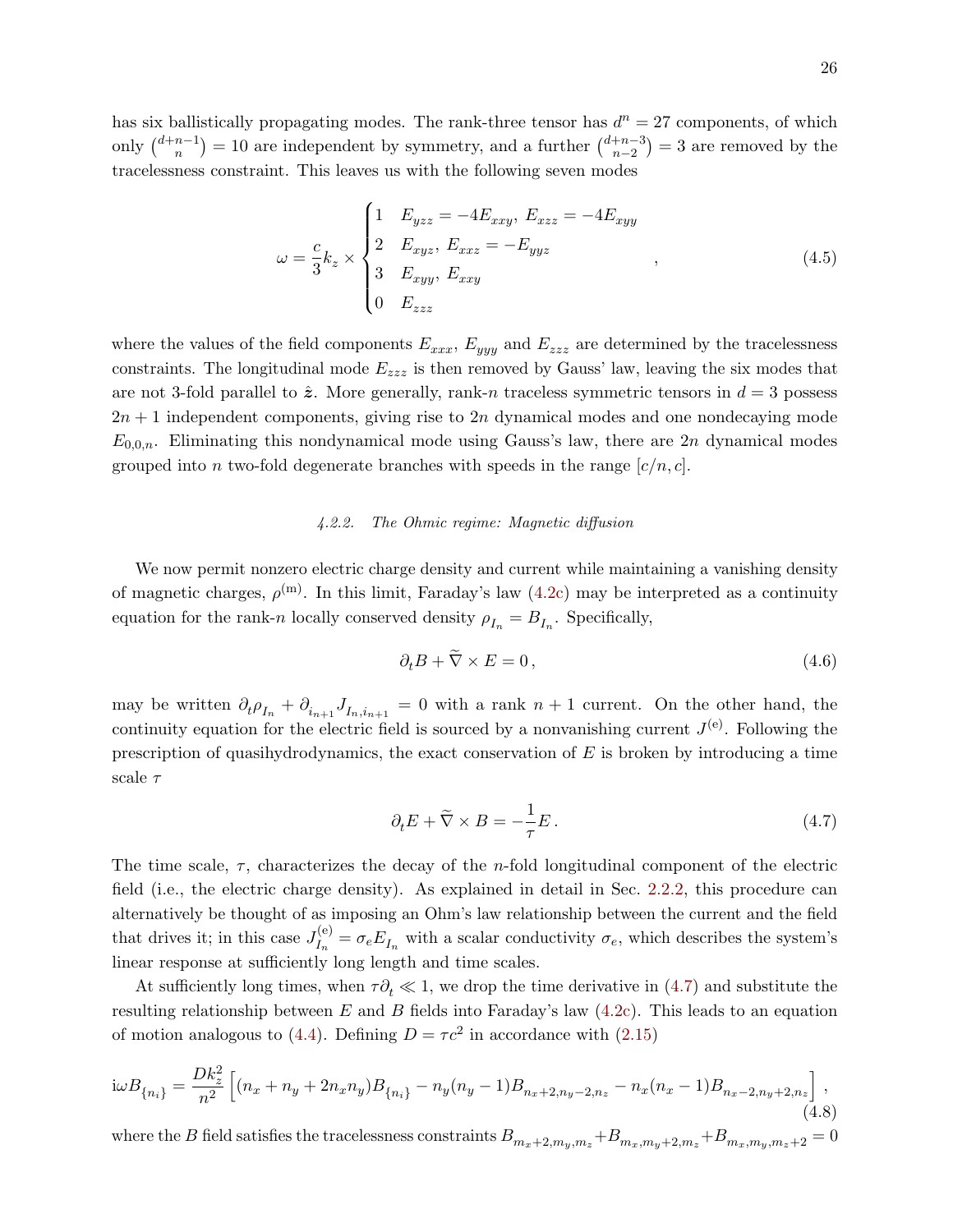has six ballistically propagating modes. The rank-three tensor has $d^n = 27$ components, of which only $\binom{d+n-1}{n} = 10$ are independent by symmetry, and a further $\binom{d+n-3}{n-2} = 3$ are removed by the tracelessness constraint. This leaves us with the following seven modes

$$\omega = \frac{c}{3}k_z \times \begin{cases} 1 & E_{yzz} = -4E_{xxy},\ E_{xzz} = -4E_{xyy} \\ 2 & E_{xyz},\ E_{xxz} = -E_{yyz} \\ 3 & E_{xyy},\ E_{xxy} \\ 0 & E_{zzz} \end{cases}, \tag{4.5}$$

where the values of the field components $E_{xxx}$, $E_{yyy}$ and $E_{zzz}$ are determined by the tracelessness constraints. The longitudinal mode $E_{zzz}$ is then removed by Gauss' law, leaving the six modes that are not 3-fold parallel to $\hat{\boldsymbol{z}}$. More generally, rank-$n$ traceless symmetric tensors in $d = 3$ possess $2n+1$ independent components, giving rise to $2n$ dynamical modes and one nondecaying mode $E_{0,0,n}$. Eliminating this nondynamical mode using Gauss's law, there are $2n$ dynamical modes grouped into $n$ two-fold degenerate branches with speeds in the range $[c/n, c]$.

#### *4.2.2. The Ohmic regime: Magnetic diffusion*

We now permit nonzero electric charge density and current while maintaining a vanishing density of magnetic charges, $\rho^{(\mathrm{m})}$. In this limit, Faraday's law (4.2c) may be interpreted as a continuity equation for the rank-$n$ locally conserved density $\rho_{I_n} = B_{I_n}$. Specifically,

$$\partial_t B + \widetilde{\nabla} \times E = 0\,, \tag{4.6}$$

may be written $\partial_t \rho_{I_n} + \partial_{i_{n+1}} J_{I_n, i_{n+1}} = 0$ with a rank $n+1$ current. On the other hand, the continuity equation for the electric field is sourced by a nonvanishing current $J^{(\mathrm{e})}$. Following the prescription of quasihydrodynamics, the exact conservation of $E$ is broken by introducing a time scale $\tau$

$$\partial_t E + \widetilde{\nabla} \times B = -\frac{1}{\tau} E\,. \tag{4.7}$$

The time scale, $\tau$, characterizes the decay of the $n$-fold longitudinal component of the electric field (i.e., the electric charge density). As explained in detail in Sec. 2.2.2, this procedure can alternatively be thought of as imposing an Ohm's law relationship between the current and the field that drives it; in this case $J^{(\mathrm{e})}_{I_n} = \sigma_e E_{I_n}$ with a scalar conductivity $\sigma_e$, which describes the system's linear response at sufficiently long length and time scales.

At sufficiently long times, when $\tau\partial_t \ll 1$, we drop the time derivative in (4.7) and substitute the resulting relationship between $E$ and $B$ fields into Faraday's law (4.2c). This leads to an equation of motion analogous to (4.4). Defining $D = \tau c^2$ in accordance with (2.15)

$$\mathrm{i}\omega B_{\{n_i\}} = \frac{D k_z^2}{n^2}\Big[(n_x + n_y + 2n_x n_y)B_{\{n_i\}} - n_y(n_y-1)B_{n_x+2,n_y-2,n_z} - n_x(n_x-1)B_{n_x-2,n_y+2,n_z}\Big]\,, \tag{4.8}$$

where the $B$ field satisfies the tracelessness constraints $B_{m_x+2,m_y,m_z} + B_{m_x,m_y+2,m_z} + B_{m_x,m_y,m_z+2} = 0$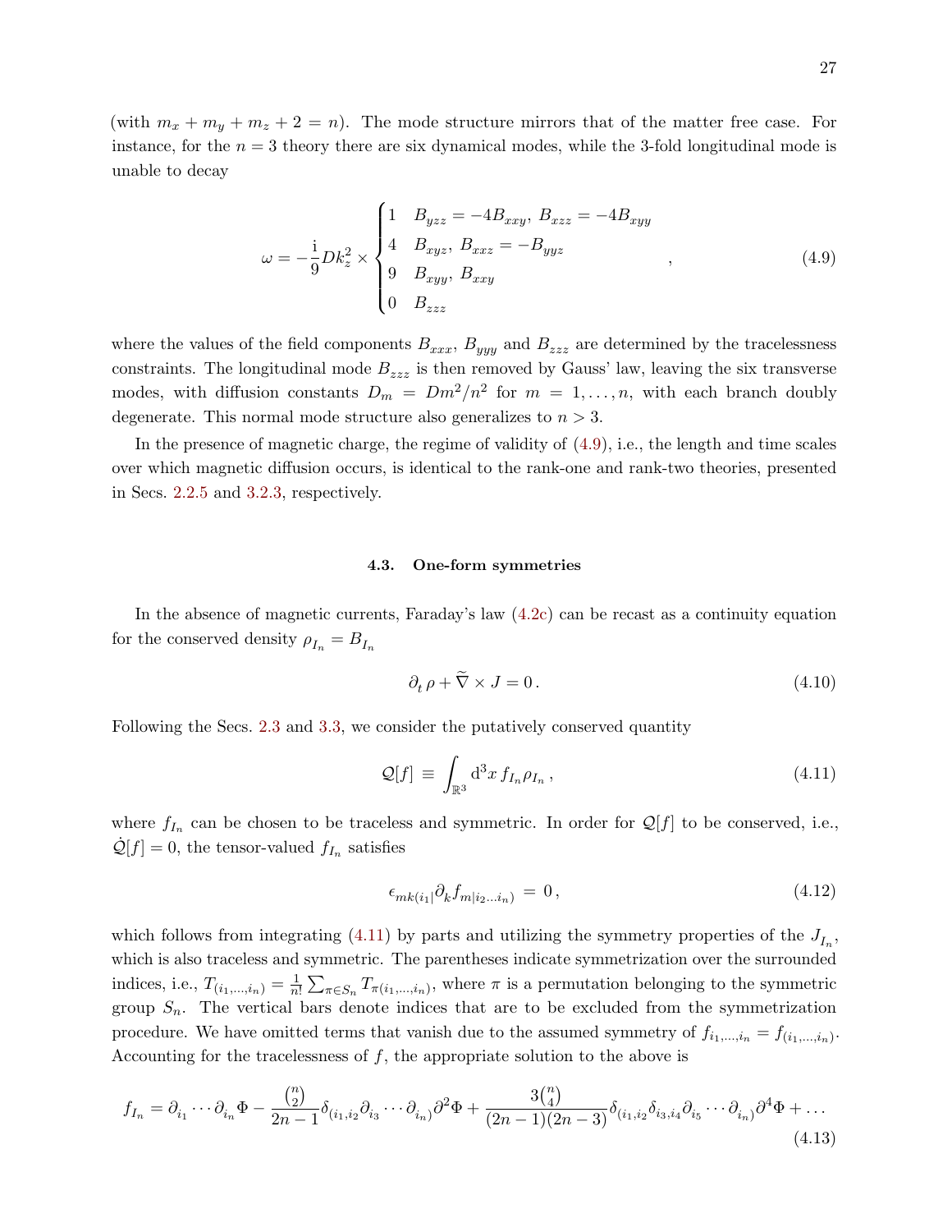(with $m_x + m_y + m_z + 2 = n$). The mode structure mirrors that of the matter free case. For instance, for the $n = 3$ theory there are six dynamical modes, while the 3-fold longitudinal mode is unable to decay

$$
\omega = -\frac{\mathrm{i}}{9} D k_z^2 \times \begin{cases} 1 & B_{yzz} = -4B_{xxy},\ B_{xzz} = -4B_{xyy} \\ 4 & B_{xyz},\ B_{xxz} = -B_{yyz} \\ 9 & B_{xyy},\ B_{xxy} \\ 0 & B_{zzz} \end{cases} , \tag{4.9}
$$

where the values of the field components $B_{xxx}$, $B_{yyy}$ and $B_{zzz}$ are determined by the tracelessness constraints. The longitudinal mode $B_{zzz}$ is then removed by Gauss' law, leaving the six transverse modes, with diffusion constants $D_m = Dm^2/n^2$ for $m = 1, \ldots, n$, with each branch doubly degenerate. This normal mode structure also generalizes to $n > 3$.

In the presence of magnetic charge, the regime of validity of (4.9), i.e., the length and time scales over which magnetic diffusion occurs, is identical to the rank-one and rank-two theories, presented in Secs. 2.2.5 and 3.2.3, respectively.

### 4.3. One-form symmetries

In the absence of magnetic currents, Faraday's law (4.2c) can be recast as a continuity equation for the conserved density $\rho_{I_n} = B_{I_n}$

$$
\partial_t \rho + \widetilde{\nabla} \times J = 0 \,. \tag{4.10}
$$

Following the Secs. 2.3 and 3.3, we consider the putatively conserved quantity

$$
\mathcal{Q}[f] \equiv \int_{\mathbb{R}^3} \mathrm{d}^3 x \, f_{I_n} \rho_{I_n} \,, \tag{4.11}
$$

where $f_{I_n}$ can be chosen to be traceless and symmetric. In order for $\mathcal{Q}[f]$ to be conserved, i.e., $\dot{\mathcal{Q}}[f] = 0$, the tensor-valued $f_{I_n}$ satisfies

$$
\epsilon_{mk(i_1|} \partial_k f_{m|i_2 \ldots i_n)} = 0 \,, \tag{4.12}
$$

which follows from integrating (4.11) by parts and utilizing the symmetry properties of the $J_{I_n}$, which is also traceless and symmetric. The parentheses indicate symmetrization over the surrounded indices, i.e., $T_{(i_1,\ldots,i_n)} = \frac{1}{n!}\sum_{\pi \in S_n} T_{\pi(i_1,\ldots,i_n)}$, where $\pi$ is a permutation belonging to the symmetric group $S_n$. The vertical bars denote indices that are to be excluded from the symmetrization procedure. We have omitted terms that vanish due to the assumed symmetry of $f_{i_1,\ldots,i_n} = f_{(i_1,\ldots,i_n)}$. Accounting for the tracelessness of $f$, the appropriate solution to the above is

$$
f_{I_n} = \partial_{i_1} \cdots \partial_{i_n} \Phi - \frac{\binom{n}{2}}{2n-1} \delta_{(i_1,i_2} \partial_{i_3} \cdots \partial_{i_n)} \partial^2 \Phi + \frac{3\binom{n}{4}}{(2n-1)(2n-3)} \delta_{(i_1,i_2} \delta_{i_3,i_4} \partial_{i_5} \cdots \partial_{i_n)} \partial^4 \Phi + \ldots \tag{4.13}
$$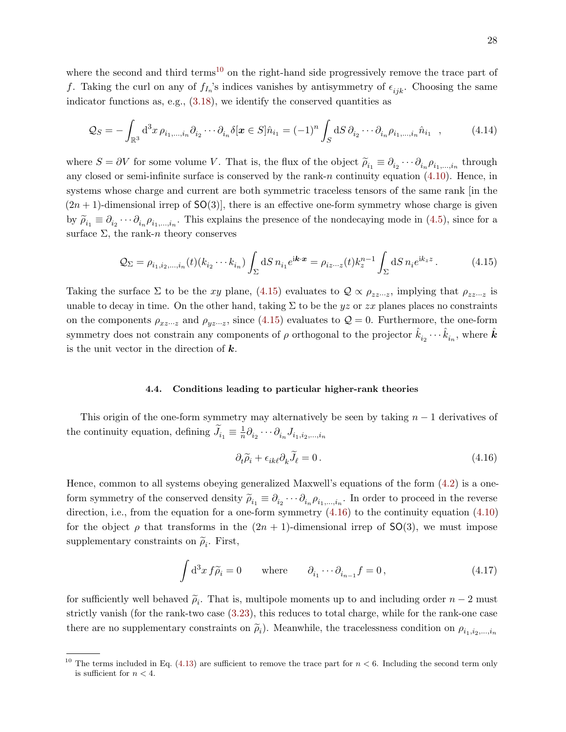where the second and third terms[10] on the right-hand side progressively remove the trace part of $f$. Taking the curl on any of $f_{I_n}$'s indices vanishes by antisymmetry of $\epsilon_{ijk}$. Choosing the same indicator functions as, e.g., (3.18), we identify the conserved quantities as

$$
\mathcal{Q}_S = -\int_{\mathbb{R}^3} \mathrm{d}^3x\, \rho_{i_1,\dots,i_n} \partial_{i_2} \cdots \partial_{i_n} \delta[\boldsymbol{x} \in S] \hat{n}_{i_1} = (-1)^n \int_S \mathrm{d}S\, \partial_{i_2} \cdots \partial_{i_n} \rho_{i_1,\dots,i_n} \hat{n}_{i_1} \;\;, \tag{4.14}
$$

where $S = \partial V$ for some volume $V$. That is, the flux of the object $\widetilde{\rho}_{i_1} \equiv \partial_{i_2} \cdots \partial_{i_n} \rho_{i_1,\dots,i_n}$ through any closed or semi-infinite surface is conserved by the rank-$n$ continuity equation (4.10). Hence, in systems whose charge and current are both symmetric traceless tensors of the same rank [in the $(2n+1)$-dimensional irrep of $\mathsf{SO}(3)$], there is an effective one-form symmetry whose charge is given by $\widetilde{\rho}_{i_1} \equiv \partial_{i_2} \cdots \partial_{i_n} \rho_{i_1,\dots,i_n}$. This explains the presence of the nondecaying mode in (4.5), since for a surface $\Sigma$, the rank-$n$ theory conserves

$$
\mathcal{Q}_\Sigma = \rho_{i_1,i_2,\dots,i_n}(t)(k_{i_2} \cdots k_{i_n}) \int_\Sigma \mathrm{d}S\, n_{i_1} e^{\mathrm{i}\boldsymbol{k}\cdot\boldsymbol{x}} = \rho_{iz\cdots z}(t) k_z^{n-1} \int_\Sigma \mathrm{d}S\, n_i e^{\mathrm{i}k_z z} \,. \tag{4.15}
$$

Taking the surface $\Sigma$ to be the $xy$ plane, (4.15) evaluates to $\mathcal{Q} \propto \rho_{zz\cdots z}$, implying that $\rho_{zz\cdots z}$ is unable to decay in time. On the other hand, taking $\Sigma$ to be the $yz$ or $zx$ planes places no constraints on the components $\rho_{xz\cdots z}$ and $\rho_{yz\cdots z}$, since (4.15) evaluates to $\mathcal{Q} = 0$. Furthermore, the one-form symmetry does not constrain any components of $\rho$ orthogonal to the projector $\hat{k}_{i_2} \cdots \hat{k}_{i_n}$, where $\hat{\boldsymbol{k}}$ is the unit vector in the direction of $\boldsymbol{k}$.

### 4.4. Conditions leading to particular higher-rank theories

This origin of the one-form symmetry may alternatively be seen by taking $n-1$ derivatives of the continuity equation, defining $\widetilde{J}_{i_1} \equiv \frac{1}{n} \partial_{i_2} \cdots \partial_{i_n} J_{i_1,i_2,\dots,i_n}$

$$
\partial_t \widetilde{\rho}_i + \epsilon_{ik\ell} \partial_k \widetilde{J}_\ell = 0 \,. \tag{4.16}
$$

Hence, common to all systems obeying generalized Maxwell's equations of the form (4.2) is a one-form symmetry of the conserved density $\widetilde{\rho}_{i_1} \equiv \partial_{i_2} \cdots \partial_{i_n} \rho_{i_1,\dots,i_n}$. In order to proceed in the reverse direction, i.e., from the equation for a one-form symmetry (4.16) to the continuity equation (4.10) for the object $\rho$ that transforms in the $(2n+1)$-dimensional irrep of $\mathsf{SO}(3)$, we must impose supplementary constraints on $\widetilde{\rho}_i$. First,

$$
\int \mathrm{d}^3x\, f \widetilde{\rho}_i = 0 \qquad \text{where} \qquad \partial_{i_1} \cdots \partial_{i_{n-1}} f = 0 \,, \tag{4.17}
$$

for sufficiently well behaved $\widetilde{\rho}_i$. That is, multipole moments up to and including order $n-2$ must strictly vanish (for the rank-two case (3.23), this reduces to total charge, while for the rank-one case there are no supplementary constraints on $\widetilde{\rho}_i$). Meanwhile, the tracelessness condition on $\rho_{i_1,i_2,\dots,i_n}$

[10] The terms included in Eq. (4.13) are sufficient to remove the trace part for $n < 6$. Including the second term only is sufficient for $n < 4$.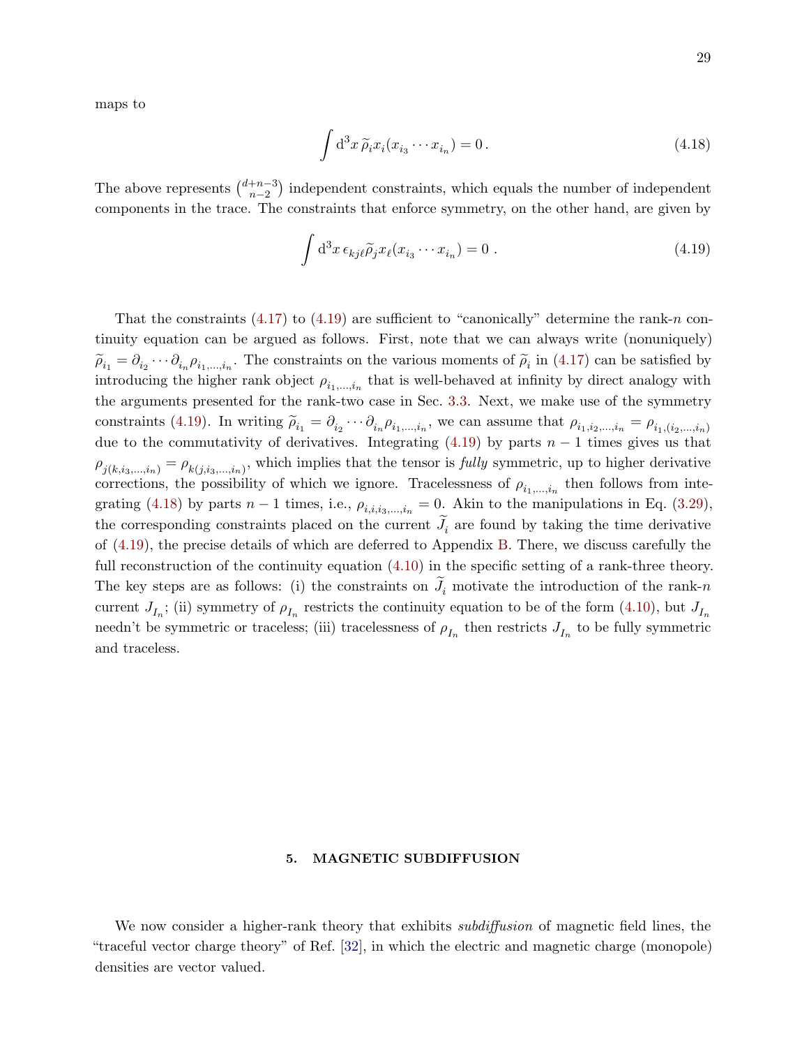maps to

$$\int \mathrm{d}^3x\, \widetilde{\rho}_i x_i (x_{i_3} \cdots x_{i_n}) = 0\,. \tag{4.18}$$

The above represents $\binom{d+n-3}{n-2}$ independent constraints, which equals the number of independent components in the trace. The constraints that enforce symmetry, on the other hand, are given by

$$\int \mathrm{d}^3x\, \epsilon_{kj\ell} \widetilde{\rho}_j x_\ell (x_{i_3} \cdots x_{i_n}) = 0\ . \tag{4.19}$$

That the constraints (4.17) to (4.19) are sufficient to "canonically" determine the rank-$n$ continuity equation can be argued as follows. First, note that we can always write (nonuniquely) $\widetilde{\rho}_{i_1} = \partial_{i_2} \cdots \partial_{i_n} \rho_{i_1,\dots,i_n}$. The constraints on the various moments of $\widetilde{\rho}_i$ in (4.17) can be satisfied by introducing the higher rank object $\rho_{i_1,\dots,i_n}$ that is well-behaved at infinity by direct analogy with the arguments presented for the rank-two case in Sec. 3.3. Next, we make use of the symmetry constraints (4.19). In writing $\widetilde{\rho}_{i_1} = \partial_{i_2} \cdots \partial_{i_n} \rho_{i_1,\dots,i_n}$, we can assume that $\rho_{i_1,i_2,\dots,i_n} = \rho_{i_1,(i_2,\dots,i_n)}$ due to the commutativity of derivatives. Integrating (4.19) by parts $n-1$ times gives us that $\rho_{j(k,i_3,\dots,i_n)} = \rho_{k(j,i_3,\dots,i_n)}$, which implies that the tensor is *fully* symmetric, up to higher derivative corrections, the possibility of which we ignore. Tracelessness of $\rho_{i_1,\dots,i_n}$ then follows from integrating (4.18) by parts $n-1$ times, i.e., $\rho_{i,i,i_3,\dots,i_n} = 0$. Akin to the manipulations in Eq. (3.29), the corresponding constraints placed on the current $\widetilde{J}_i$ are found by taking the time derivative of (4.19), the precise details of which are deferred to Appendix B. There, we discuss carefully the full reconstruction of the continuity equation (4.10) in the specific setting of a rank-three theory. The key steps are as follows: (i) the constraints on $\widetilde{J}_i$ motivate the introduction of the rank-$n$ current $J_{I_n}$; (ii) symmetry of $\rho_{I_n}$ restricts the continuity equation to be of the form (4.10), but $J_{I_n}$ needn't be symmetric or traceless; (iii) tracelessness of $\rho_{I_n}$ then restricts $J_{I_n}$ to be fully symmetric and traceless.

## 5. MAGNETIC SUBDIFFUSION

We now consider a higher-rank theory that exhibits *subdiffusion* of magnetic field lines, the "traceful vector charge theory" of Ref. [32], in which the electric and magnetic charge (monopole) densities are vector valued.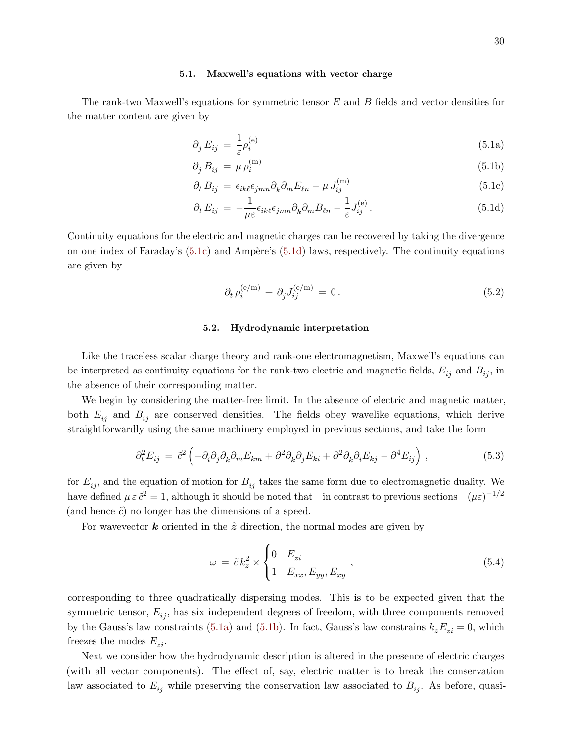### 5.1. Maxwell's equations with vector charge

The rank-two Maxwell's equations for symmetric tensor $E$ and $B$ fields and vector densities for the matter content are given by

$$
\partial_j E_{ij} = \frac{1}{\varepsilon}\rho_i^{(\mathrm{e})} \tag{5.1a}
$$

$$
\partial_j B_{ij} = \mu\,\rho_i^{(\mathrm{m})} \tag{5.1b}
$$

$$
\partial_t B_{ij} = \epsilon_{ik\ell}\epsilon_{jmn}\partial_k\partial_m E_{\ell n} - \mu\, J_{ij}^{(\mathrm{m})} \tag{5.1c}
$$

$$
\partial_t E_{ij} = -\frac{1}{\mu\varepsilon}\epsilon_{ik\ell}\epsilon_{jmn}\partial_k\partial_m B_{\ell n} - \frac{1}{\varepsilon}J_{ij}^{(\mathrm{e})}\,. \tag{5.1d}
$$

Continuity equations for the electric and magnetic charges can be recovered by taking the divergence on one index of Faraday's (5.1c) and Ampère's (5.1d) laws, respectively. The continuity equations are given by

$$
\partial_t\,\rho_i^{(\mathrm{e/m})} + \partial_j J_{ij}^{(\mathrm{e/m})} = 0\,. \tag{5.2}
$$

### 5.2. Hydrodynamic interpretation

Like the traceless scalar charge theory and rank-one electromagnetism, Maxwell's equations can be interpreted as continuity equations for the rank-two electric and magnetic fields, $E_{ij}$ and $B_{ij}$, in the absence of their corresponding matter.

We begin by considering the matter-free limit. In the absence of electric and magnetic matter, both $E_{ij}$ and $B_{ij}$ are conserved densities. The fields obey wavelike equations, which derive straightforwardly using the same machinery employed in previous sections, and take the form

$$
\partial_t^2 E_{ij} = \tilde{c}^2\left(-\partial_i\partial_j\partial_k\partial_m E_{km} + \partial^2\partial_k\partial_j E_{ki} + \partial^2\partial_k\partial_i E_{kj} - \partial^4 E_{ij}\right)\,, \tag{5.3}
$$

for $E_{ij}$, and the equation of motion for $B_{ij}$ takes the same form due to electromagnetic duality. We have defined $\mu\,\varepsilon\,\tilde{c}^2 = 1$, although it should be noted that—in contrast to previous sections—$(\mu\varepsilon)^{-1/2}$ (and hence $\tilde{c}$) no longer has the dimensions of a speed.

For wavevector $\boldsymbol{k}$ oriented in the $\hat{\boldsymbol{z}}$ direction, the normal modes are given by

$$
\omega = \tilde{c}\,k_z^2 \times \begin{cases} 0 & E_{zi} \\ 1 & E_{xx}, E_{yy}, E_{xy} \end{cases}\,, \tag{5.4}
$$

corresponding to three quadratically dispersing modes. This is to be expected given that the symmetric tensor, $E_{ij}$, has six independent degrees of freedom, with three components removed by the Gauss's law constraints (5.1a) and (5.1b). In fact, Gauss's law constrains $k_z E_{zi} = 0$, which freezes the modes $E_{zi}$.

Next we consider how the hydrodynamic description is altered in the presence of electric charges (with all vector components). The effect of, say, electric matter is to break the conservation law associated to $E_{ij}$ while preserving the conservation law associated to $B_{ij}$. As before, quasi-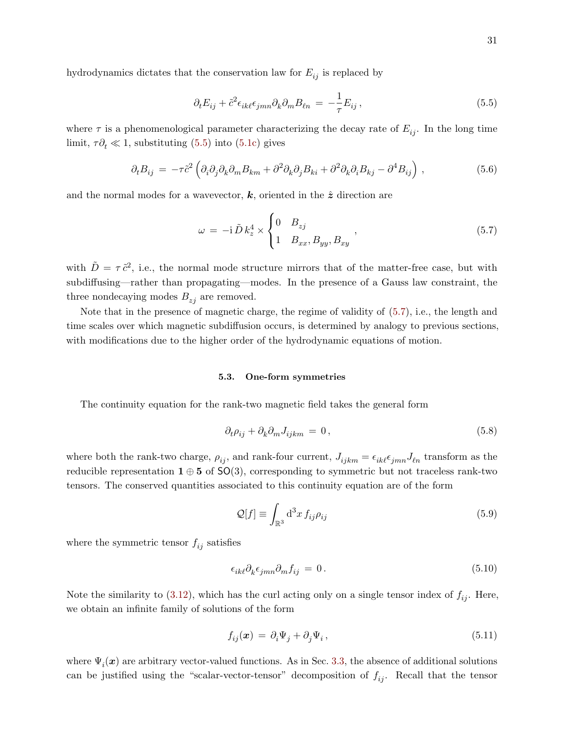hydrodynamics dictates that the conservation law for $E_{ij}$ is replaced by

$$\partial_t E_{ij} + \tilde{c}^2 \epsilon_{ik\ell}\epsilon_{jmn}\partial_k \partial_m B_{\ell n} \;=\; -\frac{1}{\tau} E_{ij}\,, \tag{5.5}$$

where $\tau$ is a phenomenological parameter characterizing the decay rate of $E_{ij}$. In the long time limit, $\tau \partial_t \ll 1$, substituting (5.5) into (5.1c) gives

$$\partial_t B_{ij} \;=\; -\tau \tilde{c}^2 \left( \partial_i \partial_j \partial_k \partial_m B_{km} + \partial^2 \partial_k \partial_j B_{ki} + \partial^2 \partial_k \partial_i B_{kj} - \partial^4 B_{ij} \right)\,, \tag{5.6}$$

and the normal modes for a wavevector, $\boldsymbol{k}$, oriented in the $\hat{\boldsymbol{z}}$ direction are

$$\omega \;=\; -\mathrm{i}\, \tilde{D}\, k_z^4 \times \begin{cases} 0 & B_{zj} \\ 1 & B_{xx}, B_{yy}, B_{xy} \end{cases}\,, \tag{5.7}$$

with $\tilde{D} = \tau\, \tilde{c}^2$, i.e., the normal mode structure mirrors that of the matter-free case, but with subdiffusing—rather than propagating—modes. In the presence of a Gauss law constraint, the three nondecaying modes $B_{zj}$ are removed.

Note that in the presence of magnetic charge, the regime of validity of (5.7), i.e., the length and time scales over which magnetic subdiffusion occurs, is determined by analogy to previous sections, with modifications due to the higher order of the hydrodynamic equations of motion.

### 5.3. One-form symmetries

The continuity equation for the rank-two magnetic field takes the general form

$$\partial_t \rho_{ij} + \partial_k \partial_m J_{ijkm} \;=\; 0\,, \tag{5.8}$$

where both the rank-two charge, $\rho_{ij}$, and rank-four current, $J_{ijkm} = \epsilon_{ik\ell}\epsilon_{jmn} J_{\ell n}$ transform as the reducible representation $\mathbf{1} \oplus \mathbf{5}$ of $\mathsf{SO}(3)$, corresponding to symmetric but not traceless rank-two tensors. The conserved quantities associated to this continuity equation are of the form

$$\mathcal{Q}[f] \equiv \int_{\mathbb{R}^3} \mathrm{d}^3 x\, f_{ij} \rho_{ij} \tag{5.9}$$

where the symmetric tensor $f_{ij}$ satisfies

$$\epsilon_{ik\ell}\partial_k \epsilon_{jmn} \partial_m f_{ij} \;=\; 0\,. \tag{5.10}$$

Note the similarity to (3.12), which has the curl acting only on a single tensor index of $f_{ij}$. Here, we obtain an infinite family of solutions of the form

$$f_{ij}(\boldsymbol{x}) \;=\; \partial_i \Psi_j + \partial_j \Psi_i\,, \tag{5.11}$$

where $\Psi_i(\boldsymbol{x})$ are arbitrary vector-valued functions. As in Sec. 3.3, the absence of additional solutions can be justified using the "scalar-vector-tensor" decomposition of $f_{ij}$. Recall that the tensor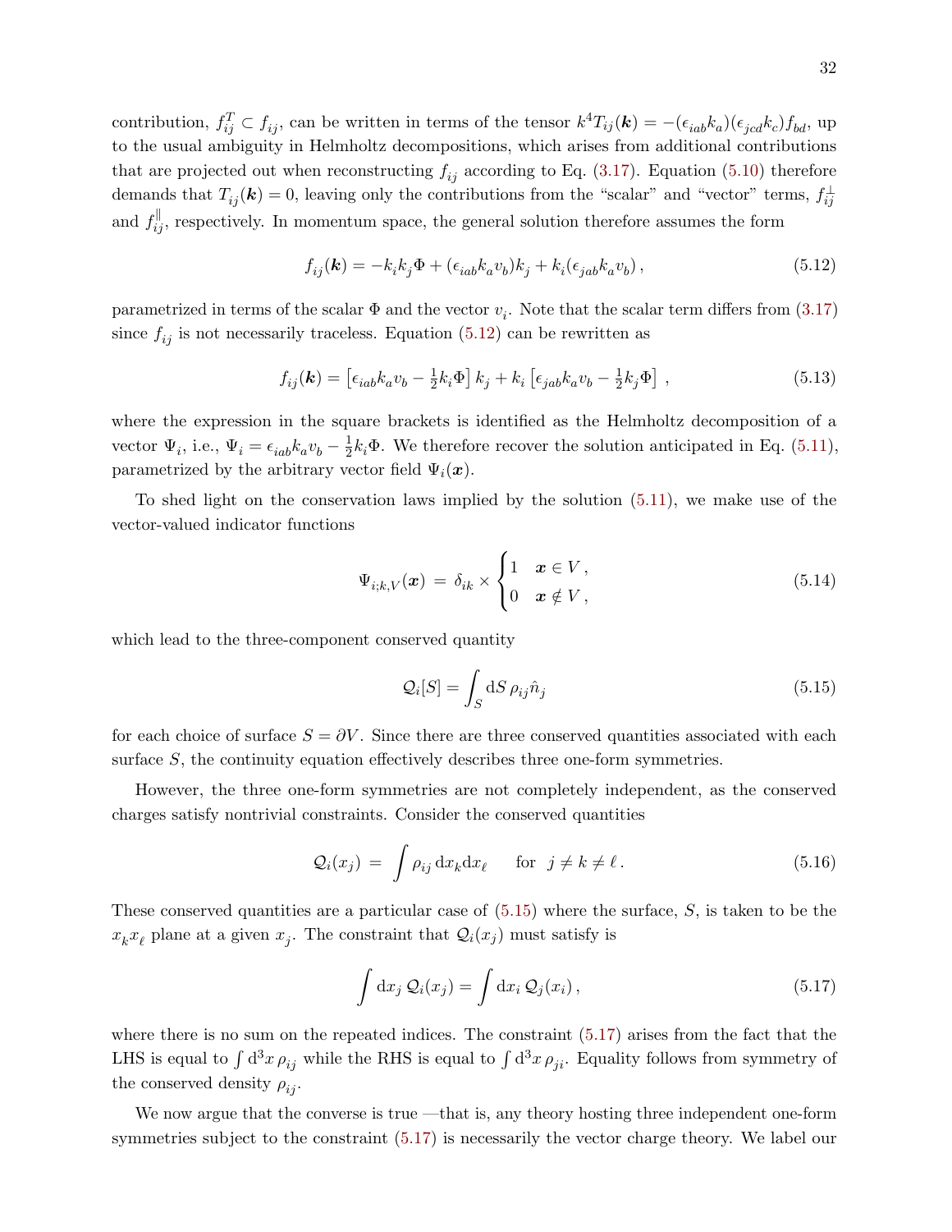contribution, $f^T_{ij} \subset f_{ij}$, can be written in terms of the tensor $k^4 T_{ij}(\boldsymbol{k}) = -(\epsilon_{iab}k_a)(\epsilon_{jcd}k_c)f_{bd}$, up to the usual ambiguity in Helmholtz decompositions, which arises from additional contributions that are projected out when reconstructing $f_{ij}$ according to Eq. (3.17). Equation (5.10) therefore demands that $T_{ij}(\boldsymbol{k}) = 0$, leaving only the contributions from the "scalar" and "vector" terms, $f^{\perp}_{ij}$ and $f^{\parallel}_{ij}$, respectively. In momentum space, the general solution therefore assumes the form

$$f_{ij}(\boldsymbol{k}) = -k_i k_j \Phi + (\epsilon_{iab}k_a v_b)k_j + k_i(\epsilon_{jab}k_a v_b)\,, \tag{5.12}$$

parametrized in terms of the scalar $\Phi$ and the vector $v_i$. Note that the scalar term differs from (3.17) since $f_{ij}$ is not necessarily traceless. Equation (5.12) can be rewritten as

$$f_{ij}(\boldsymbol{k}) = \left[\epsilon_{iab}k_a v_b - \tfrac{1}{2}k_i\Phi\right]k_j + k_i\left[\epsilon_{jab}k_a v_b - \tfrac{1}{2}k_j\Phi\right]\,, \tag{5.13}$$

where the expression in the square brackets is identified as the Helmholtz decomposition of a vector $\Psi_i$, i.e., $\Psi_i = \epsilon_{iab}k_a v_b - \frac{1}{2}k_i\Phi$. We therefore recover the solution anticipated in Eq. (5.11), parametrized by the arbitrary vector field $\Psi_i(\boldsymbol{x})$.

To shed light on the conservation laws implied by the solution (5.11), we make use of the vector-valued indicator functions

$$\Psi_{i;k,V}(\boldsymbol{x}) \;=\; \delta_{ik} \times \begin{cases} 1 & \boldsymbol{x} \in V\,, \\ 0 & \boldsymbol{x} \notin V\,, \end{cases} \tag{5.14}$$

which lead to the three-component conserved quantity

$$\mathcal{Q}_i[S] = \int_S \mathrm{d}S\, \rho_{ij}\hat{n}_j \tag{5.15}$$

for each choice of surface $S = \partial V$. Since there are three conserved quantities associated with each surface $S$, the continuity equation effectively describes three one-form symmetries.

However, the three one-form symmetries are not completely independent, as the conserved charges satisfy nontrivial constraints. Consider the conserved quantities

$$\mathcal{Q}_i(x_j) \;=\; \int \rho_{ij}\,\mathrm{d}x_k\mathrm{d}x_\ell \qquad \text{for}\;\; j \neq k \neq \ell\,. \tag{5.16}$$

These conserved quantities are a particular case of (5.15) where the surface, $S$, is taken to be the $x_k x_\ell$ plane at a given $x_j$. The constraint that $\mathcal{Q}_i(x_j)$ must satisfy is

$$\int \mathrm{d}x_j\, \mathcal{Q}_i(x_j) = \int \mathrm{d}x_i\, \mathcal{Q}_j(x_i)\,, \tag{5.17}$$

where there is no sum on the repeated indices. The constraint (5.17) arises from the fact that the LHS is equal to $\int \mathrm{d}^3x\,\rho_{ij}$ while the RHS is equal to $\int \mathrm{d}^3x\,\rho_{ji}$. Equality follows from symmetry of the conserved density $\rho_{ij}$.

We now argue that the converse is true —that is, any theory hosting three independent one-form symmetries subject to the constraint (5.17) is necessarily the vector charge theory. We label our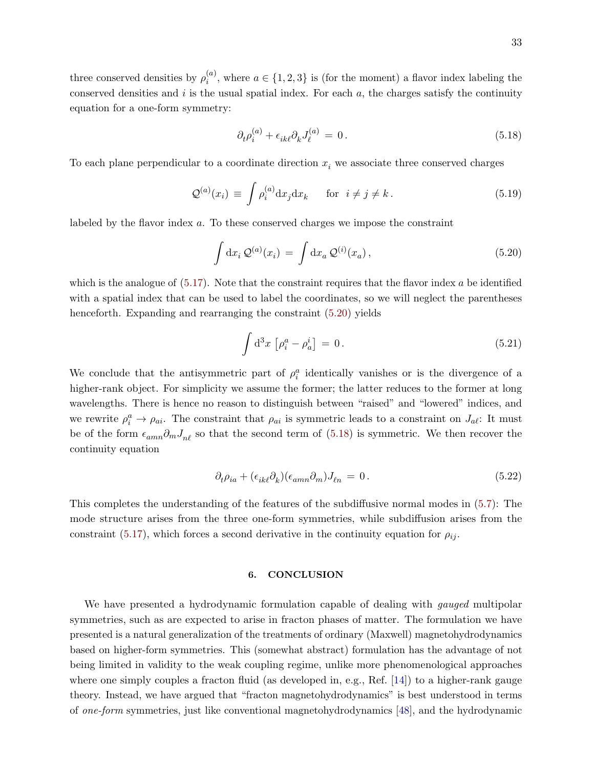three conserved densities by $\rho_i^{(a)}$, where $a \in \{1,2,3\}$ is (for the moment) a flavor index labeling the conserved densities and $i$ is the usual spatial index. For each $a$, the charges satisfy the continuity equation for a one-form symmetry:

$$\partial_t \rho_i^{(a)} + \epsilon_{ik\ell}\partial_k J_\ell^{(a)} \,=\, 0\,. \tag{5.18}$$

To each plane perpendicular to a coordinate direction $x_i$ we associate three conserved charges

$$\mathcal{Q}^{(a)}(x_i) \,\equiv\, \int \rho_i^{(a)} \mathrm{d}x_j \mathrm{d}x_k \qquad \text{for} \;\; i \neq j \neq k\,. \tag{5.19}$$

labeled by the flavor index $a$. To these conserved charges we impose the constraint

$$\int \mathrm{d}x_i \, \mathcal{Q}^{(a)}(x_i) \,=\, \int \mathrm{d}x_a \, \mathcal{Q}^{(i)}(x_a)\,, \tag{5.20}$$

which is the analogue of (5.17). Note that the constraint requires that the flavor index $a$ be identified with a spatial index that can be used to label the coordinates, so we will neglect the parentheses henceforth. Expanding and rearranging the constraint (5.20) yields

$$\int \mathrm{d}^3x \, \left[\rho_i^a - \rho_a^i\right] \,=\, 0\,. \tag{5.21}$$

We conclude that the antisymmetric part of $\rho_i^a$ identically vanishes or is the divergence of a higher-rank object. For simplicity we assume the former; the latter reduces to the former at long wavelengths. There is hence no reason to distinguish between "raised" and "lowered" indices, and we rewrite $\rho_i^a \to \rho_{ai}$. The constraint that $\rho_{ai}$ is symmetric leads to a constraint on $J_{a\ell}$: It must be of the form $\epsilon_{amn}\partial_m J_{n\ell}$ so that the second term of (5.18) is symmetric. We then recover the continuity equation

$$\partial_t \rho_{ia} + (\epsilon_{ik\ell}\partial_k)(\epsilon_{amn}\partial_m) J_{\ell n} \,=\, 0\,. \tag{5.22}$$

This completes the understanding of the features of the subdiffusive normal modes in (5.7): The mode structure arises from the three one-form symmetries, while subdiffusion arises from the constraint (5.17), which forces a second derivative in the continuity equation for $\rho_{ij}$.

## 6. CONCLUSION

We have presented a hydrodynamic formulation capable of dealing with *gauged* multipolar symmetries, such as are expected to arise in fracton phases of matter. The formulation we have presented is a natural generalization of the treatments of ordinary (Maxwell) magnetohydrodynamics based on higher-form symmetries. This (somewhat abstract) formulation has the advantage of not being limited in validity to the weak coupling regime, unlike more phenomenological approaches where one simply couples a fracton fluid (as developed in, e.g., Ref. [14]) to a higher-rank gauge theory. Instead, we have argued that "fracton magnetohydrodynamics" is best understood in terms of *one-form* symmetries, just like conventional magnetohydrodynamics [48], and the hydrodynamic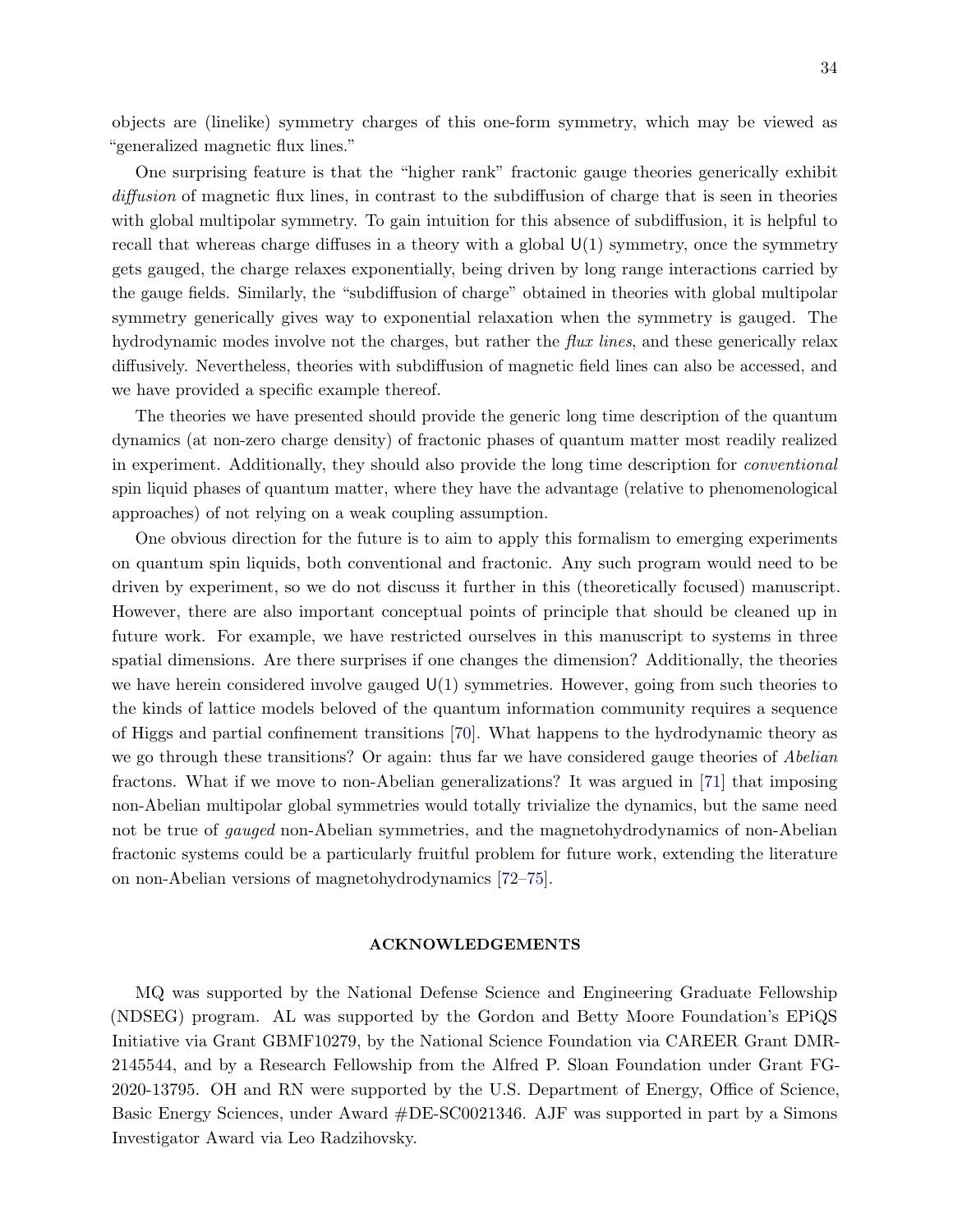objects are (linelike) symmetry charges of this one-form symmetry, which may be viewed as "generalized magnetic flux lines."

One surprising feature is that the "higher rank" fractonic gauge theories generically exhibit *diffusion* of magnetic flux lines, in contrast to the subdiffusion of charge that is seen in theories with global multipolar symmetry. To gain intuition for this absence of subdiffusion, it is helpful to recall that whereas charge diffuses in a theory with a global $\mathsf{U}(1)$ symmetry, once the symmetry gets gauged, the charge relaxes exponentially, being driven by long range interactions carried by the gauge fields. Similarly, the "subdiffusion of charge" obtained in theories with global multipolar symmetry generically gives way to exponential relaxation when the symmetry is gauged. The hydrodynamic modes involve not the charges, but rather the *flux lines*, and these generically relax diffusively. Nevertheless, theories with subdiffusion of magnetic field lines can also be accessed, and we have provided a specific example thereof.

The theories we have presented should provide the generic long time description of the quantum dynamics (at non-zero charge density) of fractonic phases of quantum matter most readily realized in experiment. Additionally, they should also provide the long time description for *conventional* spin liquid phases of quantum matter, where they have the advantage (relative to phenomenological approaches) of not relying on a weak coupling assumption.

One obvious direction for the future is to aim to apply this formalism to emerging experiments on quantum spin liquids, both conventional and fractonic. Any such program would need to be driven by experiment, so we do not discuss it further in this (theoretically focused) manuscript. However, there are also important conceptual points of principle that should be cleaned up in future work. For example, we have restricted ourselves in this manuscript to systems in three spatial dimensions. Are there surprises if one changes the dimension? Additionally, the theories we have herein considered involve gauged $\mathsf{U}(1)$ symmetries. However, going from such theories to the kinds of lattice models beloved of the quantum information community requires a sequence of Higgs and partial confinement transitions [70]. What happens to the hydrodynamic theory as we go through these transitions? Or again: thus far we have considered gauge theories of *Abelian* fractons. What if we move to non-Abelian generalizations? It was argued in [71] that imposing non-Abelian multipolar global symmetries would totally trivialize the dynamics, but the same need not be true of *gauged* non-Abelian symmetries, and the magnetohydrodynamics of non-Abelian fractonic systems could be a particularly fruitful problem for future work, extending the literature on non-Abelian versions of magnetohydrodynamics [72–75].

## ACKNOWLEDGEMENTS

MQ was supported by the National Defense Science and Engineering Graduate Fellowship (NDSEG) program. AL was supported by the Gordon and Betty Moore Foundation's EPiQS Initiative via Grant GBMF10279, by the National Science Foundation via CAREER Grant DMR-2145544, and by a Research Fellowship from the Alfred P. Sloan Foundation under Grant FG-2020-13795. OH and RN were supported by the U.S. Department of Energy, Office of Science, Basic Energy Sciences, under Award #DE-SC0021346. AJF was supported in part by a Simons Investigator Award via Leo Radzihovsky.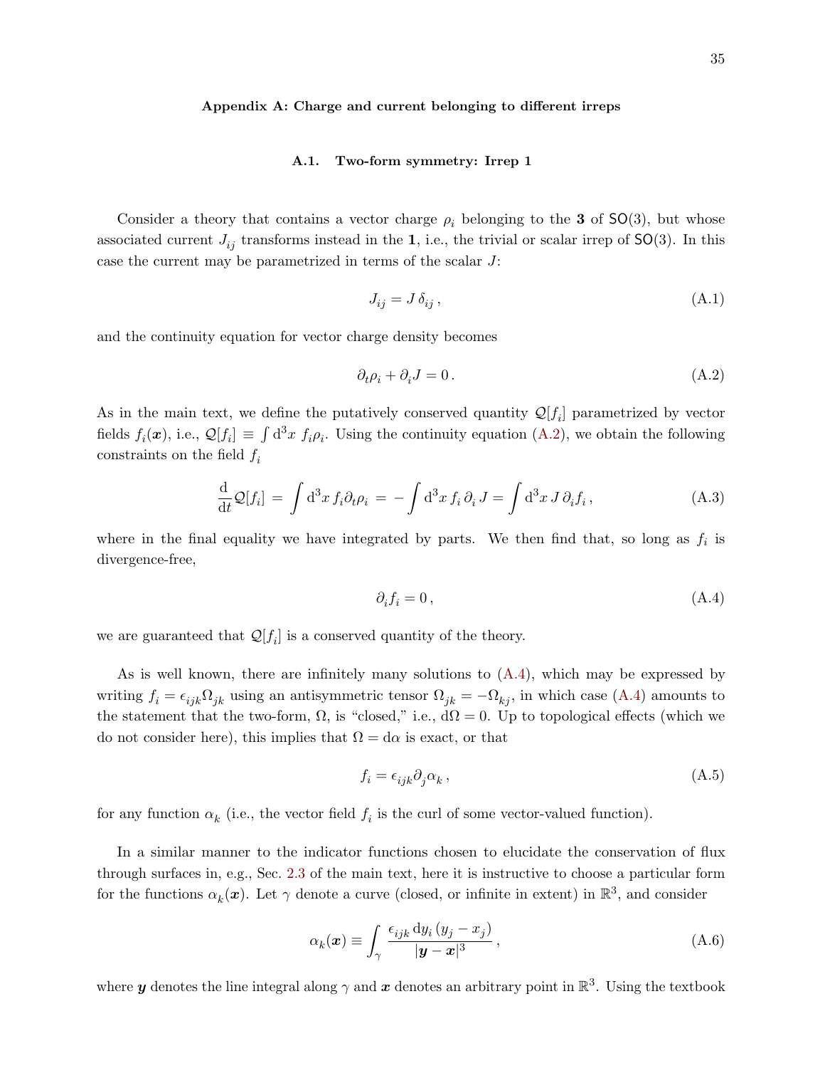## Appendix A: Charge and current belonging to different irreps

### A.1. Two-form symmetry: Irrep 1

Consider a theory that contains a vector charge $\rho_i$ belonging to the **3** of $\mathsf{SO}(3)$, but whose associated current $J_{ij}$ transforms instead in the **1**, i.e., the trivial or scalar irrep of $\mathsf{SO}(3)$. In this case the current may be parametrized in terms of the scalar $J$:

$$J_{ij} = J\,\delta_{ij}\,, \tag{A.1}$$

and the continuity equation for vector charge density becomes

$$\partial_t \rho_i + \partial_i J = 0\,. \tag{A.2}$$

As in the main text, we define the putatively conserved quantity $\mathcal{Q}[f_i]$ parametrized by vector fields $f_i(\boldsymbol{x})$, i.e., $\mathcal{Q}[f_i] \equiv \int \mathrm{d}^3x\ f_i \rho_i$. Using the continuity equation (A.2), we obtain the following constraints on the field $f_i$

$$\frac{\mathrm{d}}{\mathrm{d}t}\mathcal{Q}[f_i] = \int \mathrm{d}^3x\, f_i \partial_t \rho_i = -\int \mathrm{d}^3x\, f_i\, \partial_i\, J = \int \mathrm{d}^3x\, J\, \partial_i f_i\,, \tag{A.3}$$

where in the final equality we have integrated by parts. We then find that, so long as $f_i$ is divergence-free,

$$\partial_i f_i = 0\,, \tag{A.4}$$

we are guaranteed that $\mathcal{Q}[f_i]$ is a conserved quantity of the theory.

As is well known, there are infinitely many solutions to (A.4), which may be expressed by writing $f_i = \epsilon_{ijk}\Omega_{jk}$ using an antisymmetric tensor $\Omega_{jk} = -\Omega_{kj}$, in which case (A.4) amounts to the statement that the two-form, $\Omega$, is "closed," i.e., $\mathrm{d}\Omega = 0$. Up to topological effects (which we do not consider here), this implies that $\Omega = \mathrm{d}\alpha$ is exact, or that

$$f_i = \epsilon_{ijk}\partial_j \alpha_k\,, \tag{A.5}$$

for any function $\alpha_k$ (i.e., the vector field $f_i$ is the curl of some vector-valued function).

In a similar manner to the indicator functions chosen to elucidate the conservation of flux through surfaces in, e.g., Sec. 2.3 of the main text, here it is instructive to choose a particular form for the functions $\alpha_k(\boldsymbol{x})$. Let $\gamma$ denote a curve (closed, or infinite in extent) in $\mathbb{R}^3$, and consider

$$\alpha_k(\boldsymbol{x}) \equiv \int_\gamma \frac{\epsilon_{ijk}\, \mathrm{d}y_i\, (y_j - x_j)}{|\boldsymbol{y} - \boldsymbol{x}|^3}\,, \tag{A.6}$$

where $\boldsymbol{y}$ denotes the line integral along $\gamma$ and $\boldsymbol{x}$ denotes an arbitrary point in $\mathbb{R}^3$. Using the textbook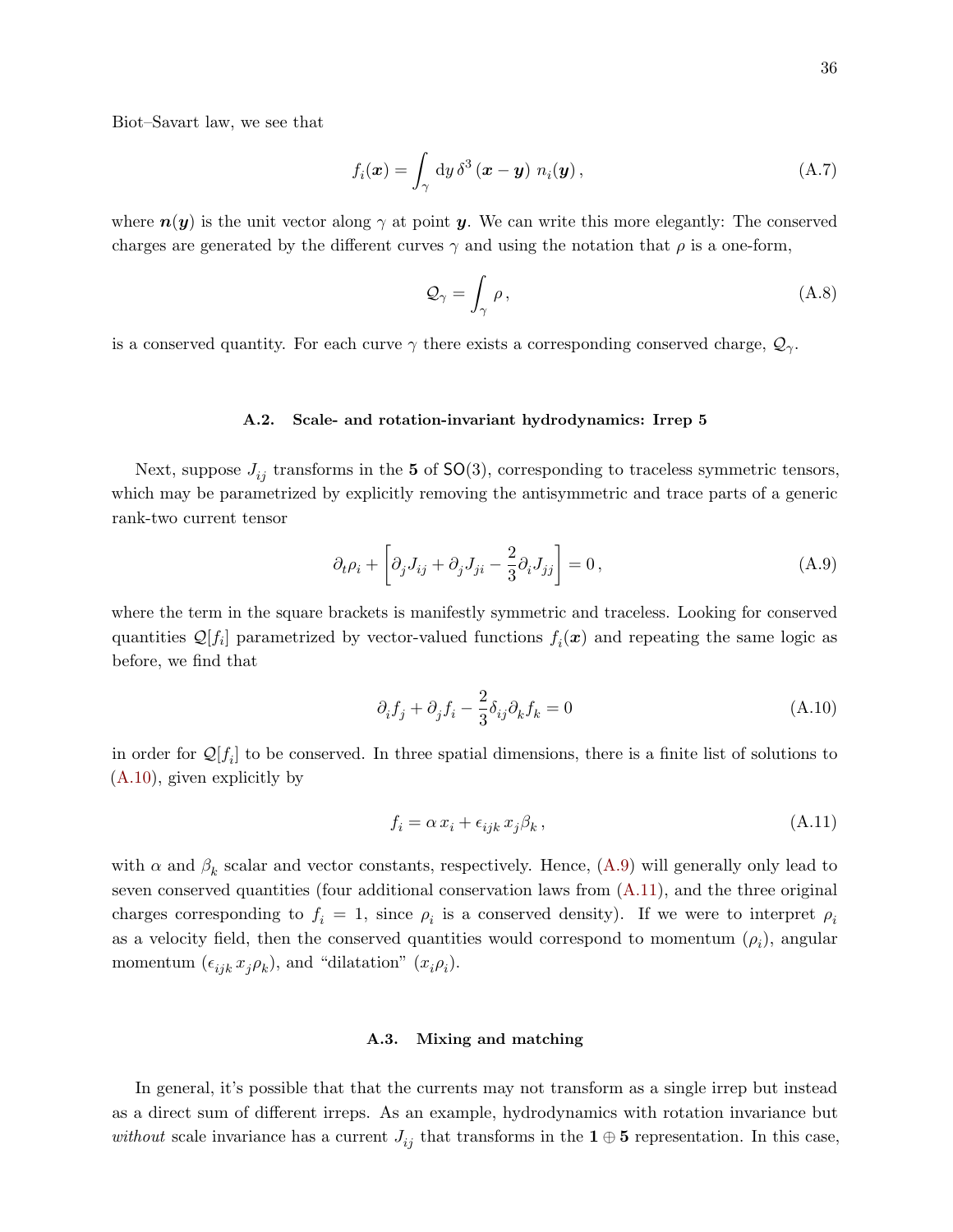Biot–Savart law, we see that

$$f_i(\boldsymbol{x}) = \int_\gamma \mathrm{d}y\, \delta^3\left(\boldsymbol{x} - \boldsymbol{y}\right)\, n_i(\boldsymbol{y})\,, \tag{A.7}$$

where $\boldsymbol{n}(\boldsymbol{y})$ is the unit vector along $\gamma$ at point $\boldsymbol{y}$. We can write this more elegantly: The conserved charges are generated by the different curves $\gamma$ and using the notation that $\rho$ is a one-form,

$$\mathcal{Q}_\gamma = \int_\gamma \rho\,, \tag{A.8}$$

is a conserved quantity. For each curve $\gamma$ there exists a corresponding conserved charge, $\mathcal{Q}_\gamma$.

### A.2. Scale- and rotation-invariant hydrodynamics: Irrep 5

Next, suppose $J_{ij}$ transforms in the $\mathbf{5}$ of $\mathsf{SO}(3)$, corresponding to traceless symmetric tensors, which may be parametrized by explicitly removing the antisymmetric and trace parts of a generic rank-two current tensor

$$\partial_t \rho_i + \left[\partial_j J_{ij} + \partial_j J_{ji} - \frac{2}{3}\partial_i J_{jj}\right] = 0\,, \tag{A.9}$$

where the term in the square brackets is manifestly symmetric and traceless. Looking for conserved quantities $\mathcal{Q}[f_i]$ parametrized by vector-valued functions $f_i(\boldsymbol{x})$ and repeating the same logic as before, we find that

$$\partial_i f_j + \partial_j f_i - \frac{2}{3}\delta_{ij}\partial_k f_k = 0 \tag{A.10}$$

in order for $\mathcal{Q}[f_i]$ to be conserved. In three spatial dimensions, there is a finite list of solutions to (A.10), given explicitly by

$$f_i = \alpha\, x_i + \epsilon_{ijk}\, x_j \beta_k\,, \tag{A.11}$$

with $\alpha$ and $\beta_k$ scalar and vector constants, respectively. Hence, (A.9) will generally only lead to seven conserved quantities (four additional conservation laws from (A.11), and the three original charges corresponding to $f_i = 1$, since $\rho_i$ is a conserved density). If we were to interpret $\rho_i$ as a velocity field, then the conserved quantities would correspond to momentum ($\rho_i$), angular momentum ($\epsilon_{ijk}\, x_j \rho_k$), and "dilatation" ($x_i \rho_i$).

### A.3. Mixing and matching

In general, it's possible that that the currents may not transform as a single irrep but instead as a direct sum of different irreps. As an example, hydrodynamics with rotation invariance but *without* scale invariance has a current $J_{ij}$ that transforms in the $\mathbf{1} \oplus \mathbf{5}$ representation. In this case,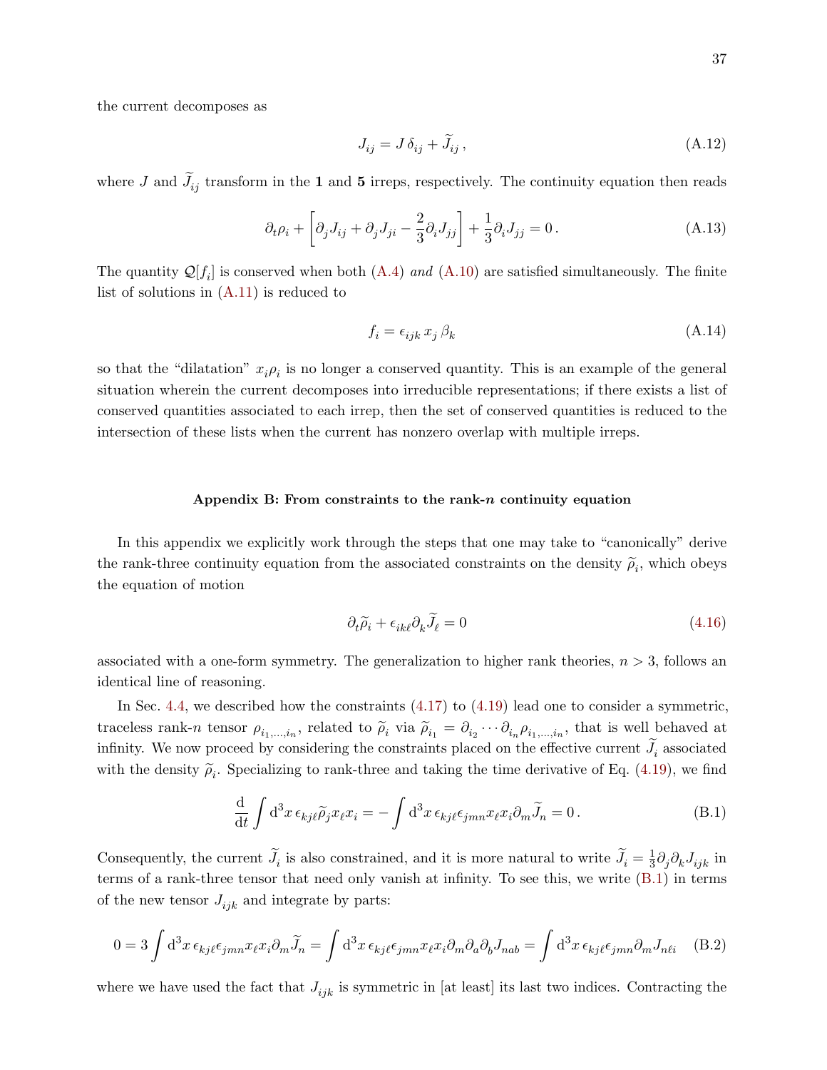the current decomposes as

$$J_{ij} = J\,\delta_{ij} + \widetilde{J}_{ij}\,, \tag{A.12}$$

where $J$ and $\widetilde{J}_{ij}$ transform in the **1** and **5** irreps, respectively. The continuity equation then reads

$$\partial_t \rho_i + \left[\partial_j J_{ij} + \partial_j J_{ji} - \frac{2}{3}\partial_i J_{jj}\right] + \frac{1}{3}\partial_i J_{jj} = 0\,. \tag{A.13}$$

The quantity $\mathcal{Q}[f_i]$ is conserved when both (A.4) *and* (A.10) are satisfied simultaneously. The finite list of solutions in (A.11) is reduced to

$$f_i = \epsilon_{ijk}\, x_j\, \beta_k \tag{A.14}$$

so that the "dilatation" $x_i \rho_i$ is no longer a conserved quantity. This is an example of the general situation wherein the current decomposes into irreducible representations; if there exists a list of conserved quantities associated to each irrep, then the set of conserved quantities is reduced to the intersection of these lists when the current has nonzero overlap with multiple irreps.

### Appendix B: From constraints to the rank-$n$ continuity equation

In this appendix we explicitly work through the steps that one may take to "canonically" derive the rank-three continuity equation from the associated constraints on the density $\widetilde{\rho}_i$, which obeys the equation of motion

$$\partial_t \widetilde{\rho}_i + \epsilon_{ik\ell}\partial_k \widetilde{J}_\ell = 0 \tag{4.16}$$

associated with a one-form symmetry. The generalization to higher rank theories, $n > 3$, follows an identical line of reasoning.

In Sec. 4.4, we described how the constraints (4.17) to (4.19) lead one to consider a symmetric, traceless rank-$n$ tensor $\rho_{i_1,\dots,i_n}$, related to $\widetilde{\rho}_i$ via $\widetilde{\rho}_{i_1} = \partial_{i_2}\cdots\partial_{i_n}\rho_{i_1,\dots,i_n}$, that is well behaved at infinity. We now proceed by considering the constraints placed on the effective current $\widetilde{J}_i$ associated with the density $\widetilde{\rho}_i$. Specializing to rank-three and taking the time derivative of Eq. (4.19), we find

$$\frac{\mathrm{d}}{\mathrm{d}t}\int \mathrm{d}^3x\, \epsilon_{kj\ell}\widetilde{\rho}_j x_\ell x_i = -\int \mathrm{d}^3x\, \epsilon_{kj\ell}\epsilon_{jmn} x_\ell x_i \partial_m \widetilde{J}_n = 0\,. \tag{B.1}$$

Consequently, the current $\widetilde{J}_i$ is also constrained, and it is more natural to write $\widetilde{J}_i = \frac{1}{3}\partial_j\partial_k J_{ijk}$ in terms of a rank-three tensor that need only vanish at infinity. To see this, we write (B.1) in terms of the new tensor $J_{ijk}$ and integrate by parts:

$$0 = 3\int \mathrm{d}^3x\, \epsilon_{kj\ell}\epsilon_{jmn} x_\ell x_i \partial_m \widetilde{J}_n = \int \mathrm{d}^3x\, \epsilon_{kj\ell}\epsilon_{jmn} x_\ell x_i \partial_m \partial_a \partial_b J_{nab} = \int \mathrm{d}^3x\, \epsilon_{kj\ell}\epsilon_{jmn}\partial_m J_{n\ell i} \tag{B.2}$$

where we have used the fact that $J_{ijk}$ is symmetric in [at least] its last two indices. Contracting the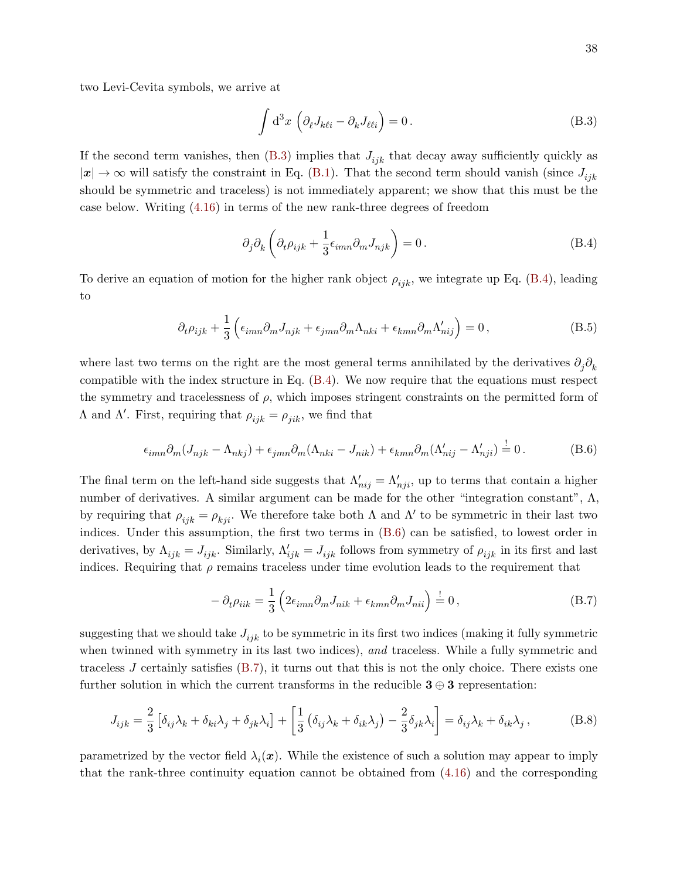two Levi-Cevita symbols, we arrive at

$$\int \mathrm{d}^3x \, \Big(\partial_\ell J_{k\ell i} - \partial_k J_{\ell\ell i}\Big) = 0\,. \tag{B.3}$$

If the second term vanishes, then (B.3) implies that $J_{ijk}$ that decay away sufficiently quickly as $|\boldsymbol{x}| \to \infty$ will satisfy the constraint in Eq. (B.1). That the second term should vanish (since $J_{ijk}$ should be symmetric and traceless) is not immediately apparent; we show that this must be the case below. Writing (4.16) in terms of the new rank-three degrees of freedom

$$\partial_j \partial_k \left( \partial_t \rho_{ijk} + \frac{1}{3} \epsilon_{imn} \partial_m J_{njk} \right) = 0\,. \tag{B.4}$$

To derive an equation of motion for the higher rank object $\rho_{ijk}$, we integrate up Eq. (B.4), leading to

$$\partial_t \rho_{ijk} + \frac{1}{3} \Big( \epsilon_{imn} \partial_m J_{njk} + \epsilon_{jmn} \partial_m \Lambda_{nki} + \epsilon_{kmn} \partial_m \Lambda'_{nij} \Big) = 0\,, \tag{B.5}$$

where last two terms on the right are the most general terms annihilated by the derivatives $\partial_j \partial_k$ compatible with the index structure in Eq. (B.4). We now require that the equations must respect the symmetry and tracelessness of $\rho$, which imposes stringent constraints on the permitted form of $\Lambda$ and $\Lambda'$. First, requiring that $\rho_{ijk} = \rho_{jik}$, we find that

$$\epsilon_{imn} \partial_m (J_{njk} - \Lambda_{nkj}) + \epsilon_{jmn} \partial_m (\Lambda_{nki} - J_{nik}) + \epsilon_{kmn} \partial_m (\Lambda'_{nij} - \Lambda'_{nji}) \stackrel{!}{=} 0\,. \tag{B.6}$$

The final term on the left-hand side suggests that $\Lambda'_{nij} = \Lambda'_{nji}$, up to terms that contain a higher number of derivatives. A similar argument can be made for the other "integration constant", $\Lambda$, by requiring that $\rho_{ijk} = \rho_{kji}$. We therefore take both $\Lambda$ and $\Lambda'$ to be symmetric in their last two indices. Under this assumption, the first two terms in (B.6) can be satisfied, to lowest order in derivatives, by $\Lambda_{ijk} = J_{ijk}$. Similarly, $\Lambda'_{ijk} = J_{ijk}$ follows from symmetry of $\rho_{ijk}$ in its first and last indices. Requiring that $\rho$ remains traceless under time evolution leads to the requirement that

$$-\,\partial_t \rho_{iik} = \frac{1}{3} \Big( 2\epsilon_{imn} \partial_m J_{nik} + \epsilon_{kmn} \partial_m J_{nii} \Big) \stackrel{!}{=} 0\,, \tag{B.7}$$

suggesting that we should take $J_{ijk}$ to be symmetric in its first two indices (making it fully symmetric when twinned with symmetry in its last two indices), *and* traceless. While a fully symmetric and traceless $J$ certainly satisfies (B.7), it turns out that this is not the only choice. There exists one further solution in which the current transforms in the reducible $\mathbf{3} \oplus \mathbf{3}$ representation:

$$J_{ijk} = \frac{2}{3} \left[ \delta_{ij} \lambda_k + \delta_{ki} \lambda_j + \delta_{jk} \lambda_i \right] + \left[ \frac{1}{3} \left( \delta_{ij} \lambda_k + \delta_{ik} \lambda_j \right) - \frac{2}{3} \delta_{jk} \lambda_i \right] = \delta_{ij} \lambda_k + \delta_{ik} \lambda_j\,, \tag{B.8}$$

parametrized by the vector field $\lambda_i(\boldsymbol{x})$. While the existence of such a solution may appear to imply that the rank-three continuity equation cannot be obtained from (4.16) and the corresponding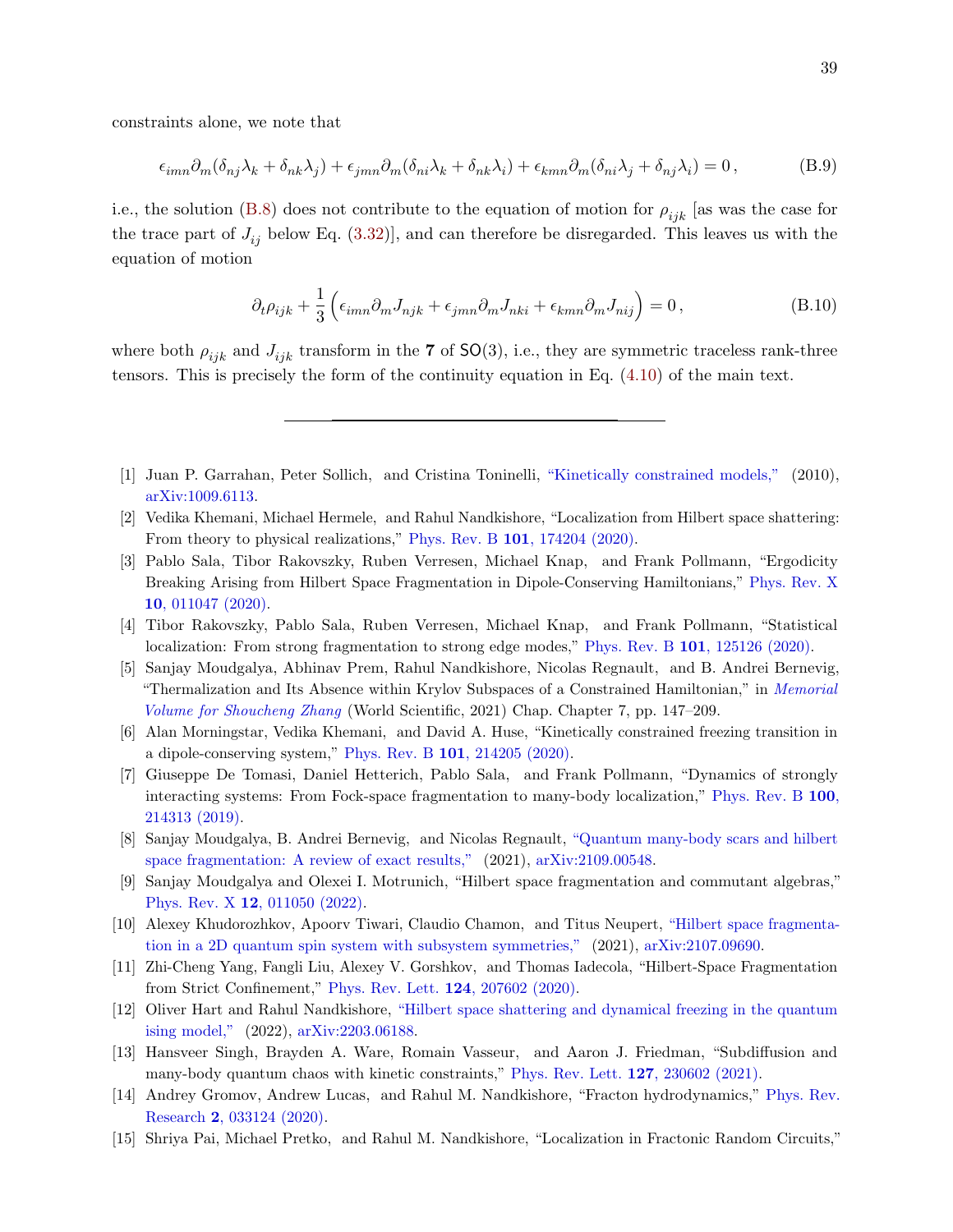constraints alone, we note that

$$\epsilon_{imn}\partial_m(\delta_{nj}\lambda_k + \delta_{nk}\lambda_j) + \epsilon_{jmn}\partial_m(\delta_{ni}\lambda_k + \delta_{nk}\lambda_i) + \epsilon_{kmn}\partial_m(\delta_{ni}\lambda_j + \delta_{nj}\lambda_i) = 0\,, \tag{B.9}$$

i.e., the solution (B.8) does not contribute to the equation of motion for $\rho_{ijk}$ [as was the case for the trace part of $J_{ij}$ below Eq. (3.32)], and can therefore be disregarded. This leaves us with the equation of motion

$$\partial_t\rho_{ijk} + \frac{1}{3}\left(\epsilon_{imn}\partial_m J_{njk} + \epsilon_{jmn}\partial_m J_{nki} + \epsilon_{kmn}\partial_m J_{nij}\right) = 0\,, \tag{B.10}$$

where both $\rho_{ijk}$ and $J_{ijk}$ transform in the **7** of $\mathsf{SO}(3)$, i.e., they are symmetric traceless rank-three tensors. This is precisely the form of the continuity equation in Eq. (4.10) of the main text.

---

[1] Juan P. Garrahan, Peter Sollich, and Cristina Toninelli, "Kinetically constrained models," (2010), arXiv:1009.6113.

[2] Vedika Khemani, Michael Hermele, and Rahul Nandkishore, "Localization from Hilbert space shattering: From theory to physical realizations," Phys. Rev. B **101**, 174204 (2020).

[3] Pablo Sala, Tibor Rakovszky, Ruben Verresen, Michael Knap, and Frank Pollmann, "Ergodicity Breaking Arising from Hilbert Space Fragmentation in Dipole-Conserving Hamiltonians," Phys. Rev. X **10**, 011047 (2020).

[4] Tibor Rakovszky, Pablo Sala, Ruben Verresen, Michael Knap, and Frank Pollmann, "Statistical localization: From strong fragmentation to strong edge modes," Phys. Rev. B **101**, 125126 (2020).

[5] Sanjay Moudgalya, Abhinav Prem, Rahul Nandkishore, Nicolas Regnault, and B. Andrei Bernevig, "Thermalization and Its Absence within Krylov Subspaces of a Constrained Hamiltonian," in *Memorial Volume for Shoucheng Zhang* (World Scientific, 2021) Chap. Chapter 7, pp. 147–209.

[6] Alan Morningstar, Vedika Khemani, and David A. Huse, "Kinetically constrained freezing transition in a dipole-conserving system," Phys. Rev. B **101**, 214205 (2020).

[7] Giuseppe De Tomasi, Daniel Hetterich, Pablo Sala, and Frank Pollmann, "Dynamics of strongly interacting systems: From Fock-space fragmentation to many-body localization," Phys. Rev. B **100**, 214313 (2019).

[8] Sanjay Moudgalya, B. Andrei Bernevig, and Nicolas Regnault, "Quantum many-body scars and hilbert space fragmentation: A review of exact results," (2021), arXiv:2109.00548.

[9] Sanjay Moudgalya and Olexei I. Motrunich, "Hilbert space fragmentation and commutant algebras," Phys. Rev. X **12**, 011050 (2022).

[10] Alexey Khudorozhkov, Apoorv Tiwari, Claudio Chamon, and Titus Neupert, "Hilbert space fragmentation in a 2D quantum spin system with subsystem symmetries," (2021), arXiv:2107.09690.

[11] Zhi-Cheng Yang, Fangli Liu, Alexey V. Gorshkov, and Thomas Iadecola, "Hilbert-Space Fragmentation from Strict Confinement," Phys. Rev. Lett. **124**, 207602 (2020).

[12] Oliver Hart and Rahul Nandkishore, "Hilbert space shattering and dynamical freezing in the quantum ising model," (2022), arXiv:2203.06188.

[13] Hansveer Singh, Brayden A. Ware, Romain Vasseur, and Aaron J. Friedman, "Subdiffusion and many-body quantum chaos with kinetic constraints," Phys. Rev. Lett. **127**, 230602 (2021).

[14] Andrey Gromov, Andrew Lucas, and Rahul M. Nandkishore, "Fracton hydrodynamics," Phys. Rev. Research **2**, 033124 (2020).

[15] Shriya Pai, Michael Pretko, and Rahul M. Nandkishore, "Localization in Fractonic Random Circuits,"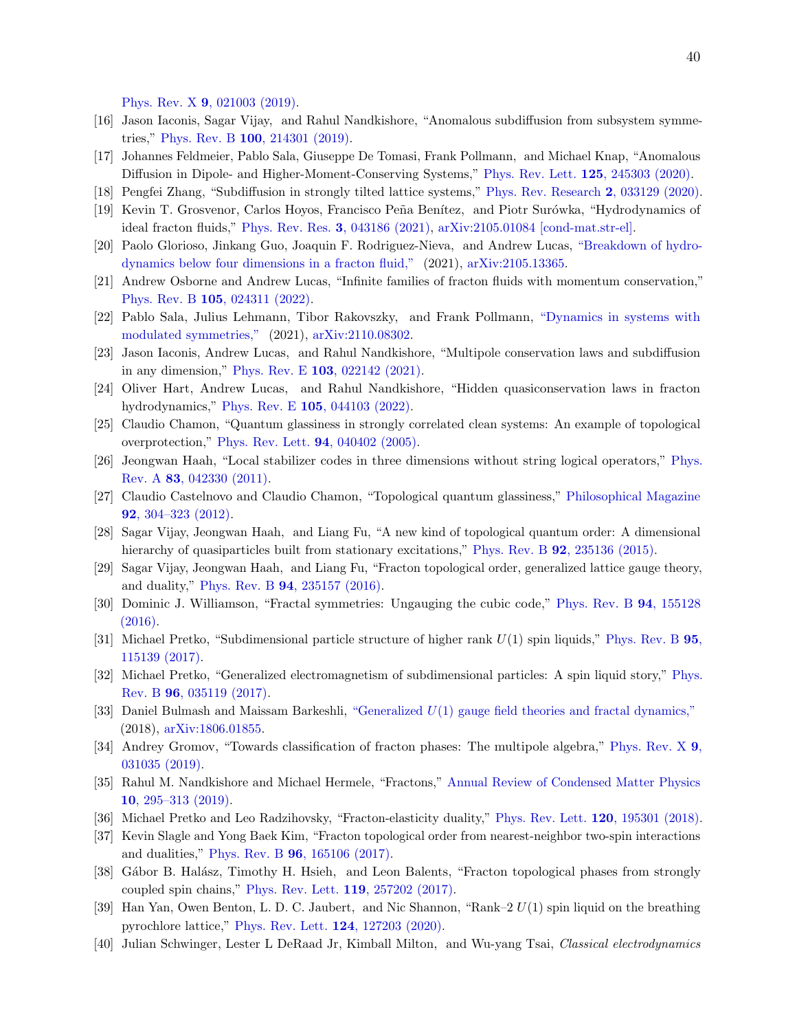Phys. Rev. X **9**, 021003 (2019).

[16] Jason Iaconis, Sagar Vijay, and Rahul Nandkishore, "Anomalous subdiffusion from subsystem symmetries," Phys. Rev. B **100**, 214301 (2019).

[17] Johannes Feldmeier, Pablo Sala, Giuseppe De Tomasi, Frank Pollmann, and Michael Knap, "Anomalous Diffusion in Dipole- and Higher-Moment-Conserving Systems," Phys. Rev. Lett. **125**, 245303 (2020).

[18] Pengfei Zhang, "Subdiffusion in strongly tilted lattice systems," Phys. Rev. Research **2**, 033129 (2020).

[19] Kevin T. Grosvenor, Carlos Hoyos, Francisco Peña Benítez, and Piotr Surówka, "Hydrodynamics of ideal fracton fluids," Phys. Rev. Res. **3**, 043186 (2021), arXiv:2105.01084 [cond-mat.str-el].

[20] Paolo Glorioso, Jinkang Guo, Joaquin F. Rodriguez-Nieva, and Andrew Lucas, "Breakdown of hydrodynamics below four dimensions in a fracton fluid," (2021), arXiv:2105.13365.

[21] Andrew Osborne and Andrew Lucas, "Infinite families of fracton fluids with momentum conservation," Phys. Rev. B **105**, 024311 (2022).

[22] Pablo Sala, Julius Lehmann, Tibor Rakovszky, and Frank Pollmann, "Dynamics in systems with modulated symmetries," (2021), arXiv:2110.08302.

[23] Jason Iaconis, Andrew Lucas, and Rahul Nandkishore, "Multipole conservation laws and subdiffusion in any dimension," Phys. Rev. E **103**, 022142 (2021).

[24] Oliver Hart, Andrew Lucas, and Rahul Nandkishore, "Hidden quasiconservation laws in fracton hydrodynamics," Phys. Rev. E **105**, 044103 (2022).

[25] Claudio Chamon, "Quantum glassiness in strongly correlated clean systems: An example of topological overprotection," Phys. Rev. Lett. **94**, 040402 (2005).

[26] Jeongwan Haah, "Local stabilizer codes in three dimensions without string logical operators," Phys. Rev. A **83**, 042330 (2011).

[27] Claudio Castelnovo and Claudio Chamon, "Topological quantum glassiness," Philosophical Magazine **92**, 304–323 (2012).

[28] Sagar Vijay, Jeongwan Haah, and Liang Fu, "A new kind of topological quantum order: A dimensional hierarchy of quasiparticles built from stationary excitations," Phys. Rev. B **92**, 235136 (2015).

[29] Sagar Vijay, Jeongwan Haah, and Liang Fu, "Fracton topological order, generalized lattice gauge theory, and duality," Phys. Rev. B **94**, 235157 (2016).

[30] Dominic J. Williamson, "Fractal symmetries: Ungauging the cubic code," Phys. Rev. B **94**, 155128 (2016).

[31] Michael Pretko, "Subdimensional particle structure of higher rank $U(1)$ spin liquids," Phys. Rev. B **95**, 115139 (2017).

[32] Michael Pretko, "Generalized electromagnetism of subdimensional particles: A spin liquid story," Phys. Rev. B **96**, 035119 (2017).

[33] Daniel Bulmash and Maissam Barkeshli, "Generalized $U(1)$ gauge field theories and fractal dynamics," (2018), arXiv:1806.01855.

[34] Andrey Gromov, "Towards classification of fracton phases: The multipole algebra," Phys. Rev. X **9**, 031035 (2019).

[35] Rahul M. Nandkishore and Michael Hermele, "Fractons," Annual Review of Condensed Matter Physics **10**, 295–313 (2019).

[36] Michael Pretko and Leo Radzihovsky, "Fracton-elasticity duality," Phys. Rev. Lett. **120**, 195301 (2018).

[37] Kevin Slagle and Yong Baek Kim, "Fracton topological order from nearest-neighbor two-spin interactions and dualities," Phys. Rev. B **96**, 165106 (2017).

[38] Gábor B. Halász, Timothy H. Hsieh, and Leon Balents, "Fracton topological phases from strongly coupled spin chains," Phys. Rev. Lett. **119**, 257202 (2017).

[39] Han Yan, Owen Benton, L. D. C. Jaubert, and Nic Shannon, "Rank–2 $U(1)$ spin liquid on the breathing pyrochlore lattice," Phys. Rev. Lett. **124**, 127203 (2020).

[40] Julian Schwinger, Lester L DeRaad Jr, Kimball Milton, and Wu-yang Tsai, *Classical electrodynamics*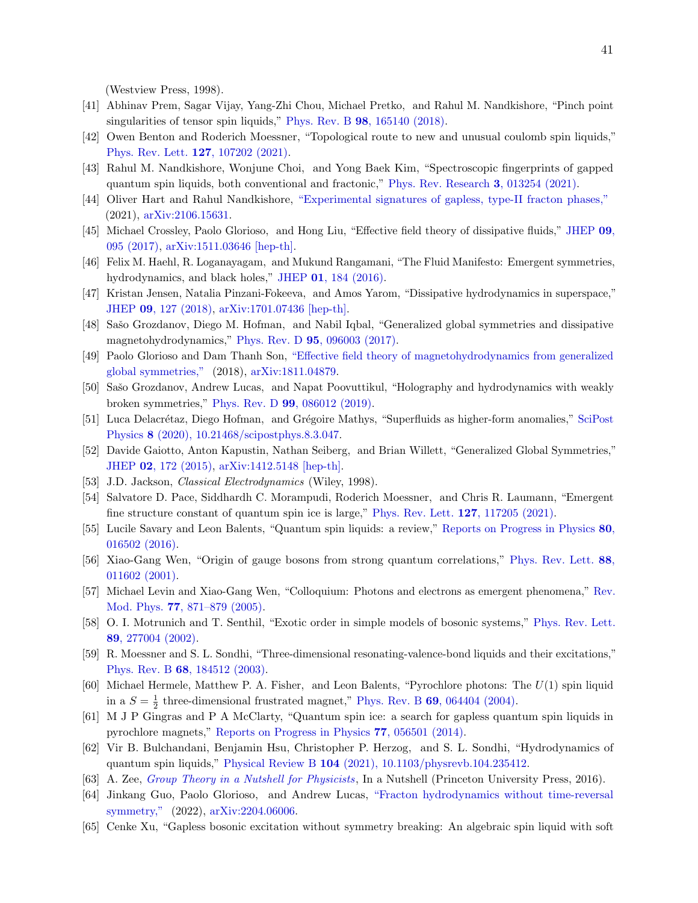(Westview Press, 1998).

[41] Abhinav Prem, Sagar Vijay, Yang-Zhi Chou, Michael Pretko, and Rahul M. Nandkishore, "Pinch point singularities of tensor spin liquids," Phys. Rev. B **98**, 165140 (2018).

[42] Owen Benton and Roderich Moessner, "Topological route to new and unusual coulomb spin liquids," Phys. Rev. Lett. **127**, 107202 (2021).

[43] Rahul M. Nandkishore, Wonjune Choi, and Yong Baek Kim, "Spectroscopic fingerprints of gapped quantum spin liquids, both conventional and fractonic," Phys. Rev. Research **3**, 013254 (2021).

[44] Oliver Hart and Rahul Nandkishore, "Experimental signatures of gapless, type-II fracton phases," (2021), arXiv:2106.15631.

[45] Michael Crossley, Paolo Glorioso, and Hong Liu, "Effective field theory of dissipative fluids," JHEP **09**, 095 (2017), arXiv:1511.03646 [hep-th].

[46] Felix M. Haehl, R. Loganayagam, and Mukund Rangamani, "The Fluid Manifesto: Emergent symmetries, hydrodynamics, and black holes," JHEP **01**, 184 (2016).

[47] Kristan Jensen, Natalia Pinzani-Fokeeva, and Amos Yarom, "Dissipative hydrodynamics in superspace," JHEP **09**, 127 (2018), arXiv:1701.07436 [hep-th].

[48] Sašo Grozdanov, Diego M. Hofman, and Nabil Iqbal, "Generalized global symmetries and dissipative magnetohydrodynamics," Phys. Rev. D **95**, 096003 (2017).

[49] Paolo Glorioso and Dam Thanh Son, "Effective field theory of magnetohydrodynamics from generalized global symmetries," (2018), arXiv:1811.04879.

[50] Sašo Grozdanov, Andrew Lucas, and Napat Poovuttikul, "Holography and hydrodynamics with weakly broken symmetries," Phys. Rev. D **99**, 086012 (2019).

[51] Luca Delacrétaz, Diego Hofman, and Grégoire Mathys, "Superfluids as higher-form anomalies," SciPost Physics **8** (2020), 10.21468/scipostphys.8.3.047.

[52] Davide Gaiotto, Anton Kapustin, Nathan Seiberg, and Brian Willett, "Generalized Global Symmetries," JHEP **02**, 172 (2015), arXiv:1412.5148 [hep-th].

[53] J.D. Jackson, *Classical Electrodynamics* (Wiley, 1998).

[54] Salvatore D. Pace, Siddhardh C. Morampudi, Roderich Moessner, and Chris R. Laumann, "Emergent fine structure constant of quantum spin ice is large," Phys. Rev. Lett. **127**, 117205 (2021).

[55] Lucile Savary and Leon Balents, "Quantum spin liquids: a review," Reports on Progress in Physics **80**, 016502 (2016).

[56] Xiao-Gang Wen, "Origin of gauge bosons from strong quantum correlations," Phys. Rev. Lett. **88**, 011602 (2001).

[57] Michael Levin and Xiao-Gang Wen, "Colloquium: Photons and electrons as emergent phenomena," Rev. Mod. Phys. **77**, 871–879 (2005).

[58] O. I. Motrunich and T. Senthil, "Exotic order in simple models of bosonic systems," Phys. Rev. Lett. **89**, 277004 (2002).

[59] R. Moessner and S. L. Sondhi, "Three-dimensional resonating-valence-bond liquids and their excitations," Phys. Rev. B **68**, 184512 (2003).

[60] Michael Hermele, Matthew P. A. Fisher, and Leon Balents, "Pyrochlore photons: The $U(1)$ spin liquid in a $S = \frac{1}{2}$ three-dimensional frustrated magnet," Phys. Rev. B **69**, 064404 (2004).

[61] M J P Gingras and P A McClarty, "Quantum spin ice: a search for gapless quantum spin liquids in pyrochlore magnets," Reports on Progress in Physics **77**, 056501 (2014).

[62] Vir B. Bulchandani, Benjamin Hsu, Christopher P. Herzog, and S. L. Sondhi, "Hydrodynamics of quantum spin liquids," Physical Review B **104** (2021), 10.1103/physrevb.104.235412.

[63] A. Zee, *Group Theory in a Nutshell for Physicists*, In a Nutshell (Princeton University Press, 2016).

[64] Jinkang Guo, Paolo Glorioso, and Andrew Lucas, "Fracton hydrodynamics without time-reversal symmetry," (2022), arXiv:2204.06006.

[65] Cenke Xu, "Gapless bosonic excitation without symmetry breaking: An algebraic spin liquid with soft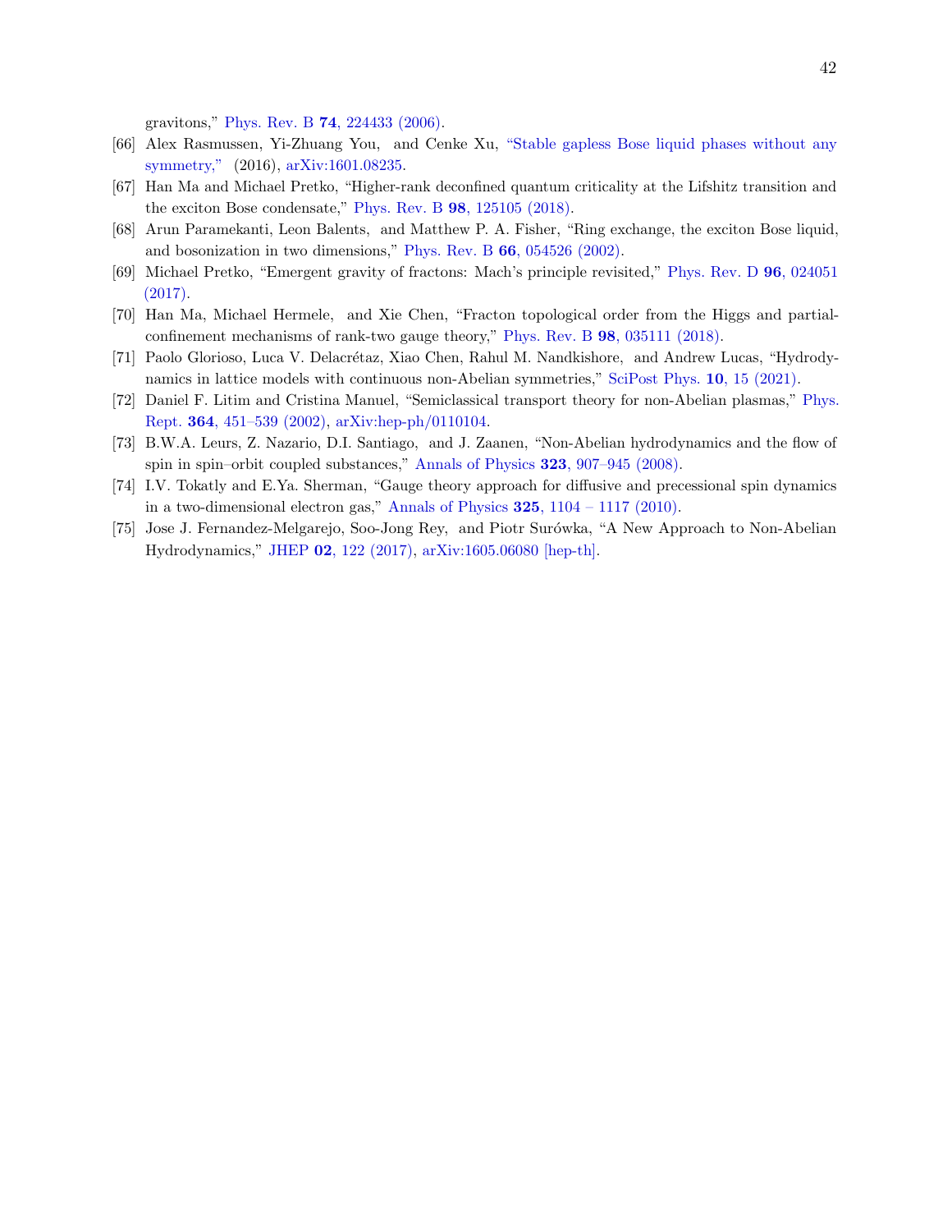gravitons," Phys. Rev. B **74**, 224433 (2006).

[66] Alex Rasmussen, Yi-Zhuang You, and Cenke Xu, "Stable gapless Bose liquid phases without any symmetry," (2016), arXiv:1601.08235.

[67] Han Ma and Michael Pretko, "Higher-rank deconfined quantum criticality at the Lifshitz transition and the exciton Bose condensate," Phys. Rev. B **98**, 125105 (2018).

[68] Arun Paramekanti, Leon Balents, and Matthew P. A. Fisher, "Ring exchange, the exciton Bose liquid, and bosonization in two dimensions," Phys. Rev. B **66**, 054526 (2002).

[69] Michael Pretko, "Emergent gravity of fractons: Mach's principle revisited," Phys. Rev. D **96**, 024051 (2017).

[70] Han Ma, Michael Hermele, and Xie Chen, "Fracton topological order from the Higgs and partial-confinement mechanisms of rank-two gauge theory," Phys. Rev. B **98**, 035111 (2018).

[71] Paolo Glorioso, Luca V. Delacrétaz, Xiao Chen, Rahul M. Nandkishore, and Andrew Lucas, "Hydrodynamics in lattice models with continuous non-Abelian symmetries," SciPost Phys. **10**, 15 (2021).

[72] Daniel F. Litim and Cristina Manuel, "Semiclassical transport theory for non-Abelian plasmas," Phys. Rept. **364**, 451–539 (2002), arXiv:hep-ph/0110104.

[73] B.W.A. Leurs, Z. Nazario, D.I. Santiago, and J. Zaanen, "Non-Abelian hydrodynamics and the flow of spin in spin–orbit coupled substances," Annals of Physics **323**, 907–945 (2008).

[74] I.V. Tokatly and E.Ya. Sherman, "Gauge theory approach for diffusive and precessional spin dynamics in a two-dimensional electron gas," Annals of Physics **325**, 1104 – 1117 (2010).

[75] Jose J. Fernandez-Melgarejo, Soo-Jong Rey, and Piotr Surówka, "A New Approach to Non-Abelian Hydrodynamics," JHEP **02**, 122 (2017), arXiv:1605.06080 [hep-th].